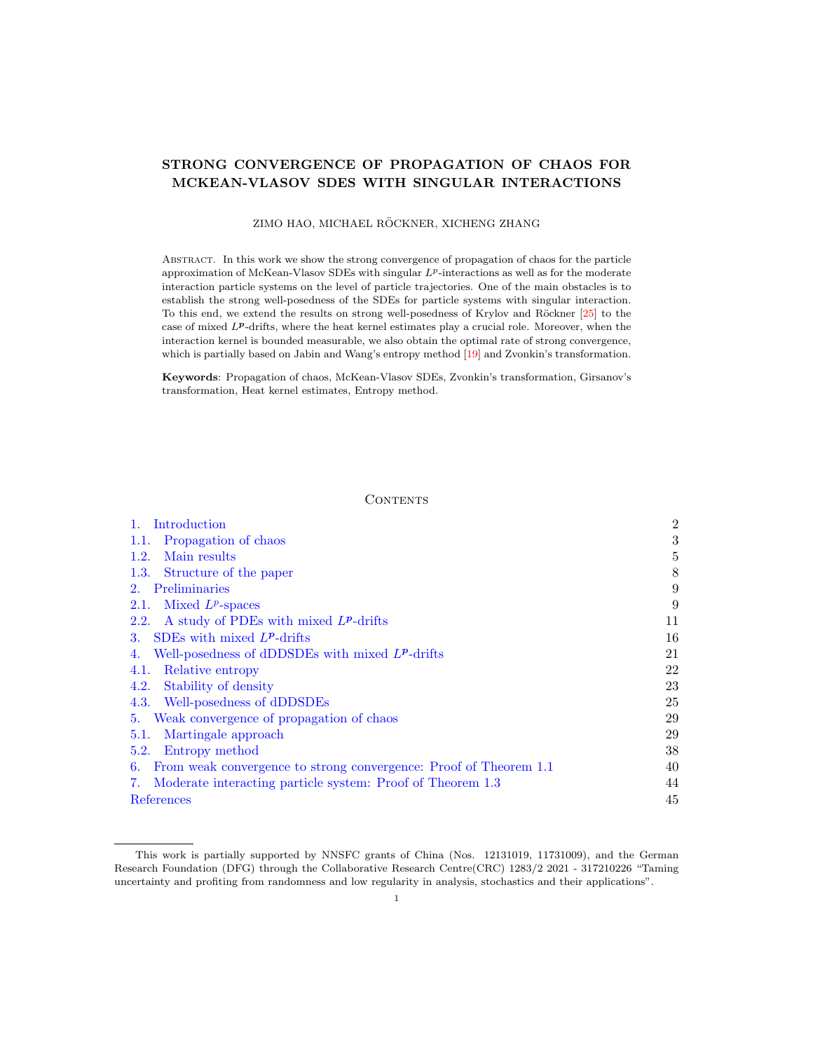# STRONG CONVERGENCE OF PROPAGATION OF CHAOS FOR MCKEAN-VLASOV SDES WITH SINGULAR INTERACTIONS

ZIMO HAO, MICHAEL RÖCKNER, XICHENG ZHANG

Abstract. In this work we show the strong convergence of propagation of chaos for the particle approximation of McKean-Vlasov SDEs with singular $L^p$-interactions as well as for the moderate interaction particle systems on the level of particle trajectories. One of the main obstacles is to establish the strong well-posedness of the SDEs for particle systems with singular interaction. To this end, we extend the results on strong well-posedness of Krylov and Röckner [25] to the case of mixed $L^{\boldsymbol{p}}$-drifts, where the heat kernel estimates play a crucial role. Moreover, when the interaction kernel is bounded measurable, we also obtain the optimal rate of strong convergence, which is partially based on Jabin and Wang's entropy method [19] and Zvonkin's transformation.

**Keywords**: Propagation of chaos, McKean-Vlasov SDEs, Zvonkin's transformation, Girsanov's transformation, Heat kernel estimates, Entropy method.

## Contents

| | |
|---|---|
| 1. Introduction | 2 |
| 1.1. Propagation of chaos | 3 |
| 1.2. Main results | 5 |
| 1.3. Structure of the paper | 8 |
| 2. Preliminaries | 9 |
| 2.1. Mixed $L^p$-spaces | 9 |
| 2.2. A study of PDEs with mixed $L^{\boldsymbol{p}}$-drifts | 11 |
| 3. SDEs with mixed $L^{\boldsymbol{p}}$-drifts | 16 |
| 4. Well-posedness of dDDSDEs with mixed $L^{\boldsymbol{p}}$-drifts | 21 |
| 4.1. Relative entropy | 22 |
| 4.2. Stability of density | 23 |
| 4.3. Well-posedness of dDDSDEs | 25 |
| 5. Weak convergence of propagation of chaos | 29 |
| 5.1. Martingale approach | 29 |
| 5.2. Entropy method | 38 |
| 6. From weak convergence to strong convergence: Proof of Theorem 1.1 | 40 |
| 7. Moderate interacting particle system: Proof of Theorem 1.3 | 44 |
| References | 45 |

---

This work is partially supported by NNSFC grants of China (Nos. 12131019, 11731009), and the German Research Foundation (DFG) through the Collaborative Research Centre(CRC) 1283/2 2021 - 317210226 "Taming uncertainty and profiting from randomness and low regularity in analysis, stochastics and their applications".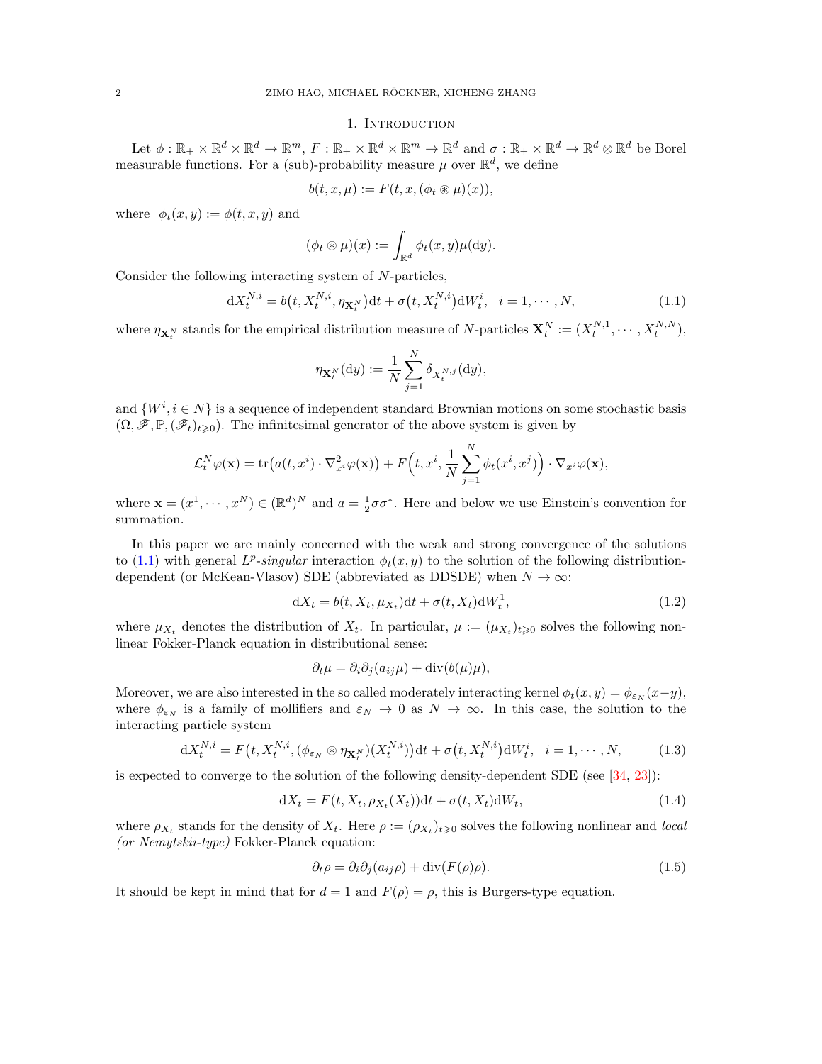## 1. Introduction

Let $\phi : \mathbb{R}_+ \times \mathbb{R}^d \times \mathbb{R}^d \to \mathbb{R}^m$, $F : \mathbb{R}_+ \times \mathbb{R}^d \times \mathbb{R}^m \to \mathbb{R}^d$ and $\sigma : \mathbb{R}_+ \times \mathbb{R}^d \to \mathbb{R}^d \otimes \mathbb{R}^d$ be Borel measurable functions. For a (sub)-probability measure $\mu$ over $\mathbb{R}^d$, we define

$$b(t, x, \mu) := F(t, x, (\phi_t \circledast \mu)(x)),$$

where $\phi_t(x, y) := \phi(t, x, y)$ and

$$(\phi_t \circledast \mu)(x) := \int_{\mathbb{R}^d} \phi_t(x, y)\mu(\mathrm{d}y).$$

Consider the following interacting system of $N$-particles,

$$\mathrm{d}X^{N,i}_t = b\big(t, X^{N,i}_t, \eta_{\mathbf{X}^N_t}\big)\mathrm{d}t + \sigma\big(t, X^{N,i}_t\big)\mathrm{d}W^i_t, \quad i = 1, \cdots, N, \tag{1.1}$$

where $\eta_{\mathbf{X}^N_t}$ stands for the empirical distribution measure of $N$-particles $\mathbf{X}^N_t := (X^{N,1}_t, \cdots, X^{N,N}_t)$,

$$\eta_{\mathbf{X}^N_t}(\mathrm{d}y) := \frac{1}{N}\sum_{j=1}^N \delta_{X^{N,j}_t}(\mathrm{d}y),$$

and $\{W^i, i \in N\}$ is a sequence of independent standard Brownian motions on some stochastic basis $(\Omega, \mathscr{F}, \mathbb{P}, (\mathscr{F}_t)_{t\geqslant 0})$. The infinitesimal generator of the above system is given by

$$\mathcal{L}^N_t \varphi(\mathbf{x}) = \mathrm{tr}\big(a(t, x^i) \cdot \nabla^2_{x^i}\varphi(\mathbf{x})\big) + F\Big(t, x^i, \frac{1}{N}\sum_{j=1}^N \phi_t(x^i, x^j)\Big) \cdot \nabla_{x^i}\varphi(\mathbf{x}),$$

where $\mathbf{x} = (x^1, \cdots, x^N) \in (\mathbb{R}^d)^N$ and $a = \frac{1}{2}\sigma\sigma^*$. Here and below we use Einstein's convention for summation.

In this paper we are mainly concerned with the weak and strong convergence of the solutions to (1.1) with general *$L^p$-singular* interaction $\phi_t(x, y)$ to the solution of the following distribution-dependent (or McKean-Vlasov) SDE (abbreviated as DDSDE) when $N \to \infty$:

$$\mathrm{d}X_t = b(t, X_t, \mu_{X_t})\mathrm{d}t + \sigma(t, X_t)\mathrm{d}W^1_t, \tag{1.2}$$

where $\mu_{X_t}$ denotes the distribution of $X_t$. In particular, $\mu := (\mu_{X_t})_{t\geqslant 0}$ solves the following non-linear Fokker-Planck equation in distributional sense:

$$\partial_t \mu = \partial_i\partial_j(a_{ij}\mu) + \mathrm{div}(b(\mu)\mu),$$

Moreover, we are also interested in the so called moderately interacting kernel $\phi_t(x, y) = \phi_{\varepsilon_N}(x-y)$, where $\phi_{\varepsilon_N}$ is a family of mollifiers and $\varepsilon_N \to 0$ as $N \to \infty$. In this case, the solution to the interacting particle system

$$\mathrm{d}X^{N,i}_t = F\big(t, X^{N,i}_t, (\phi_{\varepsilon_N} \circledast \eta_{\mathbf{X}^N_t})(X^{N,i}_t)\big)\mathrm{d}t + \sigma\big(t, X^{N,i}_t\big)\mathrm{d}W^i_t, \quad i = 1, \cdots, N, \tag{1.3}$$

is expected to converge to the solution of the following density-dependent SDE (see [34, 23]):

$$\mathrm{d}X_t = F(t, X_t, \rho_{X_t}(X_t))\mathrm{d}t + \sigma(t, X_t)\mathrm{d}W_t, \tag{1.4}$$

where $\rho_{X_t}$ stands for the density of $X_t$. Here $\rho := (\rho_{X_t})_{t\geqslant 0}$ solves the following nonlinear and *local (or Nemytskii-type)* Fokker-Planck equation:

$$\partial_t \rho = \partial_i\partial_j(a_{ij}\rho) + \mathrm{div}(F(\rho)\rho). \tag{1.5}$$

It should be kept in mind that for $d = 1$ and $F(\rho) = \rho$, this is Burgers-type equation.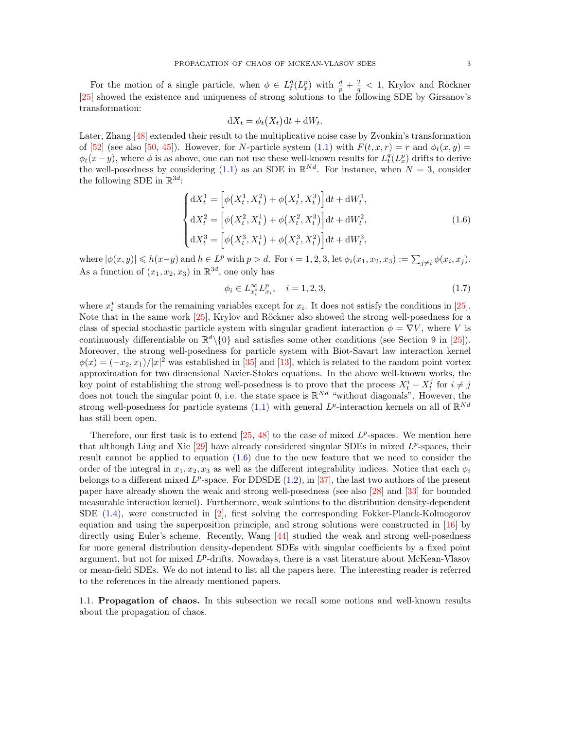For the motion of a single particle, when $\phi \in L^q_t(L^p_x)$ with $\frac{d}{p} + \frac{2}{q} < 1$, Krylov and Röckner [25] showed the existence and uniqueness of strong solutions to the following SDE by Girsanov's transformation:

$$\mathrm{d}X_t = \phi_t(X_t)\mathrm{d}t + \mathrm{d}W_t.$$

Later, Zhang [48] extended their result to the multiplicative noise case by Zvonkin's transformation of [52] (see also [50, 45]). However, for $N$-particle system (1.1) with $F(t, x, r) = r$ and $\phi_t(x, y) = \phi_t(x - y)$, where $\phi$ is as above, one can not use these well-known results for $L^q_t(L^p_x)$ drifts to derive the well-posedness by considering (1.1) as an SDE in $\mathbb{R}^{Nd}$. For instance, when $N = 3$, consider the following SDE in $\mathbb{R}^{3d}$:

$$\begin{cases} \mathrm{d}X^1_t = \Big[\phi\big(X^1_t, X^2_t\big) + \phi\big(X^1_t, X^3_t\big)\Big]\mathrm{d}t + \mathrm{d}W^1_t, \\ \mathrm{d}X^2_t = \Big[\phi\big(X^2_t, X^1_t\big) + \phi\big(X^2_t, X^3_t\big)\Big]\mathrm{d}t + \mathrm{d}W^2_t, \\ \mathrm{d}X^3_t = \Big[\phi\big(X^3_t, X^1_t\big) + \phi\big(X^3_t, X^2_t\big)\Big]\mathrm{d}t + \mathrm{d}W^3_t, \end{cases} \tag{1.6}$$

where $|\phi(x, y)| \leqslant h(x-y)$ and $h \in L^p$ with $p > d$. For $i = 1, 2, 3$, let $\phi_i(x_1, x_2, x_3) := \sum_{j \neq i} \phi(x_i, x_j)$. As a function of $(x_1, x_2, x_3)$ in $\mathbb{R}^{3d}$, one only has

$$\phi_i \in L^\infty_{x^*_i} L^p_{x_i}, \quad i = 1, 2, 3, \tag{1.7}$$

where $x^*_i$ stands for the remaining variables except for $x_i$. It does not satisfy the conditions in [25]. Note that in the same work [25], Krylov and Röckner also showed the strong well-posedness for a class of special stochastic particle system with singular gradient interaction $\phi = \nabla V$, where $V$ is continuously differentiable on $\mathbb{R}^d \backslash \{0\}$ and satisfies some other conditions (see Section 9 in [25]). Moreover, the strong well-posedness for particle system with Biot-Savart law interaction kernel $\phi(x) = (-x_2, x_1)/|x|^2$ was established in [35] and [13], which is related to the random point vortex approximation for two dimensional Navier-Stokes equations. In the above well-known works, the key point of establishing the strong well-posedness is to prove that the process $X^i_t - X^j_t$ for $i \neq j$ does not touch the singular point 0, i.e. the state space is $\mathbb{R}^{Nd}$ "without diagonals". However, the strong well-posedness for particle systems (1.1) with general $L^p$-interaction kernels on all of $\mathbb{R}^{Nd}$ has still been open.

Therefore, our first task is to extend [25, 48] to the case of mixed $L^p$-spaces. We mention here that although Ling and Xie [29] have already considered singular SDEs in mixed $L^p$-spaces, their result cannot be applied to equation (1.6) due to the new feature that we need to consider the order of the integral in $x_1, x_2, x_3$ as well as the different integrability indices. Notice that each $\phi_i$ belongs to a different mixed $L^p$-space. For DDSDE (1.2), in [37], the last two authors of the present paper have already shown the weak and strong well-posedness (see also [28] and [33] for bounded measurable interaction kernel). Furthermore, weak solutions to the distribution density-dependent SDE (1.4), were constructed in [2], first solving the corresponding Fokker-Planck-Kolmogorov equation and using the superposition principle, and strong solutions were constructed in [16] by directly using Euler's scheme. Recently, Wang [44] studied the weak and strong well-posedness for more general distribution density-dependent SDEs with singular coefficients by a fixed point argument, but not for mixed $L^{\boldsymbol{p}}$-drifts. Nowadays, there is a vast literature about McKean-Vlasov or mean-field SDEs. We do not intend to list all the papers here. The interesting reader is referred to the references in the already mentioned papers.

### 1.1. Propagation of chaos.

In this subsection we recall some notions and well-known results about the propagation of chaos.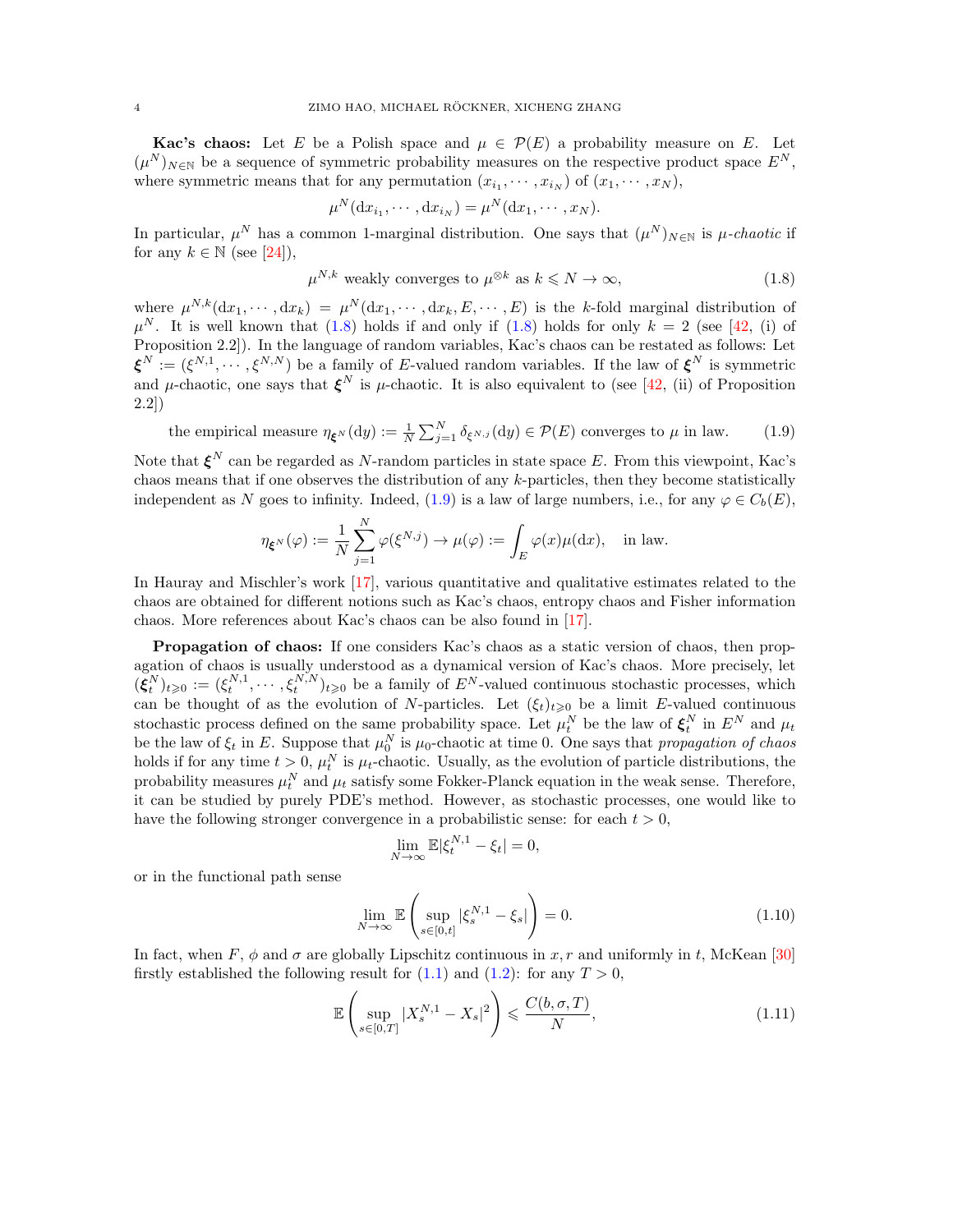**Kac's chaos:** Let $E$ be a Polish space and $\mu \in \mathcal{P}(E)$ a probability measure on $E$. Let $(\mu^N)_{N\in\mathbb{N}}$ be a sequence of symmetric probability measures on the respective product space $E^N$, where symmetric means that for any permutation $(x_{i_1}, \cdots, x_{i_N})$ of $(x_1, \cdots, x_N)$,

$$\mu^N(\mathrm{d}x_{i_1}, \cdots, \mathrm{d}x_{i_N}) = \mu^N(\mathrm{d}x_1, \cdots, x_N).$$

In particular, $\mu^N$ has a common 1-marginal distribution. One says that $(\mu^N)_{N\in\mathbb{N}}$ is *$\mu$-chaotic* if for any $k \in \mathbb{N}$ (see [24]),

$$\mu^{N,k} \text{ weakly converges to } \mu^{\otimes k} \text{ as } k \leqslant N \to \infty, \tag{1.8}$$

where $\mu^{N,k}(\mathrm{d}x_1, \cdots, \mathrm{d}x_k) = \mu^N(\mathrm{d}x_1, \cdots, \mathrm{d}x_k, E, \cdots, E)$ is the $k$-fold marginal distribution of $\mu^N$. It is well known that (1.8) holds if and only if (1.8) holds for only $k = 2$ (see [42, (i) of Proposition 2.2]). In the language of random variables, Kac's chaos can be restated as follows: Let $\boldsymbol{\xi}^N := (\xi^{N,1}, \cdots, \xi^{N,N})$ be a family of $E$-valued random variables. If the law of $\boldsymbol{\xi}^N$ is symmetric and $\mu$-chaotic, one says that $\boldsymbol{\xi}^N$ is $\mu$-chaotic. It is also equivalent to (see [42, (ii) of Proposition 2.2])

$$\text{the empirical measure } \eta_{\boldsymbol{\xi}^N}(\mathrm{d}y) := \tfrac{1}{N}\textstyle\sum_{j=1}^N \delta_{\xi^{N,j}}(\mathrm{d}y) \in \mathcal{P}(E) \text{ converges to } \mu \text{ in law.} \tag{1.9}$$

Note that $\boldsymbol{\xi}^N$ can be regarded as $N$-random particles in state space $E$. From this viewpoint, Kac's chaos means that if one observes the distribution of any $k$-particles, then they become statistically independent as $N$ goes to infinity. Indeed, (1.9) is a law of large numbers, i.e., for any $\varphi \in C_b(E)$,

$$\eta_{\boldsymbol{\xi}^N}(\varphi) := \frac{1}{N}\sum_{j=1}^N \varphi(\xi^{N,j}) \to \mu(\varphi) := \int_E \varphi(x)\mu(\mathrm{d}x), \quad \text{in law.}$$

In Hauray and Mischler's work [17], various quantitative and qualitative estimates related to the chaos are obtained for different notions such as Kac's chaos, entropy chaos and Fisher information chaos. More references about Kac's chaos can be also found in [17].

**Propagation of chaos:** If one considers Kac's chaos as a static version of chaos, then propagation of chaos is usually understood as a dynamical version of Kac's chaos. More precisely, let $(\boldsymbol{\xi}_t^N)_{t\geqslant 0} := (\xi_t^{N,1}, \cdots, \xi_t^{N,N})_{t\geqslant 0}$ be a family of $E^N$-valued continuous stochastic processes, which can be thought of as the evolution of $N$-particles. Let $(\xi_t)_{t\geqslant 0}$ be a limit $E$-valued continuous stochastic process defined on the same probability space. Let $\mu_t^N$ be the law of $\boldsymbol{\xi}_t^N$ in $E^N$ and $\mu_t$ be the law of $\xi_t$ in $E$. Suppose that $\mu_0^N$ is $\mu_0$-chaotic at time 0. One says that *propagation of chaos* holds if for any time $t > 0$, $\mu_t^N$ is $\mu_t$-chaotic. Usually, as the evolution of particle distributions, the probability measures $\mu_t^N$ and $\mu_t$ satisfy some Fokker-Planck equation in the weak sense. Therefore, it can be studied by purely PDE's method. However, as stochastic processes, one would like to have the following stronger convergence in a probabilistic sense: for each $t > 0$,

$$\lim_{N\to\infty} \mathbb{E}|\xi_t^{N,1} - \xi_t| = 0,$$

or in the functional path sense

$$\lim_{N\to\infty} \mathbb{E}\left(\sup_{s\in[0,t]} |\xi_s^{N,1} - \xi_s|\right) = 0. \tag{1.10}$$

In fact, when $F$, $\phi$ and $\sigma$ are globally Lipschitz continuous in $x, r$ and uniformly in $t$, McKean [30] firstly established the following result for (1.1) and (1.2): for any $T > 0$,

$$\mathbb{E}\left(\sup_{s\in[0,T]} |X_s^{N,1} - X_s|^2\right) \leqslant \frac{C(b, \sigma, T)}{N}, \tag{1.11}$$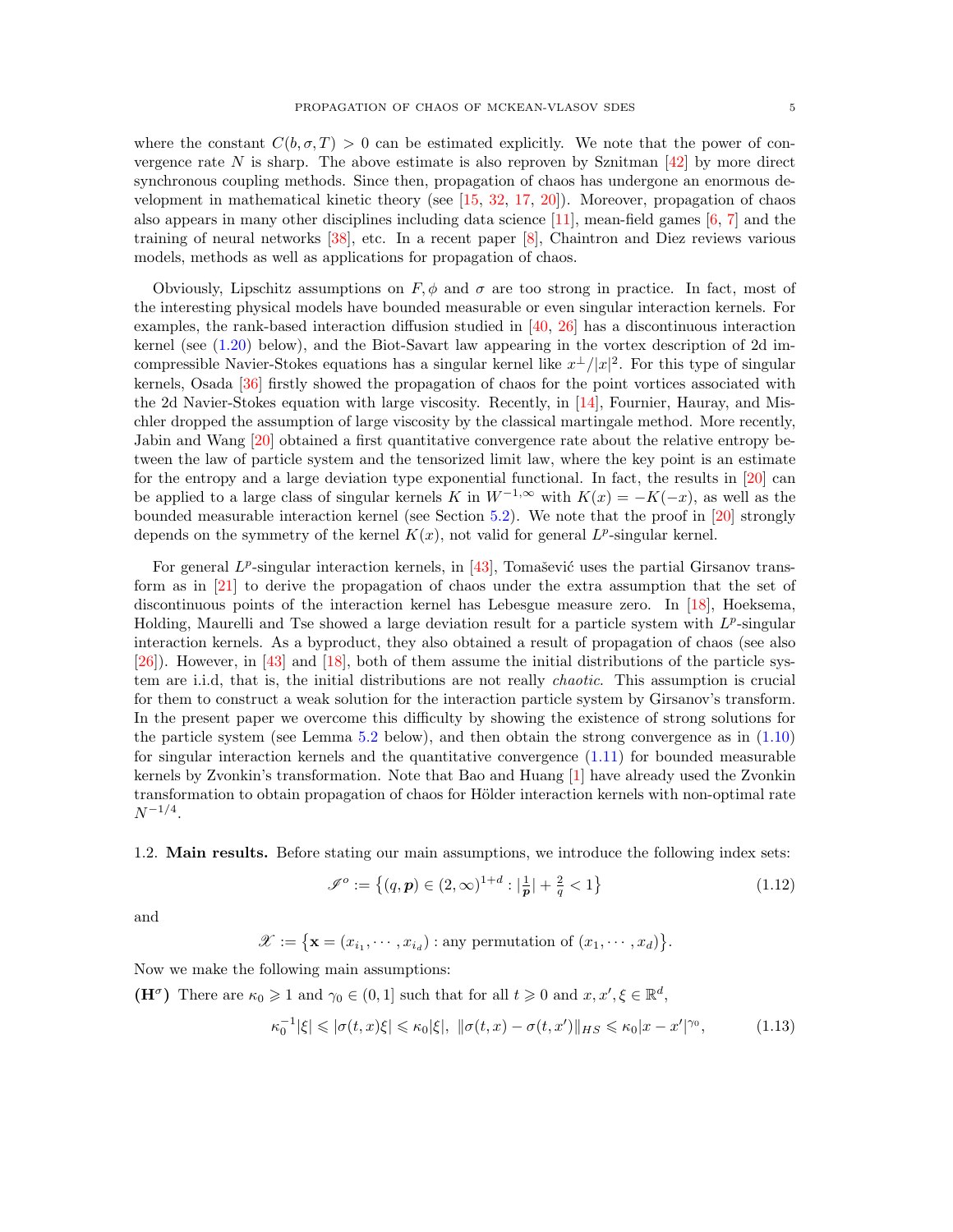where the constant $C(b, \sigma, T) > 0$ can be estimated explicitly. We note that the power of convergence rate $N$ is sharp. The above estimate is also reproven by Sznitman [42] by more direct synchronous coupling methods. Since then, propagation of chaos has undergone an enormous development in mathematical kinetic theory (see [15, 32, 17, 20]). Moreover, propagation of chaos also appears in many other disciplines including data science [11], mean-field games [6, 7] and the training of neural networks [38], etc. In a recent paper [8], Chaintron and Diez reviews various models, methods as well as applications for propagation of chaos.

Obviously, Lipschitz assumptions on $F, \phi$ and $\sigma$ are too strong in practice. In fact, most of the interesting physical models have bounded measurable or even singular interaction kernels. For examples, the rank-based interaction diffusion studied in [40, 26] has a discontinuous interaction kernel (see (1.20) below), and the Biot-Savart law appearing in the vortex description of 2d imcompressible Navier-Stokes equations has a singular kernel like $x^\perp/|x|^2$. For this type of singular kernels, Osada [36] firstly showed the propagation of chaos for the point vortices associated with the 2d Navier-Stokes equation with large viscosity. Recently, in [14], Fournier, Hauray, and Mischler dropped the assumption of large viscosity by the classical martingale method. More recently, Jabin and Wang [20] obtained a first quantitative convergence rate about the relative entropy between the law of particle system and the tensorized limit law, where the key point is an estimate for the entropy and a large deviation type exponential functional. In fact, the results in [20] can be applied to a large class of singular kernels $K$ in $W^{-1,\infty}$ with $K(x) = -K(-x)$, as well as the bounded measurable interaction kernel (see Section 5.2). We note that the proof in [20] strongly depends on the symmetry of the kernel $K(x)$, not valid for general $L^p$-singular kernel.

For general $L^p$-singular interaction kernels, in [43], Tomašević uses the partial Girsanov transform as in [21] to derive the propagation of chaos under the extra assumption that the set of discontinuous points of the interaction kernel has Lebesgue measure zero. In [18], Hoeksema, Holding, Maurelli and Tse showed a large deviation result for a particle system with $L^p$-singular interaction kernels. As a byproduct, they also obtained a result of propagation of chaos (see also [26]). However, in [43] and [18], both of them assume the initial distributions of the particle system are i.i.d, that is, the initial distributions are not really *chaotic*. This assumption is crucial for them to construct a weak solution for the interaction particle system by Girsanov's transform. In the present paper we overcome this difficulty by showing the existence of strong solutions for the particle system (see Lemma 5.2 below), and then obtain the strong convergence as in (1.10) for singular interaction kernels and the quantitative convergence (1.11) for bounded measurable kernels by Zvonkin's transformation. Note that Bao and Huang [1] have already used the Zvonkin transformation to obtain propagation of chaos for Hölder interaction kernels with non-optimal rate $N^{-1/4}$.

1.2. **Main results.** Before stating our main assumptions, we introduce the following index sets:

$$
\mathscr{I}^o := \left\{(q, \boldsymbol{p}) \in (2, \infty)^{1+d} : |\tfrac{1}{\boldsymbol{p}}| + \tfrac{2}{q} < 1\right\} \tag{1.12}
$$

and

$$
\mathscr{X} := \left\{\mathbf{x} = (x_{i_1}, \cdots, x_{i_d}) : \text{any permutation of } (x_1, \cdots, x_d)\right\}.
$$

Now we make the following main assumptions:

**$(\mathbf{H}^\sigma)$** There are $\kappa_0 \geqslant 1$ and $\gamma_0 \in (0, 1]$ such that for all $t \geqslant 0$ and $x, x', \xi \in \mathbb{R}^d$,

$$
\kappa_0^{-1}|\xi| \leqslant |\sigma(t,x)\xi| \leqslant \kappa_0|\xi|, \ \ \|\sigma(t,x) - \sigma(t,x')\|_{HS} \leqslant \kappa_0|x - x'|^{\gamma_0}, \tag{1.13}
$$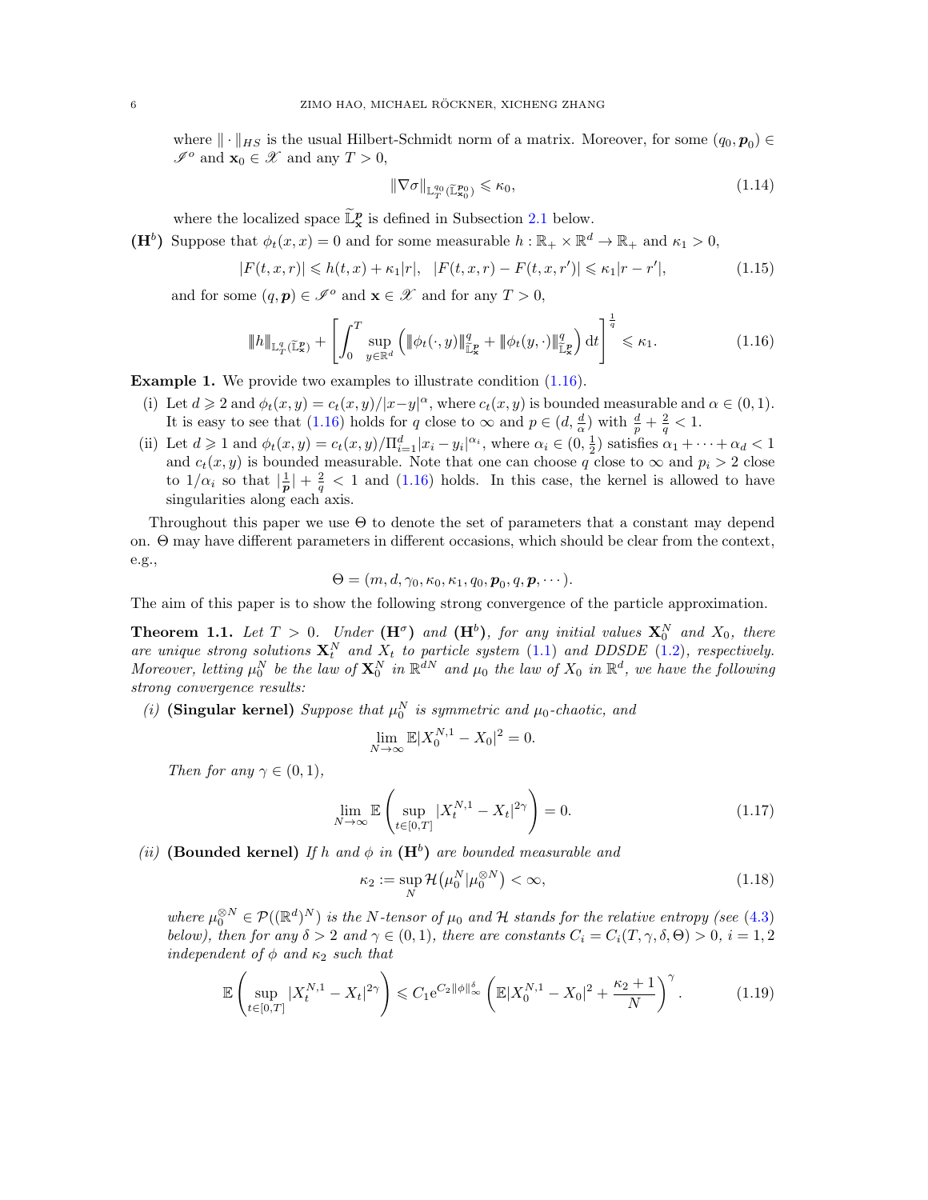where $\|\cdot\|_{HS}$ is the usual Hilbert-Schmidt norm of a matrix. Moreover, for some $(q_0, \boldsymbol{p}_0) \in \mathscr{I}^o$ and $\mathbf{x}_0 \in \mathscr{X}$ and any $T > 0$,

$$\|\nabla \sigma\|_{\mathbb{L}^{q_0}_T(\widetilde{\mathbb{L}}^{\boldsymbol{p}_0}_{\mathbf{x}_0})} \leqslant \kappa_0, \tag{1.14}$$

where the localized space $\widetilde{\mathbb{L}}^{\boldsymbol{p}}_{\mathbf{x}}$ is defined in Subsection 2.1 below.

**($\mathbf{H}^b$)** Suppose that $\phi_t(x,x) = 0$ and for some measurable $h : \mathbb{R}_+ \times \mathbb{R}^d \to \mathbb{R}_+$ and $\kappa_1 > 0$,

$$|F(t,x,r)| \leqslant h(t,x) + \kappa_1 |r|, \quad |F(t,x,r) - F(t,x,r')| \leqslant \kappa_1 |r - r'|, \tag{1.15}$$

and for some $(q, \boldsymbol{p}) \in \mathscr{I}^o$ and $\mathbf{x} \in \mathscr{X}$ and for any $T > 0$,

$$\|h\|_{\mathbb{L}^q_T(\widetilde{\mathbb{L}}^{\boldsymbol{p}}_{\mathbf{x}})} + \left[\int_0^T \sup_{y \in \mathbb{R}^d} \left( \|\phi_t(\cdot, y)\|^q_{\widetilde{\mathbb{L}}^{\boldsymbol{p}}_{\mathbf{x}}} + \|\phi_t(y, \cdot)\|^q_{\widetilde{\mathbb{L}}^{\boldsymbol{p}}_{\mathbf{x}}} \right) \mathrm{d}t \right]^{\frac{1}{q}} \leqslant \kappa_1. \tag{1.16}$$

**Example 1.** We provide two examples to illustrate condition (1.16).

(i) Let $d \geqslant 2$ and $\phi_t(x,y) = c_t(x,y)/|x-y|^\alpha$, where $c_t(x,y)$ is bounded measurable and $\alpha \in (0,1)$. It is easy to see that (1.16) holds for $q$ close to $\infty$ and $p \in (d, \frac{d}{\alpha})$ with $\frac{d}{p} + \frac{2}{q} < 1$.

(ii) Let $d \geqslant 1$ and $\phi_t(x,y) = c_t(x,y)/\Pi_{i=1}^d |x_i - y_i|^{\alpha_i}$, where $\alpha_i \in (0, \frac{1}{2})$ satisfies $\alpha_1 + \cdots + \alpha_d < 1$ and $c_t(x,y)$ is bounded measurable. Note that one can choose $q$ close to $\infty$ and $p_i > 2$ close to $1/\alpha_i$ so that $|\frac{1}{\boldsymbol{p}}| + \frac{2}{q} < 1$ and (1.16) holds. In this case, the kernel is allowed to have singularities along each axis.

Throughout this paper we use $\Theta$ to denote the set of parameters that a constant may depend on. $\Theta$ may have different parameters in different occasions, which should be clear from the context, e.g.,

$$\Theta = (m, d, \gamma_0, \kappa_0, \kappa_1, q_0, \boldsymbol{p}_0, q, \boldsymbol{p}, \cdots).$$

The aim of this paper is to show the following strong convergence of the particle approximation.

**Theorem 1.1.** *Let $T > 0$. Under ($\mathbf{H}^\sigma$) and ($\mathbf{H}^b$), for any initial values $\mathbf{X}^N_0$ and $X_0$, there are unique strong solutions $\mathbf{X}^N_t$ and $X_t$ to particle system (1.1) and DDSDE (1.2), respectively. Moreover, letting $\mu^N_0$ be the law of $\mathbf{X}^N_0$ in $\mathbb{R}^{dN}$ and $\mu_0$ the law of $X_0$ in $\mathbb{R}^d$, we have the following strong convergence results:*

*(i)* **(Singular kernel)** *Suppose that $\mu^N_0$ is symmetric and $\mu_0$-chaotic, and*

$$\lim_{N \to \infty} \mathbb{E}|X^{N,1}_0 - X_0|^2 = 0.$$

*Then for any $\gamma \in (0,1)$,*

$$\lim_{N \to \infty} \mathbb{E}\left( \sup_{t \in [0,T]} |X^{N,1}_t - X_t|^{2\gamma} \right) = 0. \tag{1.17}$$

*(ii)* **(Bounded kernel)** *If $h$ and $\phi$ in ($\mathbf{H}^b$) are bounded measurable and*

$$\kappa_2 := \sup_N \mathcal{H}\big(\mu^N_0 | \mu_0^{\otimes N}\big) < \infty, \tag{1.18}$$

*where $\mu_0^{\otimes N} \in \mathcal{P}((\mathbb{R}^d)^N)$ is the $N$-tensor of $\mu_0$ and $\mathcal{H}$ stands for the relative entropy (see (4.3) below), then for any $\delta > 2$ and $\gamma \in (0,1)$, there are constants $C_i = C_i(T, \gamma, \delta, \Theta) > 0$, $i = 1,2$ independent of $\phi$ and $\kappa_2$ such that*

$$\mathbb{E}\left( \sup_{t \in [0,T]} |X^{N,1}_t - X_t|^{2\gamma} \right) \leqslant C_1 \mathrm{e}^{C_2 \|\phi\|^\delta_\infty} \left( \mathbb{E}|X^{N,1}_0 - X_0|^2 + \frac{\kappa_2 + 1}{N} \right)^\gamma. \tag{1.19}$$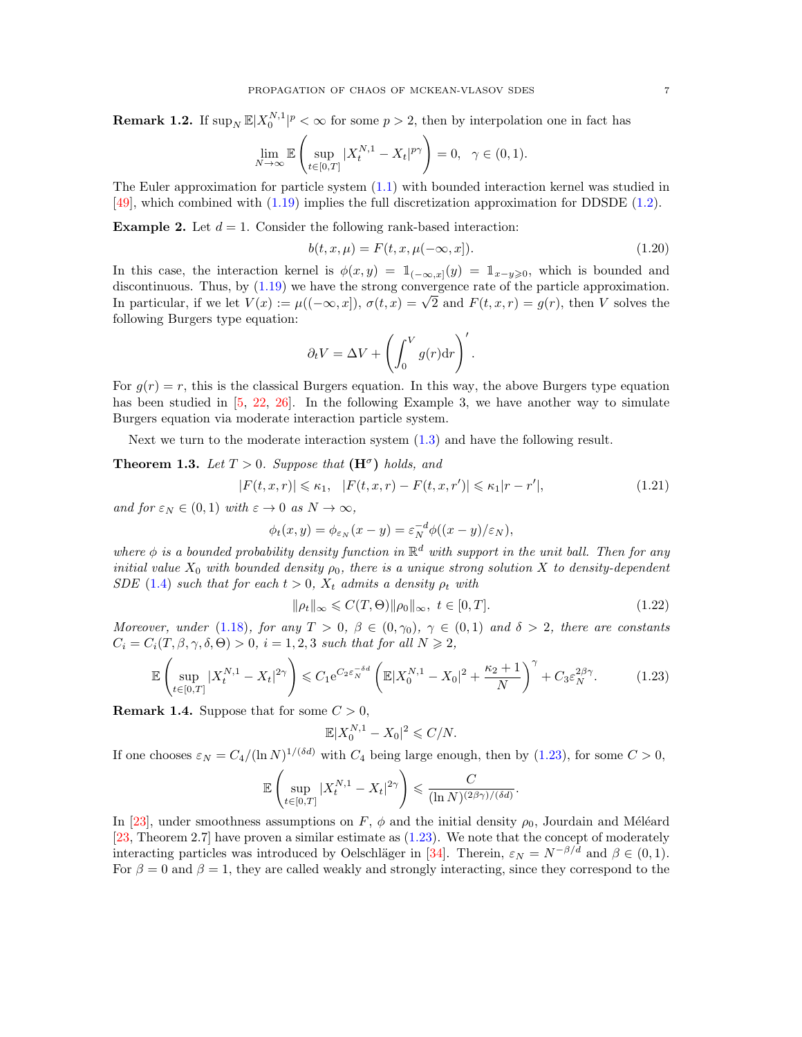**Remark 1.2.** If $\sup_N \mathbb{E}|X_0^{N,1}|^p < \infty$ for some $p > 2$, then by interpolation one in fact has

$$\lim_{N\to\infty} \mathbb{E}\left(\sup_{t\in[0,T]} |X_t^{N,1} - X_t|^{p\gamma}\right) = 0, \quad \gamma \in (0,1).$$

The Euler approximation for particle system (1.1) with bounded interaction kernel was studied in [49], which combined with (1.19) implies the full discretization approximation for DDSDE (1.2).

**Example 2.** Let $d = 1$. Consider the following rank-based interaction:

$$b(t,x,\mu) = F(t,x,\mu(-\infty,x]). \tag{1.20}$$

In this case, the interaction kernel is $\phi(x,y) = \mathbb{1}_{(-\infty,x]}(y) = \mathbb{1}_{x-y\geqslant 0}$, which is bounded and discontinuous. Thus, by (1.19) we have the strong convergence rate of the particle approximation. In particular, if we let $V(x) := \mu((-\infty,x])$, $\sigma(t,x) = \sqrt{2}$ and $F(t,x,r) = g(r)$, then $V$ solves the following Burgers type equation:

$$\partial_t V = \Delta V + \left(\int_0^V g(r)\mathrm{d}r\right)'.$$

For $g(r) = r$, this is the classical Burgers equation. In this way, the above Burgers type equation has been studied in [5, 22, 26]. In the following Example 3, we have another way to simulate Burgers equation via moderate interaction particle system.

Next we turn to the moderate interaction system (1.3) and have the following result.

**Theorem 1.3.** *Let $T > 0$. Suppose that $(\mathbf{H}^\sigma)$ holds, and*

$$|F(t,x,r)| \leqslant \kappa_1, \quad |F(t,x,r) - F(t,x,r')| \leqslant \kappa_1 |r - r'|, \tag{1.21}$$

*and for $\varepsilon_N \in (0,1)$ with $\varepsilon \to 0$ as $N \to \infty$,*

$$\phi_t(x,y) = \phi_{\varepsilon_N}(x-y) = \varepsilon_N^{-d}\phi((x-y)/\varepsilon_N),$$

*where $\phi$ is a bounded probability density function in $\mathbb{R}^d$ with support in the unit ball. Then for any initial value $X_0$ with bounded density $\rho_0$, there is a unique strong solution $X$ to density-dependent SDE (1.4) such that for each $t > 0$, $X_t$ admits a density $\rho_t$ with*

$$\|\rho_t\|_\infty \leqslant C(T,\Theta)\|\rho_0\|_\infty, \ t \in [0,T]. \tag{1.22}$$

*Moreover, under (1.18), for any $T > 0$, $\beta \in (0,\gamma_0)$, $\gamma \in (0,1)$ and $\delta > 2$, there are constants $C_i = C_i(T,\beta,\gamma,\delta,\Theta) > 0$, $i = 1,2,3$ such that for all $N \geqslant 2$,*

$$\mathbb{E}\left(\sup_{t\in[0,T]} |X_t^{N,1} - X_t|^{2\gamma}\right) \leqslant C_1 \mathrm{e}^{C_2 \varepsilon_N^{-\delta d}} \left(\mathbb{E}|X_0^{N,1} - X_0|^2 + \frac{\kappa_2 + 1}{N}\right)^\gamma + C_3 \varepsilon_N^{2\beta\gamma}. \tag{1.23}$$

**Remark 1.4.** Suppose that for some $C > 0$,

$$\mathbb{E}|X_0^{N,1} - X_0|^2 \leqslant C/N.$$

If one chooses $\varepsilon_N = C_4/(\ln N)^{1/(\delta d)}$ with $C_4$ being large enough, then by (1.23), for some $C > 0$,

$$\mathbb{E}\left(\sup_{t\in[0,T]} |X_t^{N,1} - X_t|^{2\gamma}\right) \leqslant \frac{C}{(\ln N)^{(2\beta\gamma)/(\delta d)}}.$$

In [23], under smoothness assumptions on $F$, $\phi$ and the initial density $\rho_0$, Jourdain and Méléard [23, Theorem 2.7] have proven a similar estimate as (1.23). We note that the concept of moderately interacting particles was introduced by Oelschläger in [34]. Therein, $\varepsilon_N = N^{-\beta/d}$ and $\beta \in (0,1)$. For $\beta = 0$ and $\beta = 1$, they are called weakly and strongly interacting, since they correspond to the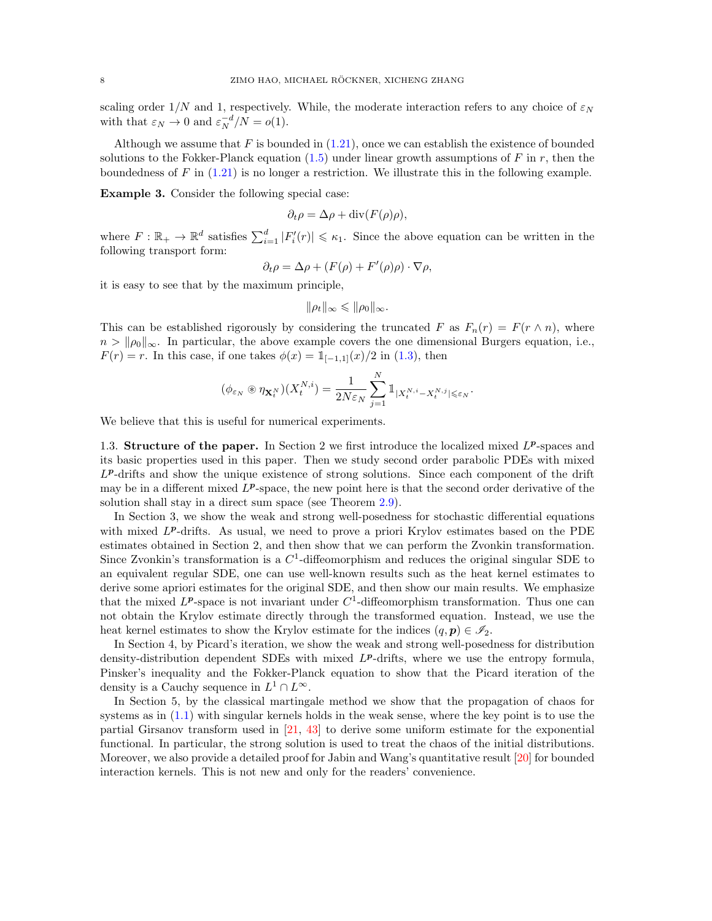scaling order $1/N$ and 1, respectively. While, the moderate interaction refers to any choice of $\varepsilon_N$ with that $\varepsilon_N \to 0$ and $\varepsilon_N^{-d}/N = o(1)$.

Although we assume that $F$ is bounded in (1.21), once we can establish the existence of bounded solutions to the Fokker-Planck equation (1.5) under linear growth assumptions of $F$ in $r$, then the boundedness of $F$ in (1.21) is no longer a restriction. We illustrate this in the following example.

**Example 3.** Consider the following special case:

$$\partial_t \rho = \Delta \rho + \mathrm{div}(F(\rho)\rho),$$

where $F : \mathbb{R}_+ \to \mathbb{R}^d$ satisfies $\sum_{i=1}^d |F_i'(r)| \leqslant \kappa_1$. Since the above equation can be written in the following transport form:

$$\partial_t \rho = \Delta \rho + (F(\rho) + F'(\rho)\rho) \cdot \nabla \rho,$$

it is easy to see that by the maximum principle,

$$\|\rho_t\|_\infty \leqslant \|\rho_0\|_\infty.$$

This can be established rigorously by considering the truncated $F$ as $F_n(r) = F(r \wedge n)$, where $n > \|\rho_0\|_\infty$. In particular, the above example covers the one dimensional Burgers equation, i.e., $F(r) = r$. In this case, if one takes $\phi(x) = \mathbb{1}_{[-1,1]}(x)/2$ in (1.3), then

$$(\phi_{\varepsilon_N} \circledast \eta_{\mathbf{X}_t^N})(X_t^{N,i}) = \frac{1}{2N\varepsilon_N} \sum_{j=1}^N \mathbb{1}_{|X_t^{N,i} - X_t^{N,j}| \leqslant \varepsilon_N}.$$

We believe that this is useful for numerical experiments.

1.3. **Structure of the paper.** In Section 2 we first introduce the localized mixed $L^{\boldsymbol{p}}$-spaces and its basic properties used in this paper. Then we study second order parabolic PDEs with mixed $L^{\boldsymbol{p}}$-drifts and show the unique existence of strong solutions. Since each component of the drift may be in a different mixed $L^{\boldsymbol{p}}$-space, the new point here is that the second order derivative of the solution shall stay in a direct sum space (see Theorem 2.9).

In Section 3, we show the weak and strong well-posedness for stochastic differential equations with mixed $L^{\boldsymbol{p}}$-drifts. As usual, we need to prove a priori Krylov estimates based on the PDE estimates obtained in Section 2, and then show that we can perform the Zvonkin transformation. Since Zvonkin's transformation is a $C^1$-diffeomorphism and reduces the original singular SDE to an equivalent regular SDE, one can use well-known results such as the heat kernel estimates to derive some apriori estimates for the original SDE, and then show our main results. We emphasize that the mixed $L^{\boldsymbol{p}}$-space is not invariant under $C^1$-diffeomorphism transformation. Thus one can not obtain the Krylov estimate directly through the transformed equation. Instead, we use the heat kernel estimates to show the Krylov estimate for the indices $(q, \boldsymbol{p}) \in \mathscr{I}_2$.

In Section 4, by Picard's iteration, we show the weak and strong well-posedness for distribution density-distribution dependent SDEs with mixed $L^{\boldsymbol{p}}$-drifts, where we use the entropy formula, Pinsker's inequality and the Fokker-Planck equation to show that the Picard iteration of the density is a Cauchy sequence in $L^1 \cap L^\infty$.

In Section 5, by the classical martingale method we show that the propagation of chaos for systems as in (1.1) with singular kernels holds in the weak sense, where the key point is to use the partial Girsanov transform used in [21, 43] to derive some uniform estimate for the exponential functional. In particular, the strong solution is used to treat the chaos of the initial distributions. Moreover, we also provide a detailed proof for Jabin and Wang's quantitative result [20] for bounded interaction kernels. This is not new and only for the readers' convenience.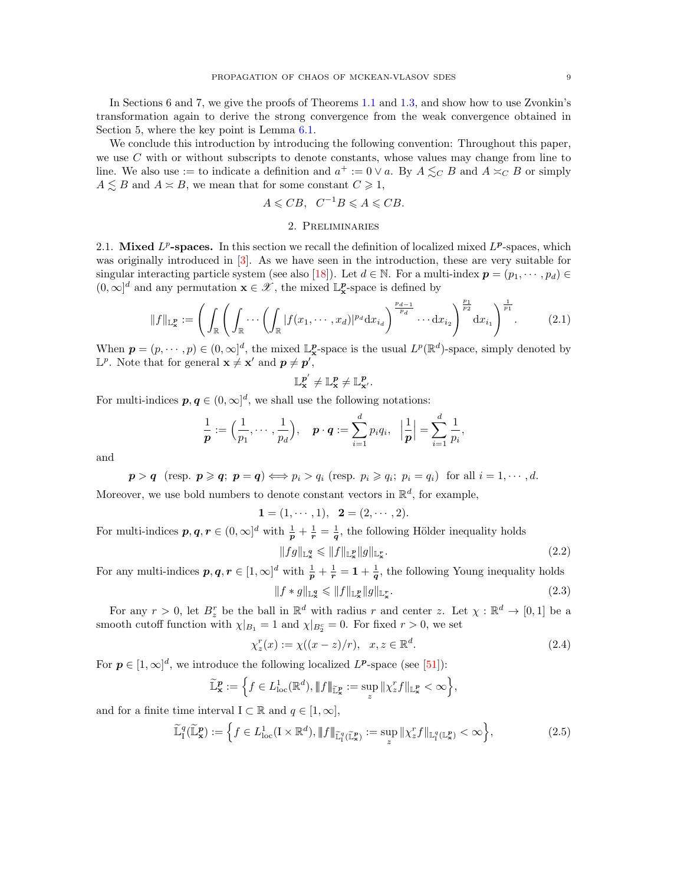In Sections 6 and 7, we give the proofs of Theorems 1.1 and 1.3, and show how to use Zvonkin's transformation again to derive the strong convergence from the weak convergence obtained in Section 5, where the key point is Lemma 6.1.

We conclude this introduction by introducing the following convention: Throughout this paper, we use $C$ with or without subscripts to denote constants, whose values may change from line to line. We also use $:=$ to indicate a definition and $a^+ := 0 \vee a$. By $A \lesssim_C B$ and $A \asymp_C B$ or simply $A \lesssim B$ and $A \asymp B$, we mean that for some constant $C \geqslant 1$,

$$A \leqslant CB, \quad C^{-1}B \leqslant A \leqslant CB.$$

## 2. Preliminaries

2.1. **Mixed $L^p$-spaces.** In this section we recall the definition of localized mixed $L^{\boldsymbol{p}}$-spaces, which was originally introduced in [3]. As we have seen in the introduction, these are very suitable for singular interacting particle system (see also [18]). Let $d \in \mathbb{N}$. For a multi-index $\boldsymbol{p} = (p_1, \cdots, p_d) \in (0, \infty]^d$ and any permutation $\mathbf{x} \in \mathscr{X}$, the mixed $\mathbb{L}^{\boldsymbol{p}}_{\mathbf{x}}$-space is defined by

$$\|f\|_{\mathbb{L}^{\boldsymbol{p}}_{\mathbf{x}}} := \left( \int_{\mathbb{R}} \left( \int_{\mathbb{R}} \cdots \left( \int_{\mathbb{R}} |f(x_1, \cdots, x_d)|^{p_d} \mathrm{d}x_{i_d} \right)^{\frac{p_{d-1}}{p_d}} \cdots \mathrm{d}x_{i_2} \right)^{\frac{p_1}{p_2}} \mathrm{d}x_{i_1} \right)^{\frac{1}{p_1}}. \tag{2.1}$$

When $\boldsymbol{p} = (p, \cdots, p) \in (0, \infty]^d$, the mixed $\mathbb{L}^{\boldsymbol{p}}_{\mathbf{x}}$-space is the usual $L^p(\mathbb{R}^d)$-space, simply denoted by $\mathbb{L}^p$. Note that for general $\mathbf{x} \neq \mathbf{x}'$ and $\boldsymbol{p} \neq \boldsymbol{p}'$,

$$\mathbb{L}^{\boldsymbol{p}'}_{\mathbf{x}} \neq \mathbb{L}^{\boldsymbol{p}}_{\mathbf{x}} \neq \mathbb{L}^{\boldsymbol{p}}_{\mathbf{x}'}.$$

For multi-indices $\boldsymbol{p}, \boldsymbol{q} \in (0, \infty]^d$, we shall use the following notations:

$$\frac{1}{\boldsymbol{p}} := \Big( \frac{1}{p_1}, \cdots, \frac{1}{p_d} \Big), \quad \boldsymbol{p} \cdot \boldsymbol{q} := \sum_{i=1}^d p_i q_i, \quad \Big| \frac{1}{\boldsymbol{p}} \Big| = \sum_{i=1}^d \frac{1}{p_i},$$

and

$$\boldsymbol{p} > \boldsymbol{q} \ \ (\text{resp. } \boldsymbol{p} \geqslant \boldsymbol{q};\ \boldsymbol{p} = \boldsymbol{q}) \Longleftrightarrow p_i > q_i \ (\text{resp. } p_i \geqslant q_i;\ p_i = q_i) \ \text{ for all } i = 1, \cdots, d.$$

Moreover, we use bold numbers to denote constant vectors in $\mathbb{R}^d$, for example,

$$\mathbf{1} = (1, \cdots, 1), \quad \mathbf{2} = (2, \cdots, 2).$$

For multi-indices $\boldsymbol{p}, \boldsymbol{q}, \boldsymbol{r} \in (0, \infty]^d$ with $\frac{1}{\boldsymbol{p}} + \frac{1}{\boldsymbol{r}} = \frac{1}{\boldsymbol{q}}$, the following Hölder inequality holds

$$\|fg\|_{\mathbb{L}^{\boldsymbol{q}}_{\mathbf{x}}} \leqslant \|f\|_{\mathbb{L}^{\boldsymbol{p}}_{\mathbf{x}}} \|g\|_{\mathbb{L}^{\boldsymbol{r}}_{\mathbf{x}}}. \tag{2.2}$$

For any multi-indices $\boldsymbol{p}, \boldsymbol{q}, \boldsymbol{r} \in [1, \infty]^d$ with $\frac{1}{\boldsymbol{p}} + \frac{1}{\boldsymbol{r}} = \mathbf{1} + \frac{1}{\boldsymbol{q}}$, the following Young inequality holds

$$\|f * g\|_{\mathbb{L}^{\boldsymbol{q}}_{\mathbf{x}}} \leqslant \|f\|_{\mathbb{L}^{\boldsymbol{p}}_{\mathbf{x}}} \|g\|_{\mathbb{L}^{\boldsymbol{r}}_{\mathbf{x}}}. \tag{2.3}$$

For any $r > 0$, let $B^r_z$ be the ball in $\mathbb{R}^d$ with radius $r$ and center $z$. Let $\chi : \mathbb{R}^d \to [0, 1]$ be a smooth cutoff function with $\chi|_{B_1} = 1$ and $\chi|_{B_2^c} = 0$. For fixed $r > 0$, we set

$$\chi^r_z(x) := \chi((x - z)/r), \quad x, z \in \mathbb{R}^d. \tag{2.4}$$

For $\boldsymbol{p} \in [1, \infty]^d$, we introduce the following localized $L^{\boldsymbol{p}}$-space (see [51]):

$$\widetilde{\mathbb{L}}^{\boldsymbol{p}}_{\mathbf{x}} := \Big\{ f \in L^1_{\mathrm{loc}}(\mathbb{R}^d), \|f\|_{\widetilde{\mathbb{L}}^{\boldsymbol{p}}_{\mathbf{x}}} := \sup_z \|\chi^r_z f\|_{\mathbb{L}^{\boldsymbol{p}}_{\mathbf{x}}} < \infty \Big\},$$

and for a finite time interval $\mathrm{I} \subset \mathbb{R}$ and $q \in [1, \infty]$,

$$\widetilde{\mathbb{L}}^q_{\mathrm{I}}(\widetilde{\mathbb{L}}^{\boldsymbol{p}}_{\mathbf{x}}) := \Big\{ f \in L^1_{\mathrm{loc}}(\mathrm{I} \times \mathbb{R}^d), \|f\|_{\widetilde{\mathbb{L}}^q_{\mathrm{I}}(\widetilde{\mathbb{L}}^{\boldsymbol{p}}_{\mathbf{x}})} := \sup_z \|\chi^r_z f\|_{\mathbb{L}^q_{\mathrm{I}}(\mathbb{L}^{\boldsymbol{p}}_{\mathbf{x}})} < \infty \Big\}, \tag{2.5}$$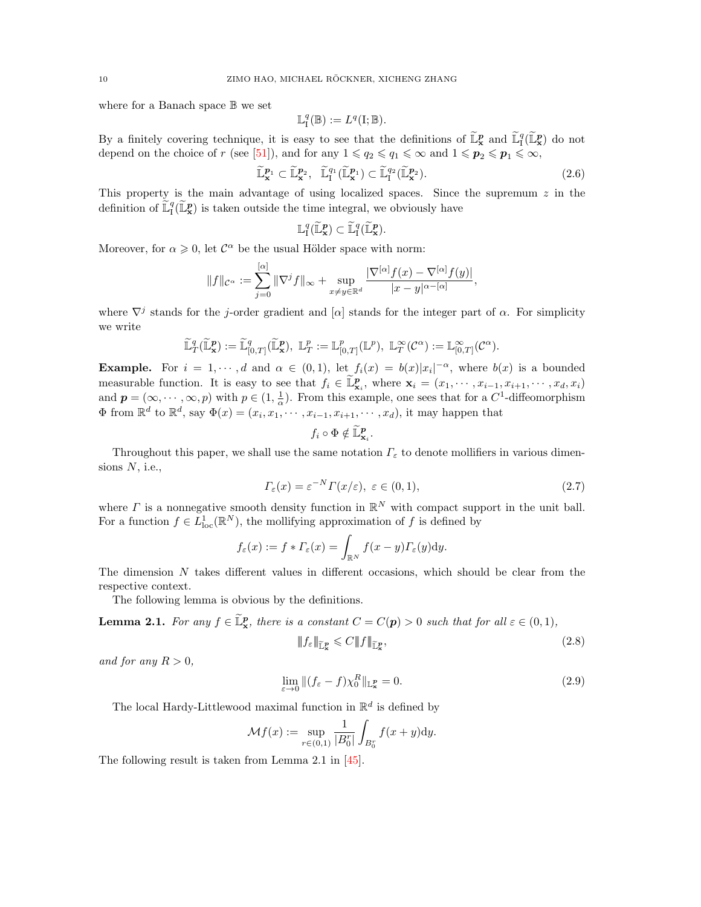where for a Banach space $\mathbb{B}$ we set

$$\mathbb{L}^q_{\mathrm{I}}(\mathbb{B}) := L^q(\mathrm{I}; \mathbb{B}).$$

By a finitely covering technique, it is easy to see that the definitions of $\widetilde{\mathbb{L}}^{\boldsymbol{p}}_{\mathbf{x}}$ and $\widetilde{\mathbb{L}}^q_{\mathrm{I}}(\widetilde{\mathbb{L}}^{\boldsymbol{p}}_{\mathbf{x}})$ do not depend on the choice of $r$ (see [51]), and for any $1 \leqslant q_2 \leqslant q_1 \leqslant \infty$ and $1 \leqslant \boldsymbol{p}_2 \leqslant \boldsymbol{p}_1 \leqslant \infty$,

$$\widetilde{\mathbb{L}}^{\boldsymbol{p}_1}_{\mathbf{x}} \subset \widetilde{\mathbb{L}}^{\boldsymbol{p}_2}_{\mathbf{x}}, \quad \widetilde{\mathbb{L}}^{q_1}_{\mathrm{I}}(\widetilde{\mathbb{L}}^{\boldsymbol{p}_1}_{\mathbf{x}}) \subset \widetilde{\mathbb{L}}^{q_2}_{\mathrm{I}}(\widetilde{\mathbb{L}}^{\boldsymbol{p}_2}_{\mathbf{x}}). \tag{2.6}$$

This property is the main advantage of using localized spaces. Since the supremum $z$ in the definition of $\widetilde{\mathbb{L}}^q_{\mathrm{I}}(\widetilde{\mathbb{L}}^{\boldsymbol{p}}_{\mathbf{x}})$ is taken outside the time integral, we obviously have

$$\mathbb{L}^q_{\mathrm{I}}(\widetilde{\mathbb{L}}^{\boldsymbol{p}}_{\mathbf{x}}) \subset \widetilde{\mathbb{L}}^q_{\mathrm{I}}(\widetilde{\mathbb{L}}^{\boldsymbol{p}}_{\mathbf{x}}).$$

Moreover, for $\alpha \geqslant 0$, let $\mathcal{C}^\alpha$ be the usual Hölder space with norm:

$$\|f\|_{\mathcal{C}^\alpha} := \sum_{j=0}^{[\alpha]} \|\nabla^j f\|_\infty + \sup_{x \neq y \in \mathbb{R}^d} \frac{|\nabla^{[\alpha]} f(x) - \nabla^{[\alpha]} f(y)|}{|x-y|^{\alpha - [\alpha]}},$$

where $\nabla^j$ stands for the $j$-order gradient and $[\alpha]$ stands for the integer part of $\alpha$. For simplicity we write

$$\widetilde{\mathbb{L}}^q_T(\widetilde{\mathbb{L}}^{\boldsymbol{p}}_{\mathbf{x}}) := \widetilde{\mathbb{L}}^q_{[0,T]}(\widetilde{\mathbb{L}}^{\boldsymbol{p}}_{\mathbf{x}}), \ \mathbb{L}^p_T := \mathbb{L}^p_{[0,T]}(\mathbb{L}^p), \ \mathbb{L}^\infty_T(\mathcal{C}^\alpha) := \mathbb{L}^\infty_{[0,T]}(\mathcal{C}^\alpha).$$

**Example.** For $i = 1, \cdots, d$ and $\alpha \in (0,1)$, let $f_i(x) = b(x)|x_i|^{-\alpha}$, where $b(x)$ is a bounded measurable function. It is easy to see that $f_i \in \widetilde{\mathbb{L}}^{\boldsymbol{p}}_{\mathbf{x}_i}$, where $\mathbf{x}_i = (x_1, \cdots, x_{i-1}, x_{i+1}, \cdots, x_d, x_i)$ and $\boldsymbol{p} = (\infty, \cdots, \infty, p)$ with $p \in (1, \frac{1}{\alpha})$. From this example, one sees that for a $C^1$-diffeomorphism $\Phi$ from $\mathbb{R}^d$ to $\mathbb{R}^d$, say $\Phi(x) = (x_i, x_1, \cdots, x_{i-1}, x_{i+1}, \cdots, x_d)$, it may happen that

$$f_i \circ \Phi \notin \widetilde{\mathbb{L}}^{\boldsymbol{p}}_{\mathbf{x}_i}.$$

Throughout this paper, we shall use the same notation $\Gamma_\varepsilon$ to denote mollifiers in various dimensions $N$, i.e.,

$$\Gamma_\varepsilon(x) = \varepsilon^{-N} \Gamma(x/\varepsilon), \ \varepsilon \in (0,1), \tag{2.7}$$

where $\Gamma$ is a nonnegative smooth density function in $\mathbb{R}^N$ with compact support in the unit ball. For a function $f \in L^1_{\mathrm{loc}}(\mathbb{R}^N)$, the mollifying approximation of $f$ is defined by

$$f_\varepsilon(x) := f * \Gamma_\varepsilon(x) = \int_{\mathbb{R}^N} f(x-y) \Gamma_\varepsilon(y) \mathrm{d}y.$$

The dimension $N$ takes different values in different occasions, which should be clear from the respective context.

The following lemma is obvious by the definitions.

**Lemma 2.1.** *For any $f \in \widetilde{\mathbb{L}}^{\boldsymbol{p}}_{\mathbf{x}}$, there is a constant $C = C(\boldsymbol{p}) > 0$ such that for all $\varepsilon \in (0,1)$,*

$$|||f_\varepsilon|||_{\widetilde{\mathbb{L}}^{\boldsymbol{p}}_{\mathbf{x}}} \leqslant C |||f|||_{\widetilde{\mathbb{L}}^{\boldsymbol{p}}_{\mathbf{x}}}, \tag{2.8}$$

*and for any $R > 0$,*

$$\lim_{\varepsilon \to 0} \|(f_\varepsilon - f)\chi^R_0\|_{\mathbb{L}^{\boldsymbol{p}}_{\mathbf{x}}} = 0. \tag{2.9}$$

The local Hardy-Littlewood maximal function in $\mathbb{R}^d$ is defined by

$$\mathcal{M}f(x) := \sup_{r \in (0,1)} \frac{1}{|B^r_0|} \int_{B^r_0} f(x+y) \mathrm{d}y.$$

The following result is taken from Lemma 2.1 in [45].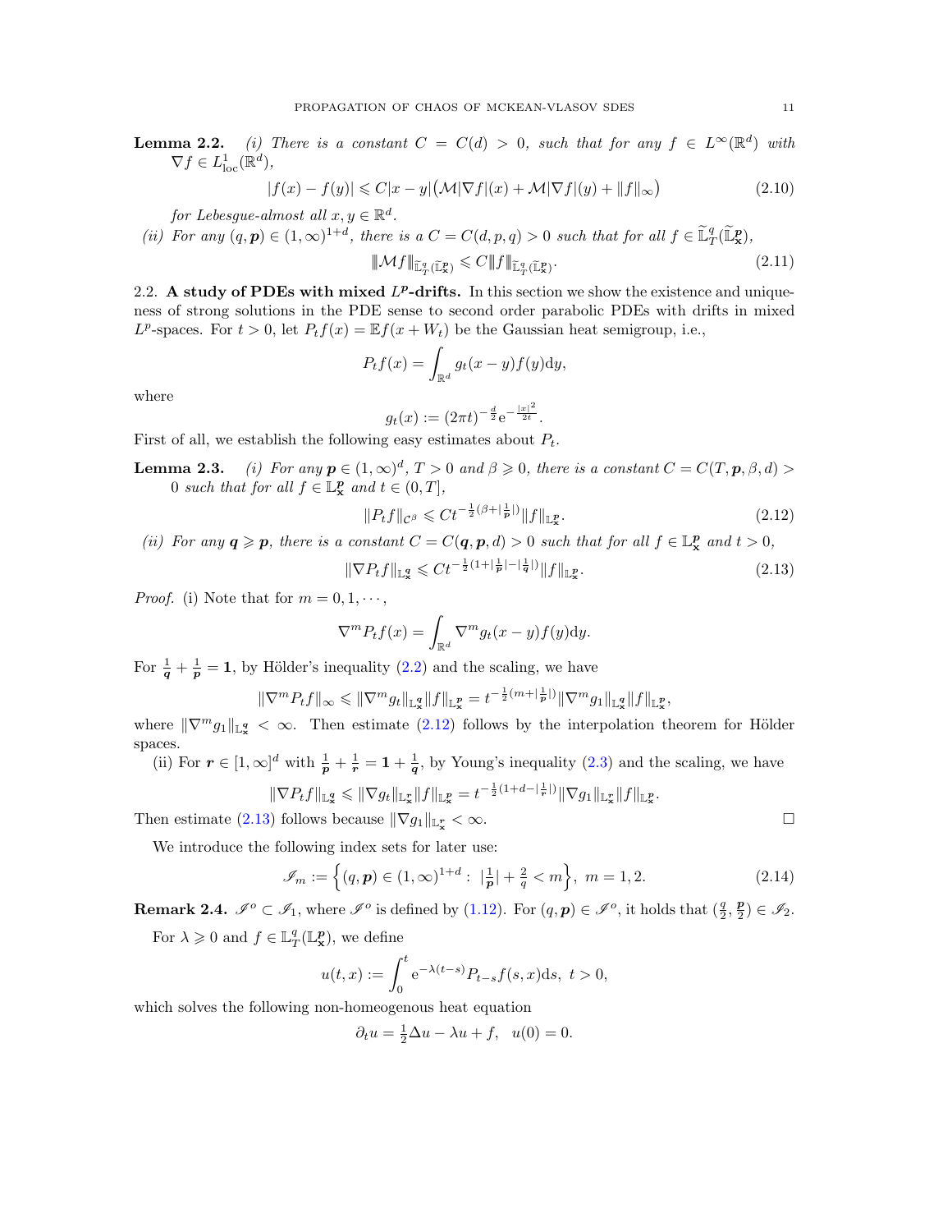**Lemma 2.2.** *(i) There is a constant $C = C(d) > 0$, such that for any $f \in L^\infty(\mathbb{R}^d)$ with $\nabla f \in L^1_{\rm loc}(\mathbb{R}^d)$,*

$$|f(x) - f(y)| \leqslant C|x-y|\big(\mathcal{M}|\nabla f|(x) + \mathcal{M}|\nabla f|(y) + \|f\|_\infty\big) \tag{2.10}$$

*for Lebesgue-almost all $x, y \in \mathbb{R}^d$.*

*(ii) For any $(q, \boldsymbol{p}) \in (1,\infty)^{1+d}$, there is a $C = C(d,p,q) > 0$ such that for all $f \in \widetilde{\mathbb{L}}^q_T(\widetilde{\mathbb{L}}^{\boldsymbol{p}}_{\mathbf{x}})$,*

$$\|\mathcal{M}f\|_{\widetilde{\mathbb{L}}^q_T(\widetilde{\mathbb{L}}^{\boldsymbol{p}}_{\mathbf{x}})} \leqslant C\|f\|_{\widetilde{\mathbb{L}}^q_T(\widetilde{\mathbb{L}}^{\boldsymbol{p}}_{\mathbf{x}})}. \tag{2.11}$$

2.2. **A study of PDEs with mixed $L^{\boldsymbol{p}}$-drifts.** In this section we show the existence and uniqueness of strong solutions in the PDE sense to second order parabolic PDEs with drifts in mixed $L^p$-spaces. For $t > 0$, let $P_t f(x) = \mathbb{E} f(x + W_t)$ be the Gaussian heat semigroup, i.e.,

$$P_t f(x) = \int_{\mathbb{R}^d} g_t(x-y) f(y)\mathrm{d}y,$$

where

$$g_t(x) := (2\pi t)^{-\frac{d}{2}} \mathrm{e}^{-\frac{|x|^2}{2t}}.$$

First of all, we establish the following easy estimates about $P_t$.

**Lemma 2.3.** *(i) For any $\boldsymbol{p} \in (1,\infty)^d$, $T > 0$ and $\beta \geqslant 0$, there is a constant $C = C(T, \boldsymbol{p}, \beta, d) > 0$ such that for all $f \in \mathbb{L}^{\boldsymbol{p}}_{\mathbf{x}}$ and $t \in (0, T]$,*

$$\|P_t f\|_{\mathcal{C}^\beta} \leqslant C t^{-\frac{1}{2}(\beta + |\frac{1}{\boldsymbol{p}}|)} \|f\|_{\mathbb{L}^{\boldsymbol{p}}_{\mathbf{x}}}. \tag{2.12}$$

*(ii) For any $\boldsymbol{q} \geqslant \boldsymbol{p}$, there is a constant $C = C(\boldsymbol{q}, \boldsymbol{p}, d) > 0$ such that for all $f \in \mathbb{L}^{\boldsymbol{p}}_{\mathbf{x}}$ and $t > 0$,*

$$\|\nabla P_t f\|_{\mathbb{L}^{\boldsymbol{q}}_{\mathbf{x}}} \leqslant C t^{-\frac{1}{2}(1 + |\frac{1}{\boldsymbol{p}}| - |\frac{1}{\boldsymbol{q}}|)} \|f\|_{\mathbb{L}^{\boldsymbol{p}}_{\mathbf{x}}}. \tag{2.13}$$

*Proof.* (i) Note that for $m = 0, 1, \cdots$,

$$\nabla^m P_t f(x) = \int_{\mathbb{R}^d} \nabla^m g_t(x-y) f(y)\mathrm{d}y.$$

For $\frac{1}{\boldsymbol{q}} + \frac{1}{\boldsymbol{p}} = \mathbf{1}$, by Hölder's inequality (2.2) and the scaling, we have

$$\|\nabla^m P_t f\|_\infty \leqslant \|\nabla^m g_t\|_{\mathbb{L}^{\boldsymbol{q}}_{\mathbf{x}}} \|f\|_{\mathbb{L}^{\boldsymbol{p}}_{\mathbf{x}}} = t^{-\frac{1}{2}(m + |\frac{1}{\boldsymbol{p}}|)} \|\nabla^m g_1\|_{\mathbb{L}^{\boldsymbol{q}}_{\mathbf{x}}} \|f\|_{\mathbb{L}^{\boldsymbol{p}}_{\mathbf{x}}},$$

where $\|\nabla^m g_1\|_{\mathbb{L}^{\boldsymbol{q}}_{\mathbf{x}}} < \infty$. Then estimate (2.12) follows by the interpolation theorem for Hölder spaces.

(ii) For $\boldsymbol{r} \in [1,\infty]^d$ with $\frac{1}{\boldsymbol{p}} + \frac{1}{\boldsymbol{r}} = \mathbf{1} + \frac{1}{\boldsymbol{q}}$, by Young's inequality (2.3) and the scaling, we have

$$\|\nabla P_t f\|_{\mathbb{L}^{\boldsymbol{q}}_{\mathbf{x}}} \leqslant \|\nabla g_t\|_{\mathbb{L}^{\boldsymbol{r}}_{\mathbf{x}}} \|f\|_{\mathbb{L}^{\boldsymbol{p}}_{\mathbf{x}}} = t^{-\frac{1}{2}(1 + d - |\frac{1}{\boldsymbol{r}}|)} \|\nabla g_1\|_{\mathbb{L}^{\boldsymbol{r}}_{\mathbf{x}}} \|f\|_{\mathbb{L}^{\boldsymbol{p}}_{\mathbf{x}}}.$$

Then estimate (2.13) follows because $\|\nabla g_1\|_{\mathbb{L}^{\boldsymbol{r}}_{\mathbf{x}}} < \infty$. $\square$

We introduce the following index sets for later use:

$$\mathscr{I}_m := \Big\{(q, \boldsymbol{p}) \in (1,\infty)^{1+d} : \ |\tfrac{1}{\boldsymbol{p}}| + \tfrac{2}{q} < m\Big\}, \ m = 1, 2. \tag{2.14}$$

**Remark 2.4.** $\mathscr{I}^o \subset \mathscr{I}_1$, where $\mathscr{I}^o$ is defined by (1.12). For $(q, \boldsymbol{p}) \in \mathscr{I}^o$, it holds that $(\frac{q}{2}, \frac{\boldsymbol{p}}{2}) \in \mathscr{I}_2$.

For $\lambda \geqslant 0$ and $f \in \mathbb{L}^q_T(\mathbb{L}^{\boldsymbol{p}}_{\mathbf{x}})$, we define

$$u(t,x) := \int_0^t \mathrm{e}^{-\lambda(t-s)} P_{t-s} f(s,x)\mathrm{d}s, \ t > 0,$$

which solves the following non-homeogenous heat equation

$$\partial_t u = \tfrac{1}{2}\Delta u - \lambda u + f, \quad u(0) = 0.$$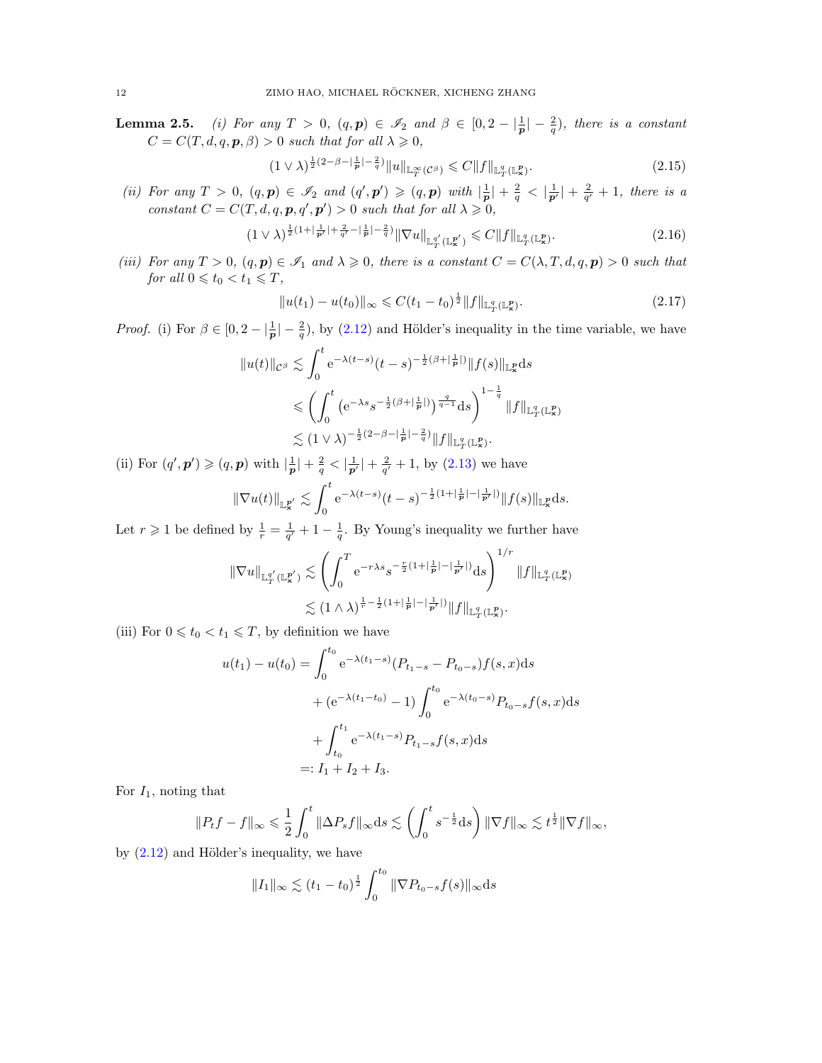**Lemma 2.5.** *(i) For any $T > 0$, $(q, \boldsymbol{p}) \in \mathscr{I}_2$ and $\beta \in [0, 2 - |\frac{1}{\boldsymbol{p}}| - \frac{2}{q})$, there is a constant $C = C(T, d, q, \boldsymbol{p}, \beta) > 0$ such that for all $\lambda \geqslant 0$,*

$$(1 \vee \lambda)^{\frac{1}{2}(2-\beta-|\frac{1}{\boldsymbol{p}}|-\frac{2}{q})} \|u\|_{\mathbb{L}^\infty_T(\mathcal{C}^\beta)} \leqslant C \|f\|_{\mathbb{L}^q_T(\mathbb{L}^{\boldsymbol{p}}_{\mathbf{x}})}. \tag{2.15}$$

*(ii) For any $T > 0$, $(q, \boldsymbol{p}) \in \mathscr{I}_2$ and $(q', \boldsymbol{p}') \geqslant (q, \boldsymbol{p})$ with $|\frac{1}{\boldsymbol{p}}| + \frac{2}{q} < |\frac{1}{\boldsymbol{p}'}| + \frac{2}{q'} + 1$, there is a constant $C = C(T, d, q, \boldsymbol{p}, q', \boldsymbol{p}') > 0$ such that for all $\lambda \geqslant 0$,*

$$(1 \vee \lambda)^{\frac{1}{2}(1+|\frac{1}{\boldsymbol{p}'}|+\frac{2}{q'}-|\frac{1}{\boldsymbol{p}}|-\frac{2}{q})} \|\nabla u\|_{\mathbb{L}^{q'}_T(\mathbb{L}^{\boldsymbol{p}'}_{\mathbf{x}})} \leqslant C \|f\|_{\mathbb{L}^q_T(\mathbb{L}^{\boldsymbol{p}}_{\mathbf{x}})}. \tag{2.16}$$

*(iii) For any $T > 0$, $(q, \boldsymbol{p}) \in \mathscr{I}_1$ and $\lambda \geqslant 0$, there is a constant $C = C(\lambda, T, d, q, \boldsymbol{p}) > 0$ such that for all $0 \leqslant t_0 < t_1 \leqslant T$,*

$$\|u(t_1) - u(t_0)\|_\infty \leqslant C(t_1 - t_0)^{\frac{1}{2}} \|f\|_{\mathbb{L}^q_T(\mathbb{L}^{\boldsymbol{p}}_{\mathbf{x}})}. \tag{2.17}$$

*Proof.* (i) For $\beta \in [0, 2 - |\frac{1}{\boldsymbol{p}}| - \frac{2}{q})$, by (2.12) and Hölder's inequality in the time variable, we have

$$\begin{aligned}
\|u(t)\|_{\mathcal{C}^\beta} &\lesssim \int_0^t \mathrm{e}^{-\lambda(t-s)}(t-s)^{-\frac{1}{2}(\beta+|\frac{1}{\boldsymbol{p}}|)} \|f(s)\|_{\mathbb{L}^{\boldsymbol{p}}_{\mathbf{x}}} \mathrm{d}s \\
&\leqslant \left( \int_0^t \left( \mathrm{e}^{-\lambda s} s^{-\frac{1}{2}(\beta+|\frac{1}{\boldsymbol{p}}|)} \right)^{\frac{q}{q-1}} \mathrm{d}s \right)^{1-\frac{1}{q}} \|f\|_{\mathbb{L}^q_T(\mathbb{L}^{\boldsymbol{p}}_{\mathbf{x}})} \\
&\lesssim (1 \vee \lambda)^{-\frac{1}{2}(2-\beta-|\frac{1}{\boldsymbol{p}}|-\frac{2}{q})} \|f\|_{\mathbb{L}^q_T(\mathbb{L}^{\boldsymbol{p}}_{\mathbf{x}})}.
\end{aligned}$$

(ii) For $(q', \boldsymbol{p}') \geqslant (q, \boldsymbol{p})$ with $|\frac{1}{\boldsymbol{p}}| + \frac{2}{q} < |\frac{1}{\boldsymbol{p}'}| + \frac{2}{q'} + 1$, by (2.13) we have

$$\|\nabla u(t)\|_{\mathbb{L}^{\boldsymbol{p}'}_{\mathbf{x}}} \lesssim \int_0^t \mathrm{e}^{-\lambda(t-s)}(t-s)^{-\frac{1}{2}(1+|\frac{1}{\boldsymbol{p}}|-|\frac{1}{\boldsymbol{p}'}|)} \|f(s)\|_{\mathbb{L}^{\boldsymbol{p}}_{\mathbf{x}}} \mathrm{d}s.$$

Let $r \geqslant 1$ be defined by $\frac{1}{r} = \frac{1}{q'} + 1 - \frac{1}{q}$. By Young's inequality we further have

$$\begin{aligned}
\|\nabla u\|_{\mathbb{L}^{q'}_T(\mathbb{L}^{\boldsymbol{p}'}_{\mathbf{x}})} &\lesssim \left( \int_0^T \mathrm{e}^{-r\lambda s} s^{-\frac{r}{2}(1+|\frac{1}{\boldsymbol{p}}|-|\frac{1}{\boldsymbol{p}'}|)} \mathrm{d}s \right)^{1/r} \|f\|_{\mathbb{L}^q_T(\mathbb{L}^{\boldsymbol{p}}_{\mathbf{x}})} \\
&\lesssim (1 \wedge \lambda)^{\frac{1}{r}-\frac{1}{2}(1+|\frac{1}{\boldsymbol{p}}|-|\frac{1}{\boldsymbol{p}'}|)} \|f\|_{\mathbb{L}^q_T(\mathbb{L}^{\boldsymbol{p}}_{\mathbf{x}})}.
\end{aligned}$$

(iii) For $0 \leqslant t_0 < t_1 \leqslant T$, by definition we have

$$\begin{aligned}
u(t_1) - u(t_0) &= \int_0^{t_0} \mathrm{e}^{-\lambda(t_1-s)}(P_{t_1-s} - P_{t_0-s}) f(s, x) \mathrm{d}s \\
&\quad + (\mathrm{e}^{-\lambda(t_1-t_0)} - 1) \int_0^{t_0} \mathrm{e}^{-\lambda(t_0-s)} P_{t_0-s} f(s, x) \mathrm{d}s \\
&\quad + \int_{t_0}^{t_1} \mathrm{e}^{-\lambda(t_1-s)} P_{t_1-s} f(s, x) \mathrm{d}s \\
&=: I_1 + I_2 + I_3.
\end{aligned}$$

For $I_1$, noting that

$$\|P_t f - f\|_\infty \leqslant \frac{1}{2} \int_0^t \|\Delta P_s f\|_\infty \mathrm{d}s \lesssim \left( \int_0^t s^{-\frac{1}{2}} \mathrm{d}s \right) \|\nabla f\|_\infty \lesssim t^{\frac{1}{2}} \|\nabla f\|_\infty,$$

by (2.12) and Hölder's inequality, we have

$$\|I_1\|_\infty \lesssim (t_1 - t_0)^{\frac{1}{2}} \int_0^{t_0} \|\nabla P_{t_0-s} f(s)\|_\infty \mathrm{d}s$$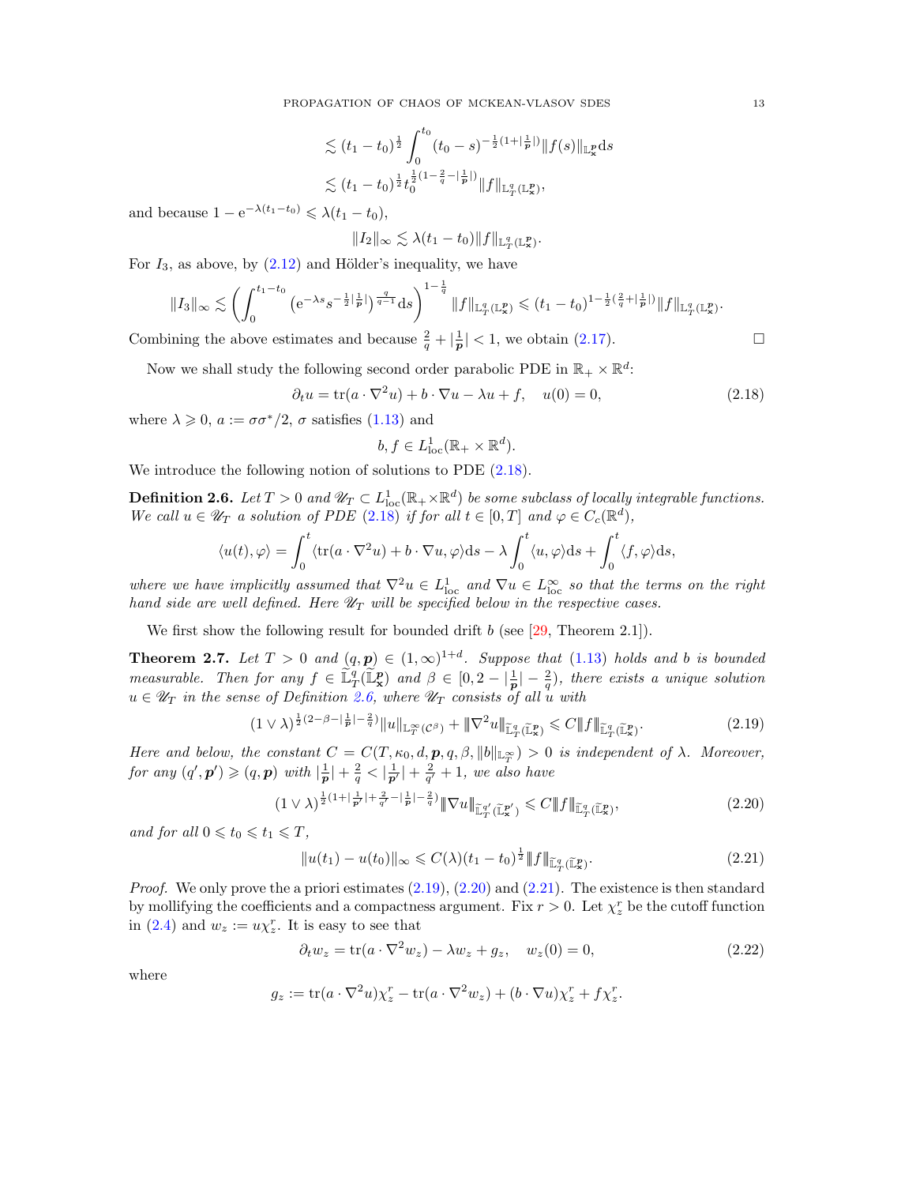$$
\lesssim (t_1-t_0)^{\frac12}\int_0^{t_0}(t_0-s)^{-\frac12(1+|\frac{1}{\boldsymbol{p}}|)}\|f(s)\|_{\mathbb{L}^{\boldsymbol{p}}_{\boldsymbol{x}}}\mathrm{d}s
$$

$$
\lesssim (t_1-t_0)^{\frac12}t_0^{\frac12(1-\frac{2}{q}-|\frac{1}{\boldsymbol{p}}|)}\|f\|_{\mathbb{L}^q_T(\mathbb{L}^{\boldsymbol{p}}_{\boldsymbol{x}})},
$$

and because $1-\mathrm{e}^{-\lambda(t_1-t_0)}\leqslant \lambda(t_1-t_0)$,

$$
\|I_2\|_\infty \lesssim \lambda(t_1-t_0)\|f\|_{\mathbb{L}^q_T(\mathbb{L}^{\boldsymbol{p}}_{\boldsymbol{x}})}.
$$

For $I_3$, as above, by (2.12) and Hölder's inequality, we have

$$
\|I_3\|_\infty \lesssim \left(\int_0^{t_1-t_0}\left(\mathrm{e}^{-\lambda s}s^{-\frac12|\frac{1}{\boldsymbol{p}}|}\right)^{\frac{q}{q-1}}\mathrm{d}s\right)^{1-\frac1q}\|f\|_{\mathbb{L}^q_T(\mathbb{L}^{\boldsymbol{p}}_{\boldsymbol{x}})}\leqslant (t_1-t_0)^{1-\frac12(\frac{2}{q}+|\frac{1}{\boldsymbol{p}}|)}\|f\|_{\mathbb{L}^q_T(\mathbb{L}^{\boldsymbol{p}}_{\boldsymbol{x}})}.
$$

Combining the above estimates and because $\frac{2}{q}+|\frac{1}{\boldsymbol{p}}|<1$, we obtain (2.17). $\square$

Now we shall study the following second order parabolic PDE in $\mathbb{R}_+\times\mathbb{R}^d$:

$$
\partial_t u = \mathrm{tr}(a\cdot\nabla^2 u)+b\cdot\nabla u-\lambda u+f,\quad u(0)=0, \tag{2.18}
$$

where $\lambda\geqslant 0$, $a:=\sigma\sigma^*/2$, $\sigma$ satisfies (1.13) and

$$
b,f\in L^1_{\mathrm{loc}}(\mathbb{R}_+\times\mathbb{R}^d).
$$

We introduce the following notion of solutions to PDE (2.18).

**Definition 2.6.** *Let $T>0$ and $\mathscr{U}_T\subset L^1_{\mathrm{loc}}(\mathbb{R}_+\times\mathbb{R}^d)$ be some subclass of locally integrable functions. We call $u\in\mathscr{U}_T$ a solution of PDE (2.18) if for all $t\in[0,T]$ and $\varphi\in C_c(\mathbb{R}^d)$,*

$$
\langle u(t),\varphi\rangle = \int_0^t\langle \mathrm{tr}(a\cdot\nabla^2 u)+b\cdot\nabla u,\varphi\rangle\mathrm{d}s-\lambda\int_0^t\langle u,\varphi\rangle\mathrm{d}s+\int_0^t\langle f,\varphi\rangle\mathrm{d}s,
$$

*where we have implicitly assumed that $\nabla^2 u\in L^1_{\mathrm{loc}}$ and $\nabla u\in L^\infty_{\mathrm{loc}}$ so that the terms on the right hand side are well defined. Here $\mathscr{U}_T$ will be specified below in the respective cases.*

We first show the following result for bounded drift $b$ (see [29, Theorem 2.1]).

**Theorem 2.7.** *Let $T>0$ and $(q,\boldsymbol{p})\in(1,\infty)^{1+d}$. Suppose that (1.13) holds and $b$ is bounded measurable. Then for any $f\in\widetilde{\mathbb{L}}^q_T(\widetilde{\mathbb{L}}^{\boldsymbol{p}}_{\boldsymbol{x}})$ and $\beta\in[0,2-|\frac{1}{\boldsymbol{p}}|-\frac{2}{q})$, there exists a unique solution $u\in\mathscr{U}_T$ in the sense of Definition 2.6, where $\mathscr{U}_T$ consists of all $u$ with*

$$
(1\vee\lambda)^{\frac12(2-\beta-|\frac{1}{\boldsymbol{p}}|-\frac{2}{q})}\|u\|_{\mathbb{L}^\infty_T(\mathcal{C}^\beta)}+|\!|\!|\nabla^2 u|\!|\!|_{\widetilde{\mathbb{L}}^q_T(\widetilde{\mathbb{L}}^{\boldsymbol{p}}_{\boldsymbol{x}})}\leqslant C|\!|\!|f|\!|\!|_{\widetilde{\mathbb{L}}^q_T(\widetilde{\mathbb{L}}^{\boldsymbol{p}}_{\boldsymbol{x}})}. \tag{2.19}
$$

*Here and below, the constant $C=C(T,\kappa_0,d,\boldsymbol{p},q,\beta,\|b\|_{\mathbb{L}^\infty_T})>0$ is independent of $\lambda$. Moreover, for any $(q',\boldsymbol{p}')\geqslant(q,\boldsymbol{p})$ with $|\frac{1}{\boldsymbol{p}}|+\frac{2}{q}<|\frac{1}{\boldsymbol{p}'}|+\frac{2}{q'}+1$, we also have*

$$
(1\vee\lambda)^{\frac12(1+|\frac{1}{\boldsymbol{p}'}|+\frac{2}{q'}-|\frac{1}{\boldsymbol{p}}|-\frac{2}{q})}|\!|\!|\nabla u|\!|\!|_{\widetilde{\mathbb{L}}^{q'}_T(\widetilde{\mathbb{L}}^{\boldsymbol{p}'}_{\boldsymbol{x}})}\leqslant C|\!|\!|f|\!|\!|_{\widetilde{\mathbb{L}}^q_T(\widetilde{\mathbb{L}}^{\boldsymbol{p}}_{\boldsymbol{x}})}, \tag{2.20}
$$

*and for all $0\leqslant t_0\leqslant t_1\leqslant T$,*

$$
\|u(t_1)-u(t_0)\|_\infty\leqslant C(\lambda)(t_1-t_0)^{\frac12}|\!|\!|f|\!|\!|_{\widetilde{\mathbb{L}}^q_T(\widetilde{\mathbb{L}}^{\boldsymbol{p}}_{\boldsymbol{x}})}. \tag{2.21}
$$

*Proof.* We only prove the a priori estimates (2.19), (2.20) and (2.21). The existence is then standard by mollifying the coefficients and a compactness argument. Fix $r>0$. Let $\chi^r_z$ be the cutoff function in (2.4) and $w_z:=u\chi^r_z$. It is easy to see that

$$
\partial_t w_z=\mathrm{tr}(a\cdot\nabla^2 w_z)-\lambda w_z+g_z,\quad w_z(0)=0, \tag{2.22}
$$

where

$$
g_z:=\mathrm{tr}(a\cdot\nabla^2 u)\chi^r_z-\mathrm{tr}(a\cdot\nabla^2 w_z)+(b\cdot\nabla u)\chi^r_z+f\chi^r_z.
$$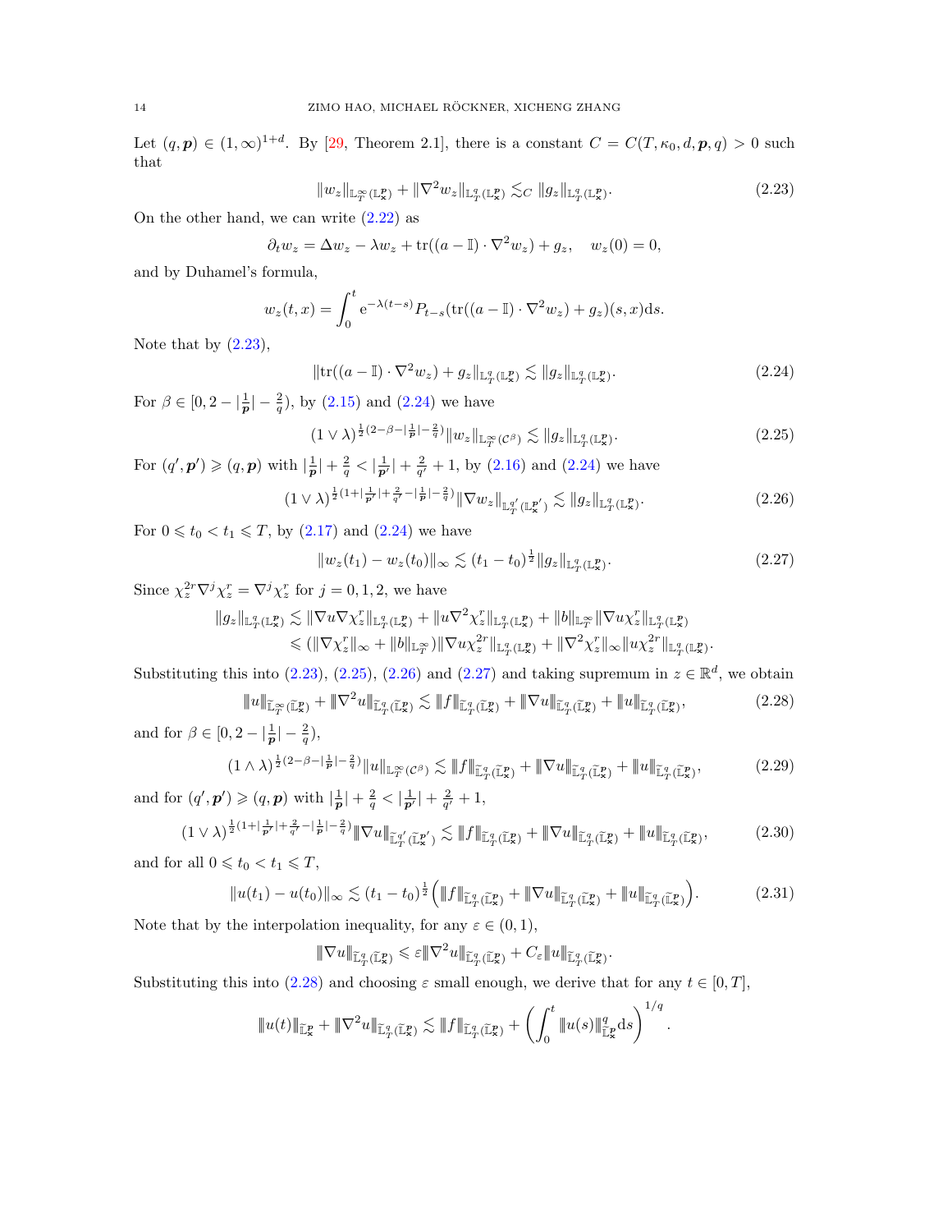Let $(q,\boldsymbol{p})\in(1,\infty)^{1+d}$. By [29, Theorem 2.1], there is a constant $C=C(T,\kappa_0,d,\boldsymbol{p},q)>0$ such that

$$\|w_z\|_{\mathbb{L}^\infty_T(\mathbb{L}^{\boldsymbol{p}}_{\boldsymbol{x}})}+\|\nabla^2 w_z\|_{\mathbb{L}^q_T(\mathbb{L}^{\boldsymbol{p}}_{\boldsymbol{x}})}\lesssim_C \|g_z\|_{\mathbb{L}^q_T(\mathbb{L}^{\boldsymbol{p}}_{\boldsymbol{x}})}. \tag{2.23}$$

On the other hand, we can write (2.22) as

$$\partial_t w_z=\Delta w_z-\lambda w_z+\mathrm{tr}((a-\mathbb{I})\cdot\nabla^2 w_z)+g_z,\quad w_z(0)=0,$$

and by Duhamel's formula,

$$w_z(t,x)=\int_0^t \mathrm{e}^{-\lambda(t-s)}P_{t-s}(\mathrm{tr}((a-\mathbb{I})\cdot\nabla^2 w_z)+g_z)(s,x)\mathrm{d}s.$$

Note that by (2.23),

$$\|\mathrm{tr}((a-\mathbb{I})\cdot\nabla^2 w_z)+g_z\|_{\mathbb{L}^q_T(\mathbb{L}^{\boldsymbol{p}}_{\boldsymbol{x}})}\lesssim \|g_z\|_{\mathbb{L}^q_T(\mathbb{L}^{\boldsymbol{p}}_{\boldsymbol{x}})}. \tag{2.24}$$

For $\beta\in[0,2-|\frac{1}{\boldsymbol{p}}|-\frac{2}{q})$, by (2.15) and (2.24) we have

$$(1\vee\lambda)^{\frac12(2-\beta-|\frac{1}{\boldsymbol{p}}|-\frac{2}{q})}\|w_z\|_{\mathbb{L}^\infty_T(\mathcal{C}^\beta)}\lesssim \|g_z\|_{\mathbb{L}^q_T(\mathbb{L}^{\boldsymbol{p}}_{\boldsymbol{x}})}. \tag{2.25}$$

For $(q',\boldsymbol{p}')\geqslant(q,\boldsymbol{p})$ with $|\frac{1}{\boldsymbol{p}}|+\frac{2}{q}<|\frac{1}{\boldsymbol{p}'}|+\frac{2}{q'}+1$, by (2.16) and (2.24) we have

$$(1\vee\lambda)^{\frac12(1+|\frac{1}{\boldsymbol{p}'}|+\frac{2}{q'}-|\frac{1}{\boldsymbol{p}}|-\frac{2}{q})}\|\nabla w_z\|_{\mathbb{L}^{q'}_T(\mathbb{L}^{\boldsymbol{p}'}_{\boldsymbol{x}})}\lesssim \|g_z\|_{\mathbb{L}^q_T(\mathbb{L}^{\boldsymbol{p}}_{\boldsymbol{x}})}. \tag{2.26}$$

For $0\leqslant t_0<t_1\leqslant T$, by (2.17) and (2.24) we have

$$\|w_z(t_1)-w_z(t_0)\|_\infty\lesssim (t_1-t_0)^{\frac12}\|g_z\|_{\mathbb{L}^q_T(\mathbb{L}^{\boldsymbol{p}}_{\boldsymbol{x}})}. \tag{2.27}$$

Since $\chi^{2r}_z\nabla^j\chi^r_z=\nabla^j\chi^r_z$ for $j=0,1,2$, we have

$$\begin{aligned}\|g_z\|_{\mathbb{L}^q_T(\mathbb{L}^{\boldsymbol{p}}_{\boldsymbol{x}})}&\lesssim \|\nabla u\nabla\chi^r_z\|_{\mathbb{L}^q_T(\mathbb{L}^{\boldsymbol{p}}_{\boldsymbol{x}})}+\|u\nabla^2\chi^r_z\|_{\mathbb{L}^q_T(\mathbb{L}^{\boldsymbol{p}}_{\boldsymbol{x}})}+\|b\|_{\mathbb{L}^\infty_T}\|\nabla u\chi^r_z\|_{\mathbb{L}^q_T(\mathbb{L}^{\boldsymbol{p}}_{\boldsymbol{x}})}\\&\leqslant(\|\nabla\chi^r_z\|_\infty+\|b\|_{\mathbb{L}^\infty_T})\|\nabla u\chi^{2r}_z\|_{\mathbb{L}^q_T(\mathbb{L}^{\boldsymbol{p}}_{\boldsymbol{x}})}+\|\nabla^2\chi^r_z\|_\infty\|u\chi^{2r}_z\|_{\mathbb{L}^q_T(\mathbb{L}^{\boldsymbol{p}}_{\boldsymbol{x}})}.\end{aligned}$$

Substituting this into (2.23), (2.25), (2.26) and (2.27) and taking supremum in $z\in\mathbb{R}^d$, we obtain

$$|\!|\!|u|\!|\!|_{\widetilde{\mathbb{L}}^\infty_T(\widetilde{\mathbb{L}}^{\boldsymbol{p}}_{\boldsymbol{x}})}+|\!|\!|\nabla^2 u|\!|\!|_{\widetilde{\mathbb{L}}^q_T(\widetilde{\mathbb{L}}^{\boldsymbol{p}}_{\boldsymbol{x}})}\lesssim |\!|\!|f|\!|\!|_{\widetilde{\mathbb{L}}^q_T(\widetilde{\mathbb{L}}^{\boldsymbol{p}}_{\boldsymbol{x}})}+|\!|\!|\nabla u|\!|\!|_{\widetilde{\mathbb{L}}^q_T(\widetilde{\mathbb{L}}^{\boldsymbol{p}}_{\boldsymbol{x}})}+|\!|\!|u|\!|\!|_{\widetilde{\mathbb{L}}^q_T(\widetilde{\mathbb{L}}^{\boldsymbol{p}}_{\boldsymbol{x}})}, \tag{2.28}$$

and for $\beta\in[0,2-|\frac{1}{\boldsymbol{p}}|-\frac{2}{q})$,

$$(1\wedge\lambda)^{\frac12(2-\beta-|\frac{1}{\boldsymbol{p}}|-\frac{2}{q})}\|u\|_{\mathbb{L}^\infty_T(\mathcal{C}^\beta)}\lesssim |\!|\!|f|\!|\!|_{\widetilde{\mathbb{L}}^q_T(\widetilde{\mathbb{L}}^{\boldsymbol{p}}_{\boldsymbol{x}})}+|\!|\!|\nabla u|\!|\!|_{\widetilde{\mathbb{L}}^q_T(\widetilde{\mathbb{L}}^{\boldsymbol{p}}_{\boldsymbol{x}})}+|\!|\!|u|\!|\!|_{\widetilde{\mathbb{L}}^q_T(\widetilde{\mathbb{L}}^{\boldsymbol{p}}_{\boldsymbol{x}})}, \tag{2.29}$$

and for $(q',\boldsymbol{p}')\geqslant(q,\boldsymbol{p})$ with $|\frac{1}{\boldsymbol{p}}|+\frac{2}{q}<|\frac{1}{\boldsymbol{p}'}|+\frac{2}{q'}+1$,

$$(1\vee\lambda)^{\frac12(1+|\frac{1}{\boldsymbol{p}'}|+\frac{2}{q'}-|\frac{1}{\boldsymbol{p}}|-\frac{2}{q})}|\!|\!|\nabla u|\!|\!|_{\widetilde{\mathbb{L}}^{q'}_T(\widetilde{\mathbb{L}}^{\boldsymbol{p}'}_{\boldsymbol{x}})}\lesssim |\!|\!|f|\!|\!|_{\widetilde{\mathbb{L}}^q_T(\widetilde{\mathbb{L}}^{\boldsymbol{p}}_{\boldsymbol{x}})}+|\!|\!|\nabla u|\!|\!|_{\widetilde{\mathbb{L}}^q_T(\widetilde{\mathbb{L}}^{\boldsymbol{p}}_{\boldsymbol{x}})}+|\!|\!|u|\!|\!|_{\widetilde{\mathbb{L}}^q_T(\widetilde{\mathbb{L}}^{\boldsymbol{p}}_{\boldsymbol{x}})}, \tag{2.30}$$

and for all $0\leqslant t_0<t_1\leqslant T$,

$$\|u(t_1)-u(t_0)\|_\infty\lesssim (t_1-t_0)^{\frac12}\Big(|\!|\!|f|\!|\!|_{\widetilde{\mathbb{L}}^q_T(\widetilde{\mathbb{L}}^{\boldsymbol{p}}_{\boldsymbol{x}})}+|\!|\!|\nabla u|\!|\!|_{\widetilde{\mathbb{L}}^q_T(\widetilde{\mathbb{L}}^{\boldsymbol{p}}_{\boldsymbol{x}})}+|\!|\!|u|\!|\!|_{\widetilde{\mathbb{L}}^q_T(\widetilde{\mathbb{L}}^{\boldsymbol{p}}_{\boldsymbol{x}})}\Big). \tag{2.31}$$

Note that by the interpolation inequality, for any $\varepsilon\in(0,1)$,

$$|\!|\!|\nabla u|\!|\!|_{\widetilde{\mathbb{L}}^q_T(\widetilde{\mathbb{L}}^{\boldsymbol{p}}_{\boldsymbol{x}})}\leqslant\varepsilon|\!|\!|\nabla^2 u|\!|\!|_{\widetilde{\mathbb{L}}^q_T(\widetilde{\mathbb{L}}^{\boldsymbol{p}}_{\boldsymbol{x}})}+C_\varepsilon|\!|\!|u|\!|\!|_{\widetilde{\mathbb{L}}^q_T(\widetilde{\mathbb{L}}^{\boldsymbol{p}}_{\boldsymbol{x}})}.$$

Substituting this into (2.28) and choosing $\varepsilon$ small enough, we derive that for any $t\in[0,T]$,

$$|\!|\!|u(t)|\!|\!|_{\widetilde{\mathbb{L}}^{\boldsymbol{p}}_{\boldsymbol{x}}}+|\!|\!|\nabla^2 u|\!|\!|_{\widetilde{\mathbb{L}}^q_T(\widetilde{\mathbb{L}}^{\boldsymbol{p}}_{\boldsymbol{x}})}\lesssim |\!|\!|f|\!|\!|_{\widetilde{\mathbb{L}}^q_T(\widetilde{\mathbb{L}}^{\boldsymbol{p}}_{\boldsymbol{x}})}+\left(\int_0^t|\!|\!|u(s)|\!|\!|^q_{\widetilde{\mathbb{L}}^{\boldsymbol{p}}_{\boldsymbol{x}}}\mathrm{d}s\right)^{1/q}.$$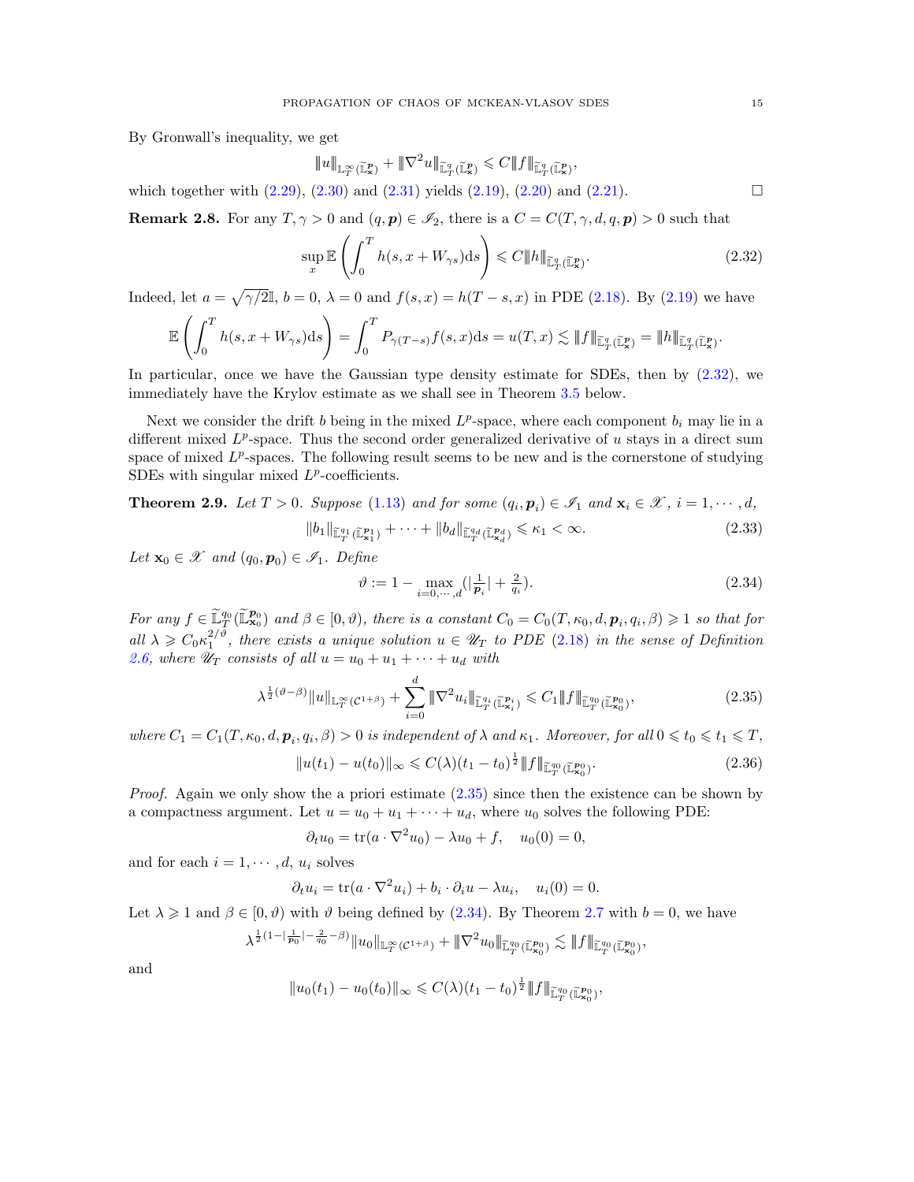By Gronwall's inequality, we get

$$\|u\|_{\mathbb{L}^\infty_T(\widetilde{\mathbb{L}}^{\boldsymbol{p}}_{\mathbf{x}})} + \|\nabla^2 u\|_{\widetilde{\mathbb{L}}^q_T(\widetilde{\mathbb{L}}^{\boldsymbol{p}}_{\mathbf{x}})} \leqslant C\|f\|_{\widetilde{\mathbb{L}}^q_T(\widetilde{\mathbb{L}}^{\boldsymbol{p}}_{\mathbf{x}})},$$

which together with (2.29), (2.30) and (2.31) yields (2.19), (2.20) and (2.21). $\square$

**Remark 2.8.** For any $T, \gamma > 0$ and $(q, \boldsymbol{p}) \in \mathscr{I}_2$, there is a $C = C(T, \gamma, d, q, \boldsymbol{p}) > 0$ such that

$$\sup_x \mathbb{E}\left(\int_0^T h(s, x + W_{\gamma s})\mathrm{d}s\right) \leqslant C\|h\|_{\widetilde{\mathbb{L}}^q_T(\widetilde{\mathbb{L}}^{\boldsymbol{p}}_{\mathbf{x}})}. \tag{2.32}$$

Indeed, let $a = \sqrt{\gamma/2}\mathbb{I}$, $b = 0$, $\lambda = 0$ and $f(s, x) = h(T - s, x)$ in PDE (2.18). By (2.19) we have

$$\mathbb{E}\left(\int_0^T h(s, x + W_{\gamma s})\mathrm{d}s\right) = \int_0^T P_{\gamma(T-s)} f(s, x)\mathrm{d}s = u(T, x) \lesssim \|f\|_{\widetilde{\mathbb{L}}^q_T(\widetilde{\mathbb{L}}^{\boldsymbol{p}}_{\mathbf{x}})} = \|h\|_{\widetilde{\mathbb{L}}^q_T(\widetilde{\mathbb{L}}^{\boldsymbol{p}}_{\mathbf{x}})}.$$

In particular, once we have the Gaussian type density estimate for SDEs, then by (2.32), we immediately have the Krylov estimate as we shall see in Theorem 3.5 below.

Next we consider the drift $b$ being in the mixed $L^p$-space, where each component $b_i$ may lie in a different mixed $L^p$-space. Thus the second order generalized derivative of $u$ stays in a direct sum space of mixed $L^p$-spaces. The following result seems to be new and is the cornerstone of studying SDEs with singular mixed $L^p$-coefficients.

**Theorem 2.9.** *Let $T > 0$. Suppose (1.13) and for some $(q_i, \boldsymbol{p}_i) \in \mathscr{I}_1$ and $\mathbf{x}_i \in \mathscr{X}$, $i = 1, \cdots, d$,*

$$\|b_1\|_{\widetilde{\mathbb{L}}^{q_1}_T(\widetilde{\mathbb{L}}^{\boldsymbol{p}_1}_{\mathbf{x}_1})} + \cdots + \|b_d\|_{\widetilde{\mathbb{L}}^{q_d}_T(\widetilde{\mathbb{L}}^{\boldsymbol{p}_d}_{\mathbf{x}_d})} \leqslant \kappa_1 < \infty. \tag{2.33}$$

*Let $\mathbf{x}_0 \in \mathscr{X}$ and $(q_0, \boldsymbol{p}_0) \in \mathscr{I}_1$. Define*

$$\vartheta := 1 - \max_{i=0,\cdots,d}(|\tfrac{1}{\boldsymbol{p}_i}| + \tfrac{2}{q_i}). \tag{2.34}$$

*For any $f \in \widetilde{\mathbb{L}}^{q_0}_T(\widetilde{\mathbb{L}}^{\boldsymbol{p}_0}_{\mathbf{x}_0})$ and $\beta \in [0, \vartheta)$, there is a constant $C_0 = C_0(T, \kappa_0, d, \boldsymbol{p}_i, q_i, \beta) \geqslant 1$ so that for all $\lambda \geqslant C_0\kappa_1^{2/\vartheta}$, there exists a unique solution $u \in \mathscr{U}_T$ to PDE (2.18) in the sense of Definition 2.6, where $\mathscr{U}_T$ consists of all $u = u_0 + u_1 + \cdots + u_d$ with*

$$\lambda^{\frac{1}{2}(\vartheta-\beta)}\|u\|_{\mathbb{L}^\infty_T(\mathcal{C}^{1+\beta})} + \sum_{i=0}^d \|\nabla^2 u_i\|_{\widetilde{\mathbb{L}}^{q_i}_T(\widetilde{\mathbb{L}}^{\boldsymbol{p}_i}_{\mathbf{x}_i})} \leqslant C_1\|f\|_{\widetilde{\mathbb{L}}^{q_0}_T(\widetilde{\mathbb{L}}^{\boldsymbol{p}_0}_{\mathbf{x}_0})}, \tag{2.35}$$

*where $C_1 = C_1(T, \kappa_0, d, \boldsymbol{p}_i, q_i, \beta) > 0$ is independent of $\lambda$ and $\kappa_1$. Moreover, for all $0 \leqslant t_0 \leqslant t_1 \leqslant T$,*

$$\|u(t_1) - u(t_0)\|_\infty \leqslant C(\lambda)(t_1 - t_0)^{\frac{1}{2}}\|f\|_{\widetilde{\mathbb{L}}^{q_0}_T(\widetilde{\mathbb{L}}^{\boldsymbol{p}_0}_{\mathbf{x}_0})}. \tag{2.36}$$

*Proof.* Again we only show the a priori estimate (2.35) since then the existence can be shown by a compactness argument. Let $u = u_0 + u_1 + \cdots + u_d$, where $u_0$ solves the following PDE:

$$\partial_t u_0 = \mathrm{tr}(a \cdot \nabla^2 u_0) - \lambda u_0 + f, \quad u_0(0) = 0,$$

and for each $i = 1, \cdots, d$, $u_i$ solves

$$\partial_t u_i = \mathrm{tr}(a \cdot \nabla^2 u_i) + b_i \cdot \partial_i u - \lambda u_i, \quad u_i(0) = 0.$$

Let $\lambda \geqslant 1$ and $\beta \in [0, \vartheta)$ with $\vartheta$ being defined by (2.34). By Theorem 2.7 with $b = 0$, we have

$$\lambda^{\frac{1}{2}(1-|\frac{1}{\boldsymbol{p}_0}|-\frac{2}{q_0}-\beta)}\|u_0\|_{\mathbb{L}^\infty_T(\mathcal{C}^{1+\beta})} + \|\nabla^2 u_0\|_{\widetilde{\mathbb{L}}^{q_0}_T(\widetilde{\mathbb{L}}^{\boldsymbol{p}_0}_{\mathbf{x}_0})} \lesssim \|f\|_{\widetilde{\mathbb{L}}^{q_0}_T(\widetilde{\mathbb{L}}^{\boldsymbol{p}_0}_{\mathbf{x}_0})},$$

and

$$\|u_0(t_1) - u_0(t_0)\|_\infty \leqslant C(\lambda)(t_1 - t_0)^{\frac{1}{2}}\|f\|_{\widetilde{\mathbb{L}}^{q_0}_T(\widetilde{\mathbb{L}}^{\boldsymbol{p}_0}_{\mathbf{x}_0})},$$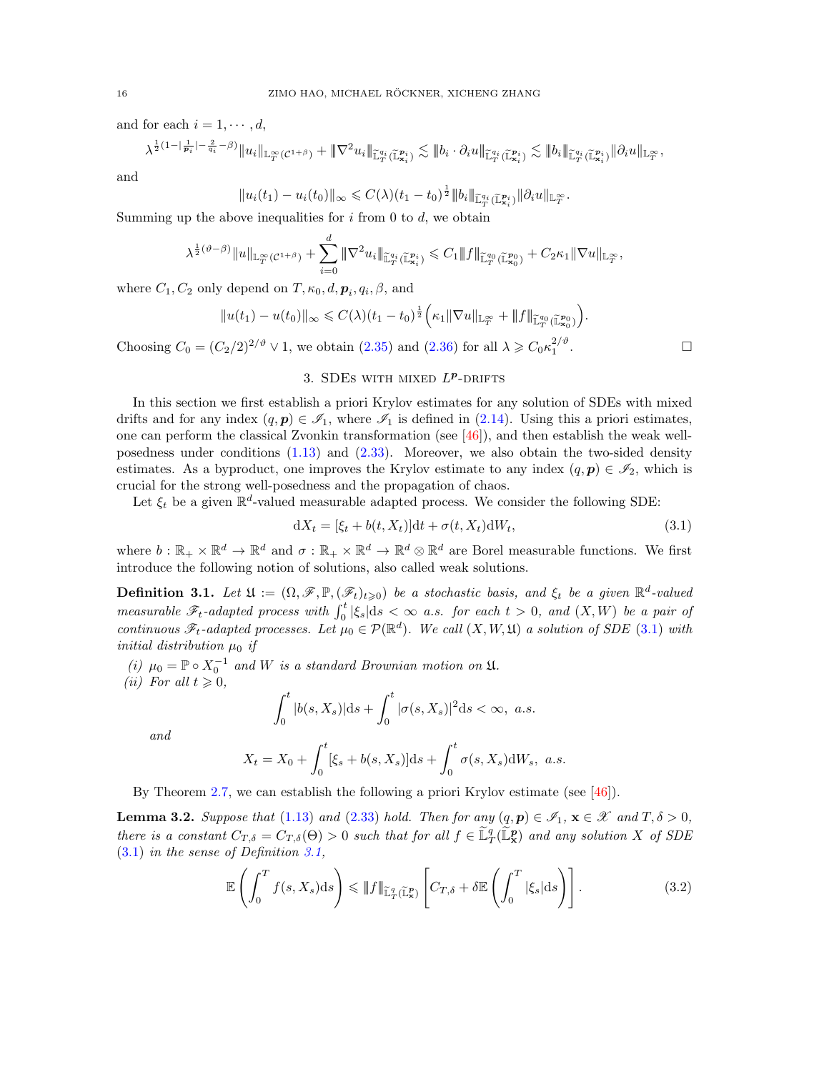and for each $i = 1, \cdots, d$,

$$\lambda^{\frac{1}{2}(1-|\frac{1}{\boldsymbol{p}_i}|-\frac{2}{q_i}-\beta)}\|u_i\|_{\mathbb{L}^\infty_T(\mathcal{C}^{1+\beta})} + |||\nabla^2 u_i|||_{\widetilde{\mathbb{L}}^{q_i}_T(\widetilde{\mathbb{L}}^{\boldsymbol{p}_i}_{\mathbf{x}_i})} \lesssim |||b_i \cdot \partial_i u|||_{\widetilde{\mathbb{L}}^{q_i}_T(\widetilde{\mathbb{L}}^{\boldsymbol{p}_i}_{\mathbf{x}_i})} \lesssim |||b_i|||_{\widetilde{\mathbb{L}}^{q_i}_T(\widetilde{\mathbb{L}}^{\boldsymbol{p}_i}_{\mathbf{x}_i})}\|\partial_i u\|_{\mathbb{L}^\infty_T},$$

and

$$\|u_i(t_1) - u_i(t_0)\|_\infty \leqslant C(\lambda)(t_1 - t_0)^{\frac{1}{2}}|||b_i|||_{\widetilde{\mathbb{L}}^{q_i}_T(\widetilde{\mathbb{L}}^{\boldsymbol{p}_i}_{\mathbf{x}_i})}\|\partial_i u\|_{\mathbb{L}^\infty_T}.$$

Summing up the above inequalities for $i$ from 0 to $d$, we obtain

$$\lambda^{\frac{1}{2}(\vartheta-\beta)}\|u\|_{\mathbb{L}^\infty_T(\mathcal{C}^{1+\beta})} + \sum_{i=0}^d |||\nabla^2 u_i|||_{\widetilde{\mathbb{L}}^{q_i}_T(\widetilde{\mathbb{L}}^{\boldsymbol{p}_i}_{\mathbf{x}_i})} \leqslant C_1|||f|||_{\widetilde{\mathbb{L}}^{q_0}_T(\widetilde{\mathbb{L}}^{\boldsymbol{p}_0}_{\mathbf{x}_0})} + C_2\kappa_1\|\nabla u\|_{\mathbb{L}^\infty_T},$$

where $C_1, C_2$ only depend on $T, \kappa_0, d, \boldsymbol{p}_i, q_i, \beta$, and

$$\|u(t_1) - u(t_0)\|_\infty \leqslant C(\lambda)(t_1 - t_0)^{\frac{1}{2}}\Big(\kappa_1\|\nabla u\|_{\mathbb{L}^\infty_T} + |||f|||_{\widetilde{\mathbb{L}}^{q_0}_T(\widetilde{\mathbb{L}}^{\boldsymbol{p}_0}_{\mathbf{x}_0})}\Big).$$

Choosing $C_0 = (C_2/2)^{2/\vartheta} \vee 1$, we obtain (2.35) and (2.36) for all $\lambda \geqslant C_0\kappa_1^{2/\vartheta}$. □

## 3. SDEs with mixed $L^{\boldsymbol{p}}$-drifts

In this section we first establish a priori Krylov estimates for any solution of SDEs with mixed drifts and for any index $(q, \boldsymbol{p}) \in \mathscr{I}_1$, where $\mathscr{I}_1$ is defined in (2.14). Using this a priori estimates, one can perform the classical Zvonkin transformation (see [46]), and then establish the weak well-posedness under conditions (1.13) and (2.33). Moreover, we also obtain the two-sided density estimates. As a byproduct, one improves the Krylov estimate to any index $(q, \boldsymbol{p}) \in \mathscr{I}_2$, which is crucial for the strong well-posedness and the propagation of chaos.

Let $\xi_t$ be a given $\mathbb{R}^d$-valued measurable adapted process. We consider the following SDE:

$$\mathrm{d}X_t = [\xi_t + b(t, X_t)]\mathrm{d}t + \sigma(t, X_t)\mathrm{d}W_t, \tag{3.1}$$

where $b : \mathbb{R}_+ \times \mathbb{R}^d \to \mathbb{R}^d$ and $\sigma : \mathbb{R}_+ \times \mathbb{R}^d \to \mathbb{R}^d \otimes \mathbb{R}^d$ are Borel measurable functions. We first introduce the following notion of solutions, also called weak solutions.

**Definition 3.1.** *Let $\mathfrak{U} := (\Omega, \mathscr{F}, \mathbb{P}, (\mathscr{F}_t)_{t\geqslant 0})$ be a stochastic basis, and $\xi_t$ be a given $\mathbb{R}^d$-valued measurable $\mathscr{F}_t$-adapted process with $\int_0^t |\xi_s|\mathrm{d}s < \infty$ a.s. for each $t > 0$, and $(X, W)$ be a pair of continuous $\mathscr{F}_t$-adapted processes. Let $\mu_0 \in \mathcal{P}(\mathbb{R}^d)$. We call $(X, W, \mathfrak{U})$ a solution of SDE (3.1) with initial distribution $\mu_0$ if*

*(i) $\mu_0 = \mathbb{P} \circ X_0^{-1}$ and $W$ is a standard Brownian motion on $\mathfrak{U}$.*

*(ii) For all $t \geqslant 0$,*

$$\int_0^t |b(s, X_s)|\mathrm{d}s + \int_0^t |\sigma(s, X_s)|^2\mathrm{d}s < \infty, \text{ a.s.}$$

*and*

$$X_t = X_0 + \int_0^t [\xi_s + b(s, X_s)]\mathrm{d}s + \int_0^t \sigma(s, X_s)\mathrm{d}W_s, \text{ a.s.}$$

By Theorem 2.7, we can establish the following a priori Krylov estimate (see [46]).

**Lemma 3.2.** *Suppose that (1.13) and (2.33) hold. Then for any $(q, \boldsymbol{p}) \in \mathscr{I}_1$, $\mathbf{x} \in \mathscr{X}$ and $T, \delta > 0$, there is a constant $C_{T,\delta} = C_{T,\delta}(\Theta) > 0$ such that for all $f \in \widetilde{\mathbb{L}}^q_T(\widetilde{\mathbb{L}}^{\boldsymbol{p}}_{\mathbf{x}})$ and any solution $X$ of SDE (3.1) in the sense of Definition 3.1,*

$$\mathbb{E}\left(\int_0^T f(s, X_s)\mathrm{d}s\right) \leqslant |||f|||_{\widetilde{\mathbb{L}}^q_T(\widetilde{\mathbb{L}}^{\boldsymbol{p}}_{\mathbf{x}})}\left[C_{T,\delta} + \delta\mathbb{E}\left(\int_0^T |\xi_s|\mathrm{d}s\right)\right]. \tag{3.2}$$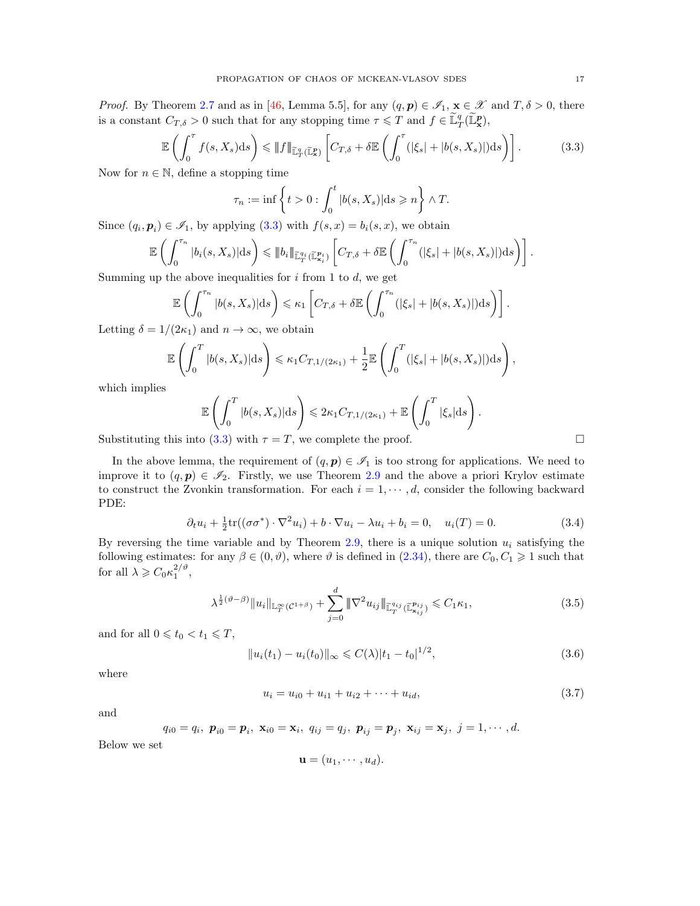*Proof.* By Theorem 2.7 and as in [46, Lemma 5.5], for any $(q,\boldsymbol{p}) \in \mathscr{I}_1$, $\mathbf{x} \in \mathscr{X}$ and $T, \delta > 0$, there is a constant $C_{T,\delta} > 0$ such that for any stopping time $\tau \leqslant T$ and $f \in \widetilde{\mathbb{L}}^q_T(\widetilde{\mathbb{L}}^{\boldsymbol{p}}_{\mathbf{x}})$,

$$
\mathbb{E}\left(\int_0^\tau f(s, X_s)\mathrm{d}s\right) \leqslant |\!|\!| f |\!|\!|_{\widetilde{\mathbb{L}}^q_T(\widetilde{\mathbb{L}}^{\boldsymbol{p}}_{\mathbf{x}})} \left[C_{T,\delta} + \delta \mathbb{E}\left(\int_0^\tau (|\xi_s| + |b(s, X_s)|)\mathrm{d}s\right)\right]. \tag{3.3}
$$

Now for $n \in \mathbb{N}$, define a stopping time

$$
\tau_n := \inf\left\{t > 0 : \int_0^t |b(s, X_s)|\mathrm{d}s \geqslant n\right\} \wedge T.
$$

Since $(q_i, \boldsymbol{p}_i) \in \mathscr{I}_1$, by applying (3.3) with $f(s,x) = b_i(s,x)$, we obtain

$$
\mathbb{E}\left(\int_0^{\tau_n} |b_i(s, X_s)|\mathrm{d}s\right) \leqslant |\!|\!| b_i |\!|\!|_{\widetilde{\mathbb{L}}^{q_i}_T(\widetilde{\mathbb{L}}^{\boldsymbol{p}_i}_{\mathbf{x}_i})} \left[C_{T,\delta} + \delta \mathbb{E}\left(\int_0^{\tau_n} (|\xi_s| + |b(s, X_s)|)\mathrm{d}s\right)\right].
$$

Summing up the above inequalities for $i$ from 1 to $d$, we get

$$
\mathbb{E}\left(\int_0^{\tau_n} |b(s, X_s)|\mathrm{d}s\right) \leqslant \kappa_1 \left[C_{T,\delta} + \delta \mathbb{E}\left(\int_0^{\tau_n} (|\xi_s| + |b(s, X_s)|)\mathrm{d}s\right)\right].
$$

Letting $\delta = 1/(2\kappa_1)$ and $n \to \infty$, we obtain

$$
\mathbb{E}\left(\int_0^{T} |b(s, X_s)|\mathrm{d}s\right) \leqslant \kappa_1 C_{T,1/(2\kappa_1)} + \frac{1}{2}\mathbb{E}\left(\int_0^{T} (|\xi_s| + |b(s, X_s)|)\mathrm{d}s\right),
$$

which implies

$$
\mathbb{E}\left(\int_0^{T} |b(s, X_s)|\mathrm{d}s\right) \leqslant 2\kappa_1 C_{T,1/(2\kappa_1)} + \mathbb{E}\left(\int_0^{T} |\xi_s|\mathrm{d}s\right).
$$

Substituting this into (3.3) with $\tau = T$, we complete the proof. □

In the above lemma, the requirement of $(q,\boldsymbol{p}) \in \mathscr{I}_1$ is too strong for applications. We need to improve it to $(q,\boldsymbol{p}) \in \mathscr{I}_2$. Firstly, we use Theorem 2.9 and the above a priori Krylov estimate to construct the Zvonkin transformation. For each $i = 1, \cdots, d$, consider the following backward PDE:

$$
\partial_t u_i + \tfrac{1}{2}\mathrm{tr}((\sigma\sigma^*) \cdot \nabla^2 u_i) + b \cdot \nabla u_i - \lambda u_i + b_i = 0, \quad u_i(T) = 0. \tag{3.4}
$$

By reversing the time variable and by Theorem 2.9, there is a unique solution $u_i$ satisfying the following estimates: for any $\beta \in (0, \vartheta)$, where $\vartheta$ is defined in (2.34), there are $C_0, C_1 \geqslant 1$ such that for all $\lambda \geqslant C_0 \kappa_1^{2/\vartheta}$,

$$
\lambda^{\frac{1}{2}(\vartheta - \beta)} \|u_i\|_{\mathbb{L}^\infty_T(\mathcal{C}^{1+\beta})} + \sum_{j=0}^d |\!|\!| \nabla^2 u_{ij} |\!|\!|_{\widetilde{\mathbb{L}}^{q_{ij}}_T(\widetilde{\mathbb{L}}^{\boldsymbol{p}_{ij}}_{\mathbf{x}_{ij}})} \leqslant C_1 \kappa_1, \tag{3.5}
$$

and for all $0 \leqslant t_0 < t_1 \leqslant T$,

$$
\|u_i(t_1) - u_i(t_0)\|_\infty \leqslant C(\lambda)|t_1 - t_0|^{1/2}, \tag{3.6}
$$

where

$$
u_i = u_{i0} + u_{i1} + u_{i2} + \cdots + u_{id}, \tag{3.7}
$$

and

$$
q_{i0} = q_i,\ \boldsymbol{p}_{i0} = \boldsymbol{p}_i,\ \mathbf{x}_{i0} = \mathbf{x}_i,\ q_{ij} = q_j,\ \boldsymbol{p}_{ij} = \boldsymbol{p}_j,\ \mathbf{x}_{ij} = \mathbf{x}_j,\ j = 1, \cdots, d.
$$

Below we set

$$
\mathbf{u} = (u_1, \cdots, u_d).
$$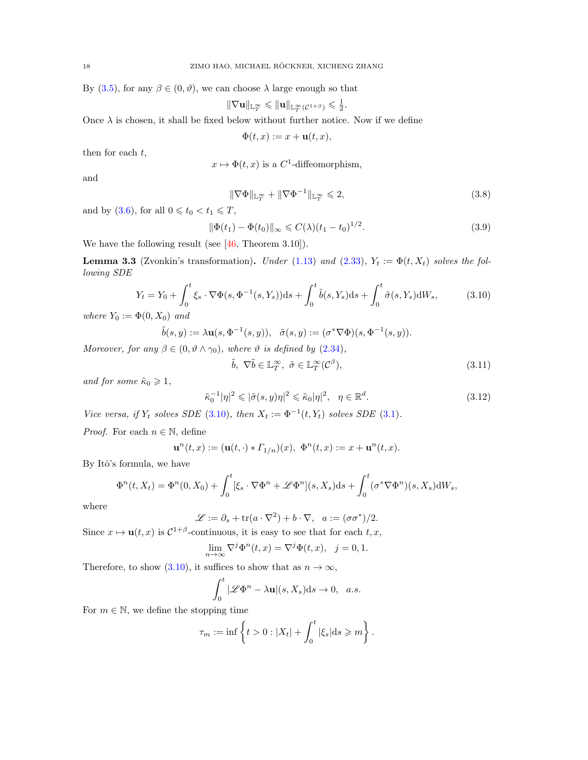By (3.5), for any $\beta \in (0, \vartheta)$, we can choose $\lambda$ large enough so that

$$\|\nabla \mathbf{u}\|_{\mathbb{L}^\infty_T} \leqslant \|\mathbf{u}\|_{\mathbb{L}^\infty_T(\mathcal{C}^{1+\beta})} \leqslant \tfrac{1}{2}.$$

Once $\lambda$ is chosen, it shall be fixed below without further notice. Now if we define

$$\Phi(t,x) := x + \mathbf{u}(t,x),$$

then for each $t$,

$$x \mapsto \Phi(t,x) \text{ is a } C^1\text{-diffeomorphism},$$

and

$$\|\nabla \Phi\|_{\mathbb{L}^\infty_T} + \|\nabla \Phi^{-1}\|_{\mathbb{L}^\infty_T} \leqslant 2, \tag{3.8}$$

and by (3.6), for all $0 \leqslant t_0 < t_1 \leqslant T$,

$$\|\Phi(t_1) - \Phi(t_0)\|_\infty \leqslant C(\lambda)(t_1 - t_0)^{1/2}. \tag{3.9}$$

We have the following result (see [46, Theorem 3.10]).

**Lemma 3.3** (Zvonkin's transformation). *Under (1.13) and (2.33), $Y_t := \Phi(t, X_t)$ solves the following SDE*

$$Y_t = Y_0 + \int_0^t \xi_s \cdot \nabla \Phi(s, \Phi^{-1}(s, Y_s))\mathrm{d}s + \int_0^t \tilde{b}(s, Y_s)\mathrm{d}s + \int_0^t \tilde{\sigma}(s, Y_s)\mathrm{d}W_s, \tag{3.10}$$

*where $Y_0 := \Phi(0, X_0)$ and*

$$\tilde{b}(s,y) := \lambda \mathbf{u}(s, \Phi^{-1}(s,y)), \quad \tilde{\sigma}(s,y) := (\sigma^* \nabla \Phi)(s, \Phi^{-1}(s,y)).$$

*Moreover, for any $\beta \in (0, \vartheta \wedge \gamma_0)$, where $\vartheta$ is defined by (2.34),*

$$\tilde{b}, \ \nabla \tilde{b} \in \mathbb{L}^\infty_T, \ \tilde{\sigma} \in \mathbb{L}^\infty_T(\mathcal{C}^\beta), \tag{3.11}$$

*and for some $\tilde{\kappa}_0 \geqslant 1$,*

$$\tilde{\kappa}_0^{-1}|\eta|^2 \leqslant |\tilde{\sigma}(s,y)\eta|^2 \leqslant \tilde{\kappa}_0|\eta|^2, \quad \eta \in \mathbb{R}^d. \tag{3.12}$$

*Vice versa, if $Y_t$ solves SDE (3.10), then $X_t := \Phi^{-1}(t, Y_t)$ solves SDE (3.1).*

*Proof.* For each $n \in \mathbb{N}$, define

$$\mathbf{u}^n(t,x) := (\mathbf{u}(t,\cdot) * \Gamma_{1/n})(x), \ \Phi^n(t,x) := x + \mathbf{u}^n(t,x).$$

By Itô's formula, we have

$$\Phi^n(t, X_t) = \Phi^n(0, X_0) + \int_0^t [\xi_s \cdot \nabla \Phi^n + \mathscr{L}\Phi^n](s, X_s)\mathrm{d}s + \int_0^t (\sigma^* \nabla \Phi^n)(s, X_s)\mathrm{d}W_s,$$

where

$$\mathscr{L} := \partial_s + \mathrm{tr}(a \cdot \nabla^2) + b \cdot \nabla, \quad a := (\sigma\sigma^*)/2.$$

Since $x \mapsto \mathbf{u}(t,x)$ is $\mathcal{C}^{1+\beta}$-continuous, it is easy to see that for each $t, x$,

$$\lim_{n\to\infty} \nabla^j \Phi^n(t,x) = \nabla^j \Phi(t,x), \quad j = 0, 1.$$

Therefore, to show (3.10), it suffices to show that as $n \to \infty$,

$$\int_0^t |\mathscr{L}\Phi^n - \lambda \mathbf{u}|(s, X_s)\mathrm{d}s \to 0, \quad a.s.$$

For $m \in \mathbb{N}$, we define the stopping time

$$\tau_m := \inf\left\{t > 0 : |X_t| + \int_0^t |\xi_s|\mathrm{d}s \geqslant m\right\}.$$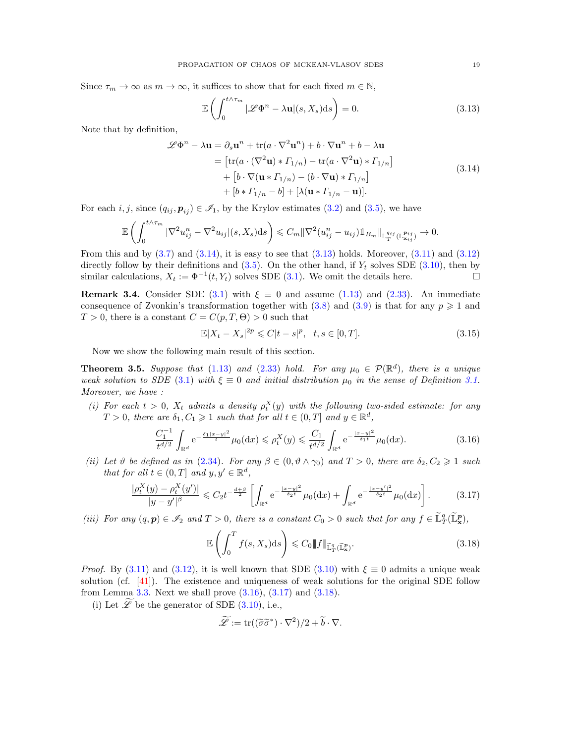Since $\tau_m \to \infty$ as $m \to \infty$, it suffices to show that for each fixed $m \in \mathbb{N}$,

$$\mathbb{E}\left(\int_0^{t\wedge\tau_m} |\mathscr{L}\Phi^n - \lambda \mathbf{u}|(s, X_s)\mathrm{d}s\right) = 0. \tag{3.13}$$

Note that by definition,

$$\begin{aligned}
\mathscr{L}\Phi^n - \lambda\mathbf{u} &= \partial_s \mathbf{u}^n + \mathrm{tr}(a \cdot \nabla^2 \mathbf{u}^n) + b \cdot \nabla \mathbf{u}^n + b - \lambda \mathbf{u} \\
&= \left[\mathrm{tr}(a \cdot (\nabla^2 \mathbf{u}) * \Gamma_{1/n}) - \mathrm{tr}(a \cdot \nabla^2 \mathbf{u}) * \Gamma_{1/n}\right] \\
&\quad + \left[b \cdot \nabla(\mathbf{u} * \Gamma_{1/n}) - (b \cdot \nabla \mathbf{u}) * \Gamma_{1/n}\right] \\
&\quad + [b * \Gamma_{1/n} - b] + [\lambda(\mathbf{u} * \Gamma_{1/n} - \mathbf{u})].
\end{aligned} \tag{3.14}$$

For each $i, j$, since $(q_{ij}, \boldsymbol{p}_{ij}) \in \mathscr{I}_1$, by the Krylov estimates (3.2) and (3.5), we have

$$\mathbb{E}\left(\int_0^{t\wedge\tau_m} |\nabla^2 u^n_{ij} - \nabla^2 u_{ij}|(s, X_s)\mathrm{d}s\right) \leqslant C_m \|\nabla^2(u^n_{ij} - u_{ij})\mathbb{1}_{B_m}\|_{\mathbb{L}^{q_{ij}}_T(\mathbb{L}^{\boldsymbol{p}_{ij}}_{\mathbf{x}_{ij}})} \to 0.$$

From this and by (3.7) and (3.14), it is easy to see that (3.13) holds. Moreover, (3.11) and (3.12) directly follow by their definitions and (3.5). On the other hand, if $Y_t$ solves SDE (3.10), then by similar calculations, $X_t := \Phi^{-1}(t, Y_t)$ solves SDE (3.1). We omit the details here. $\square$

**Remark 3.4.** Consider SDE (3.1) with $\xi \equiv 0$ and assume (1.13) and (2.33). An immediate consequence of Zvonkin's transformation together with (3.8) and (3.9) is that for any $p \geqslant 1$ and $T > 0$, there is a constant $C = C(p, T, \Theta) > 0$ such that

$$\mathbb{E}|X_t - X_s|^{2p} \leqslant C|t - s|^p, \quad t, s \in [0, T]. \tag{3.15}$$

Now we show the following main result of this section.

**Theorem 3.5.** *Suppose that (1.13) and (2.33) hold. For any $\mu_0 \in \mathcal{P}(\mathbb{R}^d)$, there is a unique weak solution to SDE (3.1) with $\xi \equiv 0$ and initial distribution $\mu_0$ in the sense of Definition 3.1. Moreover, we have :*

*(i) For each $t > 0$, $X_t$ admits a density $\rho^X_t(y)$ with the following two-sided estimate: for any $T > 0$, there are $\delta_1, C_1 \geqslant 1$ such that for all $t \in (0, T]$ and $y \in \mathbb{R}^d$,*

$$\frac{C_1^{-1}}{t^{d/2}} \int_{\mathbb{R}^d} \mathrm{e}^{-\frac{\delta_1|x-y|^2}{t}} \mu_0(\mathrm{d}x) \leqslant \rho^X_t(y) \leqslant \frac{C_1}{t^{d/2}} \int_{\mathbb{R}^d} \mathrm{e}^{-\frac{|x-y|^2}{\delta_1 t}} \mu_0(\mathrm{d}x). \tag{3.16}$$

*(ii) Let $\vartheta$ be defined as in (2.34). For any $\beta \in (0, \vartheta \wedge \gamma_0)$ and $T > 0$, there are $\delta_2, C_2 \geqslant 1$ such that for all $t \in (0, T]$ and $y, y' \in \mathbb{R}^d$,*

$$\frac{|\rho^X_t(y) - \rho^X_t(y')|}{|y - y'|^\beta} \leqslant C_2 t^{-\frac{d+\beta}{2}} \left[\int_{\mathbb{R}^d} \mathrm{e}^{-\frac{|x-y|^2}{\delta_2 t}} \mu_0(\mathrm{d}x) + \int_{\mathbb{R}^d} \mathrm{e}^{-\frac{|x-y'|^2}{\delta_2 t}} \mu_0(\mathrm{d}x)\right]. \tag{3.17}$$

*(iii) For any $(q, \boldsymbol{p}) \in \mathscr{I}_2$ and $T > 0$, there is a constant $C_0 > 0$ such that for any $f \in \widetilde{\mathbb{L}}^q_T(\widetilde{\mathbb{L}}^{\boldsymbol{p}}_{\mathbf{x}})$,*

$$\mathbb{E}\left(\int_0^T f(s, X_s)\mathrm{d}s\right) \leqslant C_0 \|f\|_{\widetilde{\mathbb{L}}^q_T(\widetilde{\mathbb{L}}^{\boldsymbol{p}}_{\mathbf{x}})}. \tag{3.18}$$

*Proof.* By (3.11) and (3.12), it is well known that SDE (3.10) with $\xi \equiv 0$ admits a unique weak solution (cf. [41]). The existence and uniqueness of weak solutions for the original SDE follow from Lemma 3.3. Next we shall prove (3.16), (3.17) and (3.18).

(i) Let $\widetilde{\mathscr{L}}$ be the generator of SDE (3.10), i.e.,

$$\widetilde{\mathscr{L}} := \mathrm{tr}((\widetilde{\sigma}\widetilde{\sigma}^*) \cdot \nabla^2)/2 + \widetilde{b} \cdot \nabla.$$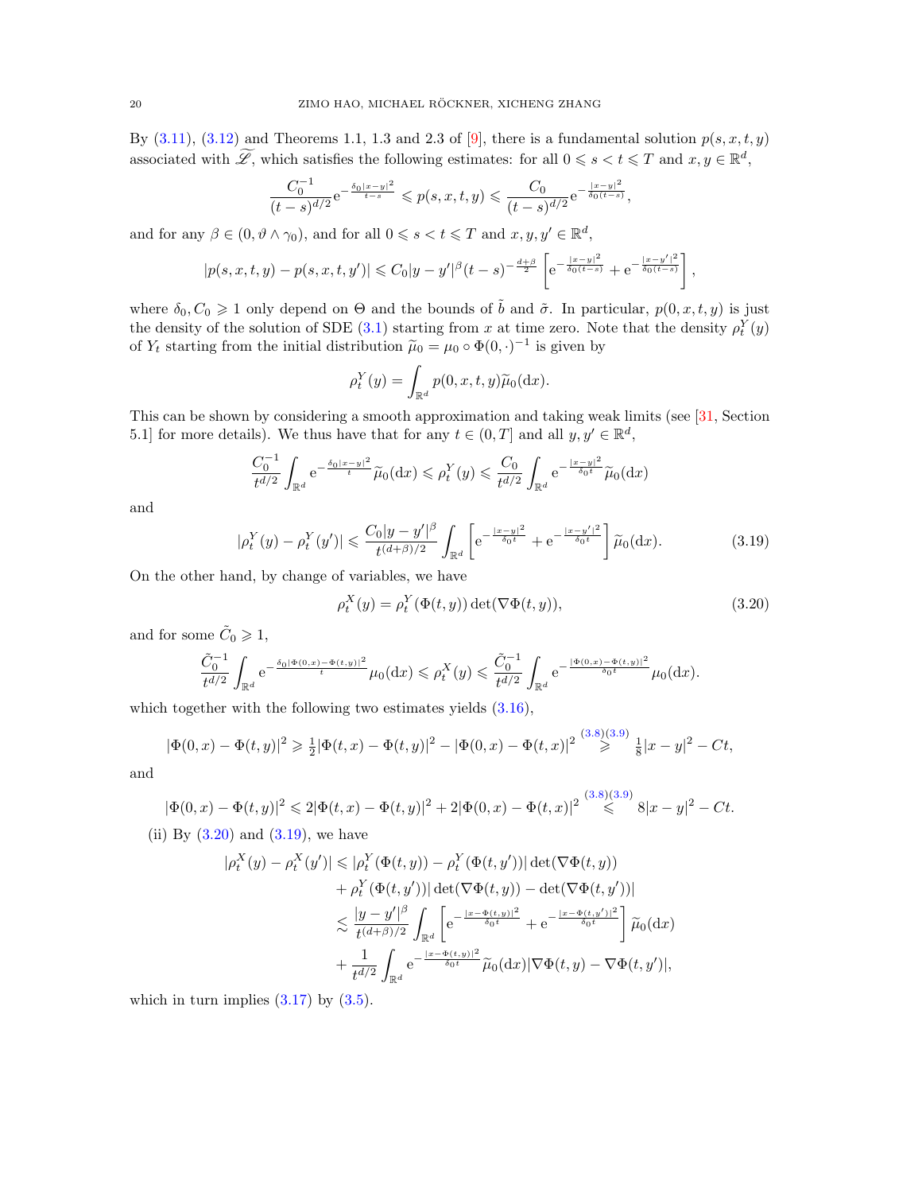By (3.11), (3.12) and Theorems 1.1, 1.3 and 2.3 of [9], there is a fundamental solution $p(s,x,t,y)$ associated with $\widetilde{\mathscr{L}}$, which satisfies the following estimates: for all $0 \leqslant s < t \leqslant T$ and $x, y \in \mathbb{R}^d$,

$$
\frac{C_0^{-1}}{(t-s)^{d/2}} \mathrm{e}^{-\frac{\delta_0 |x-y|^2}{t-s}} \leqslant p(s,x,t,y) \leqslant \frac{C_0}{(t-s)^{d/2}} \mathrm{e}^{-\frac{|x-y|^2}{\delta_0 (t-s)}},
$$

and for any $\beta \in (0, \vartheta \wedge \gamma_0)$, and for all $0 \leqslant s < t \leqslant T$ and $x, y, y' \in \mathbb{R}^d$,

$$
|p(s,x,t,y) - p(s,x,t,y')| \leqslant C_0 |y-y'|^\beta (t-s)^{-\frac{d+\beta}{2}} \left[ \mathrm{e}^{-\frac{|x-y|^2}{\delta_0(t-s)}} + \mathrm{e}^{-\frac{|x-y'|^2}{\delta_0(t-s)}} \right],
$$

where $\delta_0, C_0 \geqslant 1$ only depend on $\Theta$ and the bounds of $\tilde{b}$ and $\tilde{\sigma}$. In particular, $p(0,x,t,y)$ is just the density of the solution of SDE (3.1) starting from $x$ at time zero. Note that the density $\rho_t^Y(y)$ of $Y_t$ starting from the initial distribution $\widetilde{\mu}_0 = \mu_0 \circ \Phi(0,\cdot)^{-1}$ is given by

$$
\rho_t^Y(y) = \int_{\mathbb{R}^d} p(0,x,t,y) \widetilde{\mu}_0(\mathrm{d}x).
$$

This can be shown by considering a smooth approximation and taking weak limits (see [31, Section 5.1] for more details). We thus have that for any $t \in (0,T]$ and all $y, y' \in \mathbb{R}^d$,

$$
\frac{C_0^{-1}}{t^{d/2}} \int_{\mathbb{R}^d} \mathrm{e}^{-\frac{\delta_0 |x-y|^2}{t}} \widetilde{\mu}_0(\mathrm{d}x) \leqslant \rho_t^Y(y) \leqslant \frac{C_0}{t^{d/2}} \int_{\mathbb{R}^d} \mathrm{e}^{-\frac{|x-y|^2}{\delta_0 t}} \widetilde{\mu}_0(\mathrm{d}x)
$$

and

$$
|\rho_t^Y(y) - \rho_t^Y(y')| \leqslant \frac{C_0 |y-y'|^\beta}{t^{(d+\beta)/2}} \int_{\mathbb{R}^d} \left[ \mathrm{e}^{-\frac{|x-y|^2}{\delta_0 t}} + \mathrm{e}^{-\frac{|x-y'|^2}{\delta_0 t}} \right] \widetilde{\mu}_0(\mathrm{d}x). \tag{3.19}
$$

On the other hand, by change of variables, we have

$$
\rho_t^X(y) = \rho_t^Y(\Phi(t,y)) \det(\nabla \Phi(t,y)), \tag{3.20}
$$

and for some $\tilde{C}_0 \geqslant 1$,

$$
\frac{\tilde{C}_0^{-1}}{t^{d/2}} \int_{\mathbb{R}^d} \mathrm{e}^{-\frac{\delta_0 |\Phi(0,x) - \Phi(t,y)|^2}{t}} \mu_0(\mathrm{d}x) \leqslant \rho_t^X(y) \leqslant \frac{\tilde{C}_0^{-1}}{t^{d/2}} \int_{\mathbb{R}^d} \mathrm{e}^{-\frac{|\Phi(0,x) - \Phi(t,y)|^2}{\delta_0 t}} \mu_0(\mathrm{d}x).
$$

which together with the following two estimates yields (3.16),

$$
|\Phi(0,x) - \Phi(t,y)|^2 \geqslant \tfrac{1}{2} |\Phi(t,x) - \Phi(t,y)|^2 - |\Phi(0,x) - \Phi(t,x)|^2 \overset{(3.8)(3.9)}{\geqslant} \tfrac{1}{8} |x-y|^2 - Ct,
$$

and

$$
|\Phi(0,x) - \Phi(t,y)|^2 \leqslant 2 |\Phi(t,x) - \Phi(t,y)|^2 + 2 |\Phi(0,x) - \Phi(t,x)|^2 \overset{(3.8)(3.9)}{\leqslant} 8|x-y|^2 - Ct.
$$

(ii) By (3.20) and (3.19), we have

$$
\begin{aligned}
|\rho_t^X(y) - \rho_t^X(y')| &\leqslant |\rho_t^Y(\Phi(t,y)) - \rho_t^Y(\Phi(t,y'))| \det(\nabla \Phi(t,y)) \\
&\quad + \rho_t^Y(\Phi(t,y')) |\det(\nabla \Phi(t,y)) - \det(\nabla \Phi(t,y'))| \\
&\lesssim \frac{|y-y'|^\beta}{t^{(d+\beta)/2}} \int_{\mathbb{R}^d} \left[ \mathrm{e}^{-\frac{|x-\Phi(t,y)|^2}{\delta_0 t}} + \mathrm{e}^{-\frac{|x-\Phi(t,y')|^2}{\delta_0 t}} \right] \widetilde{\mu}_0(\mathrm{d}x) \\
&\quad + \frac{1}{t^{d/2}} \int_{\mathbb{R}^d} \mathrm{e}^{-\frac{|x-\Phi(t,y)|^2}{\delta_0 t}} \widetilde{\mu}_0(\mathrm{d}x) |\nabla \Phi(t,y) - \nabla \Phi(t,y')|,
\end{aligned}
$$

which in turn implies (3.17) by (3.5).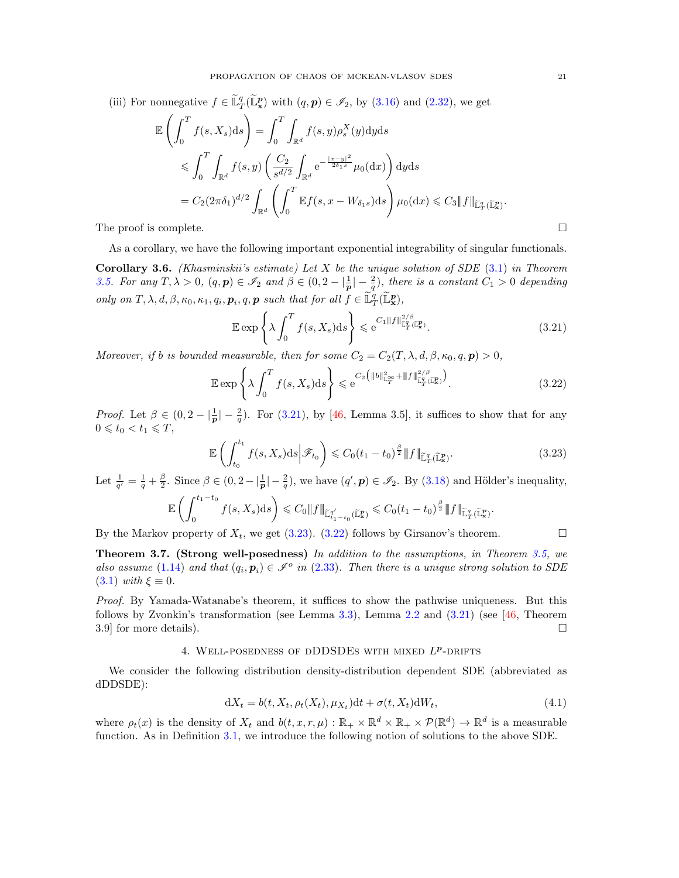(iii) For nonnegative $f \in \widetilde{\mathbb{L}}^q_T(\widetilde{\mathbb{L}}^{\boldsymbol{p}}_{\mathbf{x}})$ with $(q, \boldsymbol{p}) \in \mathscr{I}_2$, by (3.16) and (2.32), we get

$$
\begin{aligned}
\mathbb{E}\left(\int_0^T f(s, X_s)\mathrm{d}s\right) &= \int_0^T \int_{\mathbb{R}^d} f(s, y)\rho^X_s(y)\mathrm{d}y\mathrm{d}s \\
&\leqslant \int_0^T \int_{\mathbb{R}^d} f(s, y)\left(\frac{C_2}{s^{d/2}}\int_{\mathbb{R}^d} \mathrm{e}^{-\frac{|x-y|^2}{2\delta_1 s}}\mu_0(\mathrm{d}x)\right)\mathrm{d}y\mathrm{d}s \\
&= C_2(2\pi\delta_1)^{d/2}\int_{\mathbb{R}^d}\left(\int_0^T \mathbb{E}f(s, x - W_{\delta_1 s})\mathrm{d}s\right)\mu_0(\mathrm{d}x) \leqslant C_3 \|f\|_{\widetilde{\mathbb{L}}^q_T(\widetilde{\mathbb{L}}^{\boldsymbol{p}}_{\mathbf{x}})}.
\end{aligned}
$$

The proof is complete. $\square$

As a corollary, we have the following important exponential integrability of singular functionals.

**Corollary 3.6.** *(Khasminskii's estimate) Let $X$ be the unique solution of SDE (3.1) in Theorem 3.5. For any $T, \lambda > 0$, $(q, \boldsymbol{p}) \in \mathscr{I}_2$ and $\beta \in (0, 2 - |\frac{1}{\boldsymbol{p}}| - \frac{2}{q})$, there is a constant $C_1 > 0$ depending only on $T, \lambda, d, \beta, \kappa_0, \kappa_1, q_i, \boldsymbol{p}_i, q, \boldsymbol{p}$ such that for all $f \in \widetilde{\mathbb{L}}^q_T(\widetilde{\mathbb{L}}^{\boldsymbol{p}}_{\mathbf{x}})$,*

$$
\mathbb{E}\exp\left\{\lambda\int_0^T f(s, X_s)\mathrm{d}s\right\} \leqslant \mathrm{e}^{C_1 \|f\|^{2/\beta}_{\widetilde{\mathbb{L}}^q_T(\widetilde{\mathbb{L}}^{\boldsymbol{p}}_{\mathbf{x}})}}. \tag{3.21}
$$

*Moreover, if $b$ is bounded measurable, then for some $C_2 = C_2(T, \lambda, d, \beta, \kappa_0, q, \boldsymbol{p}) > 0$,*

$$
\mathbb{E}\exp\left\{\lambda\int_0^T f(s, X_s)\mathrm{d}s\right\} \leqslant \mathrm{e}^{C_2\left(\|b\|^2_{\mathbb{L}^\infty_T} + \|f\|^{2/\beta}_{\widetilde{\mathbb{L}}^q_T(\widetilde{\mathbb{L}}^{\boldsymbol{p}}_{\mathbf{x}})}\right)}. \tag{3.22}
$$

*Proof.* Let $\beta \in (0, 2 - |\frac{1}{\boldsymbol{p}}| - \frac{2}{q})$. For (3.21), by [46, Lemma 3.5], it suffices to show that for any $0 \leqslant t_0 < t_1 \leqslant T$,

$$
\mathbb{E}\left(\int_{t_0}^{t_1} f(s, X_s)\mathrm{d}s\Big|\mathscr{F}_{t_0}\right) \leqslant C_0(t_1 - t_0)^{\frac{\beta}{2}}\|f\|_{\widetilde{\mathbb{L}}^q_T(\widetilde{\mathbb{L}}^{\boldsymbol{p}}_{\mathbf{x}})}. \tag{3.23}
$$

Let $\frac{1}{q'} = \frac{1}{q} + \frac{\beta}{2}$. Since $\beta \in (0, 2 - |\frac{1}{\boldsymbol{p}}| - \frac{2}{q})$, we have $(q', \boldsymbol{p}) \in \mathscr{I}_2$. By (3.18) and Hölder's inequality,

$$
\mathbb{E}\left(\int_0^{t_1 - t_0} f(s, X_s)\mathrm{d}s\right) \leqslant C_0\|f\|_{\widetilde{\mathbb{L}}^{q'}_{t_1 - t_0}(\widetilde{\mathbb{L}}^{\boldsymbol{p}}_{\mathbf{x}})} \leqslant C_0(t_1 - t_0)^{\frac{\beta}{2}}\|f\|_{\widetilde{\mathbb{L}}^q_T(\widetilde{\mathbb{L}}^{\boldsymbol{p}}_{\mathbf{x}})}.
$$

By the Markov property of $X_t$, we get (3.23). (3.22) follows by Girsanov's theorem. $\square$

**Theorem 3.7. (Strong well-posedness)** *In addition to the assumptions, in Theorem 3.5, we also assume (1.14) and that $(q_i, \boldsymbol{p}_i) \in \mathscr{I}^o$ in (2.33). Then there is a unique strong solution to SDE (3.1) with $\xi \equiv 0$.*

*Proof.* By Yamada-Watanabe's theorem, it suffices to show the pathwise uniqueness. But this follows by Zvonkin's transformation (see Lemma 3.3), Lemma 2.2 and (3.21) (see [46, Theorem 3.9] for more details). $\square$

## 4. Well-posedness of dDDSDEs with mixed $L^{\boldsymbol{p}}$-drifts

We consider the following distribution density-distribution dependent SDE (abbreviated as dDDSDE):

$$
\mathrm{d}X_t = b(t, X_t, \rho_t(X_t), \mu_{X_t})\mathrm{d}t + \sigma(t, X_t)\mathrm{d}W_t, \tag{4.1}
$$

where $\rho_t(x)$ is the density of $X_t$ and $b(t, x, r, \mu) : \mathbb{R}_+ \times \mathbb{R}^d \times \mathbb{R}_+ \times \mathcal{P}(\mathbb{R}^d) \to \mathbb{R}^d$ is a measurable function. As in Definition 3.1, we introduce the following notion of solutions to the above SDE.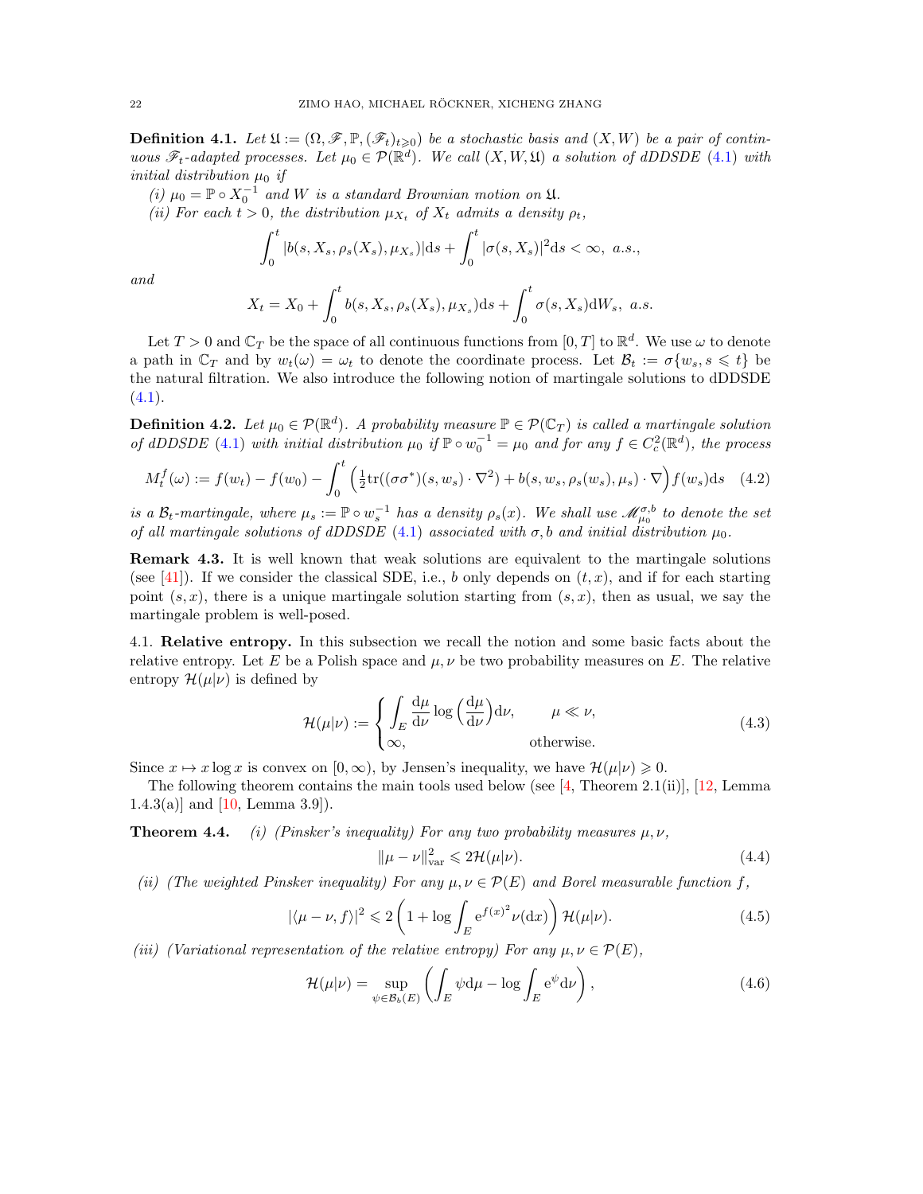**Definition 4.1.** *Let $\mathfrak{U} := (\Omega, \mathscr{F}, \mathbb{P}, (\mathscr{F}_t)_{t\geqslant 0})$ be a stochastic basis and $(X, W)$ be a pair of continuous $\mathscr{F}_t$-adapted processes. Let $\mu_0 \in \mathcal{P}(\mathbb{R}^d)$. We call $(X, W, \mathfrak{U})$ a solution of dDDSDE (4.1) with initial distribution $\mu_0$ if*

*(i) $\mu_0 = \mathbb{P} \circ X_0^{-1}$ and $W$ is a standard Brownian motion on $\mathfrak{U}$.*

*(ii) For each $t > 0$, the distribution $\mu_{X_t}$ of $X_t$ admits a density $\rho_t$,*

$$\int_0^t |b(s, X_s, \rho_s(X_s), \mu_{X_s})| \mathrm{d}s + \int_0^t |\sigma(s, X_s)|^2 \mathrm{d}s < \infty, \ a.s.,$$

*and*

$$X_t = X_0 + \int_0^t b(s, X_s, \rho_s(X_s), \mu_{X_s}) \mathrm{d}s + \int_0^t \sigma(s, X_s) \mathrm{d}W_s, \ a.s.$$

Let $T > 0$ and $\mathbb{C}_T$ be the space of all continuous functions from $[0, T]$ to $\mathbb{R}^d$. We use $\omega$ to denote a path in $\mathbb{C}_T$ and by $w_t(\omega) = \omega_t$ to denote the coordinate process. Let $\mathcal{B}_t := \sigma\{w_s, s \leqslant t\}$ be the natural filtration. We also introduce the following notion of martingale solutions to dDDSDE (4.1).

**Definition 4.2.** *Let $\mu_0 \in \mathcal{P}(\mathbb{R}^d)$. A probability measure $\mathbb{P} \in \mathcal{P}(\mathbb{C}_T)$ is called a martingale solution of dDDSDE (4.1) with initial distribution $\mu_0$ if $\mathbb{P} \circ w_0^{-1} = \mu_0$ and for any $f \in C_c^2(\mathbb{R}^d)$, the process*

$$M_t^f(\omega) := f(w_t) - f(w_0) - \int_0^t \Big( \tfrac{1}{2} \mathrm{tr}((\sigma\sigma^*)(s, w_s) \cdot \nabla^2) + b(s, w_s, \rho_s(w_s), \mu_s) \cdot \nabla \Big) f(w_s) \mathrm{d}s \quad (4.2)$$

*is a $\mathcal{B}_t$-martingale, where $\mu_s := \mathbb{P} \circ w_s^{-1}$ has a density $\rho_s(x)$. We shall use $\mathscr{M}_{\mu_0}^{\sigma,b}$ to denote the set of all martingale solutions of dDDSDE (4.1) associated with $\sigma, b$ and initial distribution $\mu_0$.*

**Remark 4.3.** It is well known that weak solutions are equivalent to the martingale solutions (see [41]). If we consider the classical SDE, i.e., $b$ only depends on $(t, x)$, and if for each starting point $(s, x)$, there is a unique martingale solution starting from $(s, x)$, then as usual, we say the martingale problem is well-posed.

4.1. **Relative entropy.** In this subsection we recall the notion and some basic facts about the relative entropy. Let $E$ be a Polish space and $\mu, \nu$ be two probability measures on $E$. The relative entropy $\mathcal{H}(\mu|\nu)$ is defined by

$$\mathcal{H}(\mu|\nu) := \begin{cases} \displaystyle\int_E \frac{\mathrm{d}\mu}{\mathrm{d}\nu} \log \Big( \frac{\mathrm{d}\mu}{\mathrm{d}\nu} \Big) \mathrm{d}\nu, & \mu \ll \nu, \\ \infty, & \text{otherwise}. \end{cases} \quad (4.3)$$

Since $x \mapsto x \log x$ is convex on $[0, \infty)$, by Jensen's inequality, we have $\mathcal{H}(\mu|\nu) \geqslant 0$.

The following theorem contains the main tools used below (see [4, Theorem 2.1(ii)], [12, Lemma 1.4.3(a)] and [10, Lemma 3.9]).

**Theorem 4.4.** *(i) (Pinsker's inequality) For any two probability measures $\mu, \nu$,*

$$\|\mu - \nu\|_{\mathrm{var}}^2 \leqslant 2\mathcal{H}(\mu|\nu). \quad (4.4)$$

*(ii) (The weighted Pinsker inequality) For any $\mu, \nu \in \mathcal{P}(E)$ and Borel measurable function $f$,*

$$|\langle \mu - \nu, f \rangle|^2 \leqslant 2 \left( 1 + \log \int_E \mathrm{e}^{f(x)^2} \nu(\mathrm{d}x) \right) \mathcal{H}(\mu|\nu). \quad (4.5)$$

*(iii) (Variational representation of the relative entropy) For any $\mu, \nu \in \mathcal{P}(E)$,*

$$\mathcal{H}(\mu|\nu) = \sup_{\psi \in \mathcal{B}_b(E)} \left( \int_E \psi \mathrm{d}\mu - \log \int_E \mathrm{e}^{\psi} \mathrm{d}\nu \right), \quad (4.6)$$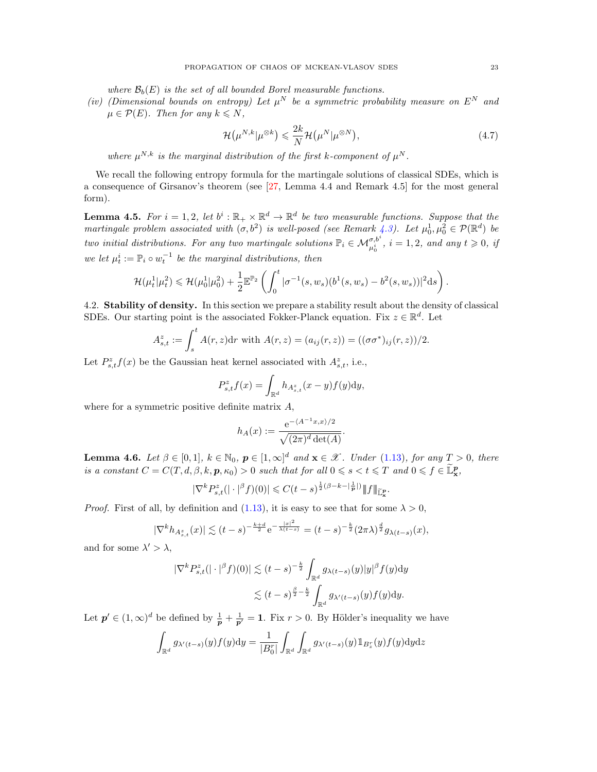*where $\mathcal{B}_b(E)$ is the set of all bounded Borel measurable functions.*

*(iv) (Dimensional bounds on entropy) Let $\mu^N$ be a symmetric probability measure on $E^N$ and $\mu \in \mathcal{P}(E)$. Then for any $k \leqslant N$,*

$$\mathcal{H}\big(\mu^{N,k}|\mu^{\otimes k}\big) \leqslant \frac{2k}{N}\mathcal{H}\big(\mu^N|\mu^{\otimes N}\big), \tag{4.7}$$

*where $\mu^{N,k}$ is the marginal distribution of the first $k$-component of $\mu^N$.*

We recall the following entropy formula for the martingale solutions of classical SDEs, which is a consequence of Girsanov's theorem (see [27, Lemma 4.4 and Remark 4.5] for the most general form).

**Lemma 4.5.** *For $i = 1, 2$, let $b^i : \mathbb{R}_+ \times \mathbb{R}^d \to \mathbb{R}^d$ be two measurable functions. Suppose that the martingale problem associated with $(\sigma, b^2)$ is well-posed (see Remark 4.3). Let $\mu_0^1, \mu_0^2 \in \mathcal{P}(\mathbb{R}^d)$ be two initial distributions. For any two martingale solutions $\mathbb{P}_i \in \mathcal{M}^{\sigma,b^i}_{\mu_0^i}$, $i = 1, 2$, and any $t \geqslant 0$, if we let $\mu_t^i := \mathbb{P}_i \circ w_t^{-1}$ be the marginal distributions, then*

$$\mathcal{H}(\mu_t^1|\mu_t^2) \leqslant \mathcal{H}(\mu_0^1|\mu_0^2) + \frac{1}{2}\mathbb{E}^{\mathbb{P}_2}\left(\int_0^t |\sigma^{-1}(s, w_s)(b^1(s, w_s) - b^2(s, w_s))|^2 \mathrm{d}s\right).$$

## 4.2. Stability of density.

In this section we prepare a stability result about the density of classical SDEs. Our starting point is the associated Fokker-Planck equation. Fix $z \in \mathbb{R}^d$. Let

$$A^z_{s,t} := \int_s^t A(r, z)\mathrm{d}r \text{ with } A(r, z) = (a_{ij}(r, z)) = ((\sigma\sigma^*)_{ij}(r, z))/2.$$

Let $P^z_{s,t}f(x)$ be the Gaussian heat kernel associated with $A^z_{s,t}$, i.e.,

$$P^z_{s,t}f(x) = \int_{\mathbb{R}^d} h_{A^z_{s,t}}(x - y)f(y)\mathrm{d}y,$$

where for a symmetric positive definite matrix $A$,

$$h_A(x) := \frac{\mathrm{e}^{-\langle A^{-1}x, x\rangle/2}}{\sqrt{(2\pi)^d \det(A)}}.$$

**Lemma 4.6.** *Let $\beta \in [0, 1]$, $k \in \mathbb{N}_0$, $\boldsymbol{p} \in [1, \infty]^d$ and $\mathbf{x} \in \mathscr{X}$. Under (1.13), for any $T > 0$, there is a constant $C = C(T, d, \beta, k, \boldsymbol{p}, \kappa_0) > 0$ such that for all $0 \leqslant s < t \leqslant T$ and $0 \leqslant f \in \widetilde{\mathbb{L}}^{\boldsymbol{p}}_{\mathbf{x}}$,*

$$|\nabla^k P^z_{s,t}(|\cdot|^\beta f)(0)| \leqslant C(t - s)^{\frac{1}{2}(\beta - k - |\frac{1}{\boldsymbol{p}}|)} |\!|\!| f |\!|\!|_{\widetilde{\mathbb{L}}^{\boldsymbol{p}}_{\mathbf{x}}}.$$

*Proof.* First of all, by definition and (1.13), it is easy to see that for some $\lambda > 0$,

$$|\nabla^k h_{A^z_{s,t}}(x)| \lesssim (t - s)^{-\frac{k+d}{2}} \mathrm{e}^{-\frac{|x|^2}{\lambda(t-s)}} = (t - s)^{-\frac{k}{2}}(2\pi\lambda)^{\frac{d}{2}} g_{\lambda(t-s)}(x),$$

and for some $\lambda' > \lambda$,

$$\begin{aligned}
|\nabla^k P^z_{s,t}(|\cdot|^\beta f)(0)| &\lesssim (t - s)^{-\frac{k}{2}} \int_{\mathbb{R}^d} g_{\lambda(t-s)}(y)|y|^\beta f(y)\mathrm{d}y \\
&\lesssim (t - s)^{\frac{\beta}{2} - \frac{k}{2}} \int_{\mathbb{R}^d} g_{\lambda'(t-s)}(y)f(y)\mathrm{d}y.
\end{aligned}$$

Let $\boldsymbol{p}' \in (1, \infty)^d$ be defined by $\frac{1}{\boldsymbol{p}} + \frac{1}{\boldsymbol{p}'} = \mathbf{1}$. Fix $r > 0$. By Hölder's inequality we have

$$\int_{\mathbb{R}^d} g_{\lambda'(t-s)}(y)f(y)\mathrm{d}y = \frac{1}{|B^r_0|}\int_{\mathbb{R}^d}\int_{\mathbb{R}^d} g_{\lambda'(t-s)}(y)\mathbb{1}_{B^r_z}(y)f(y)\mathrm{d}y\mathrm{d}z$$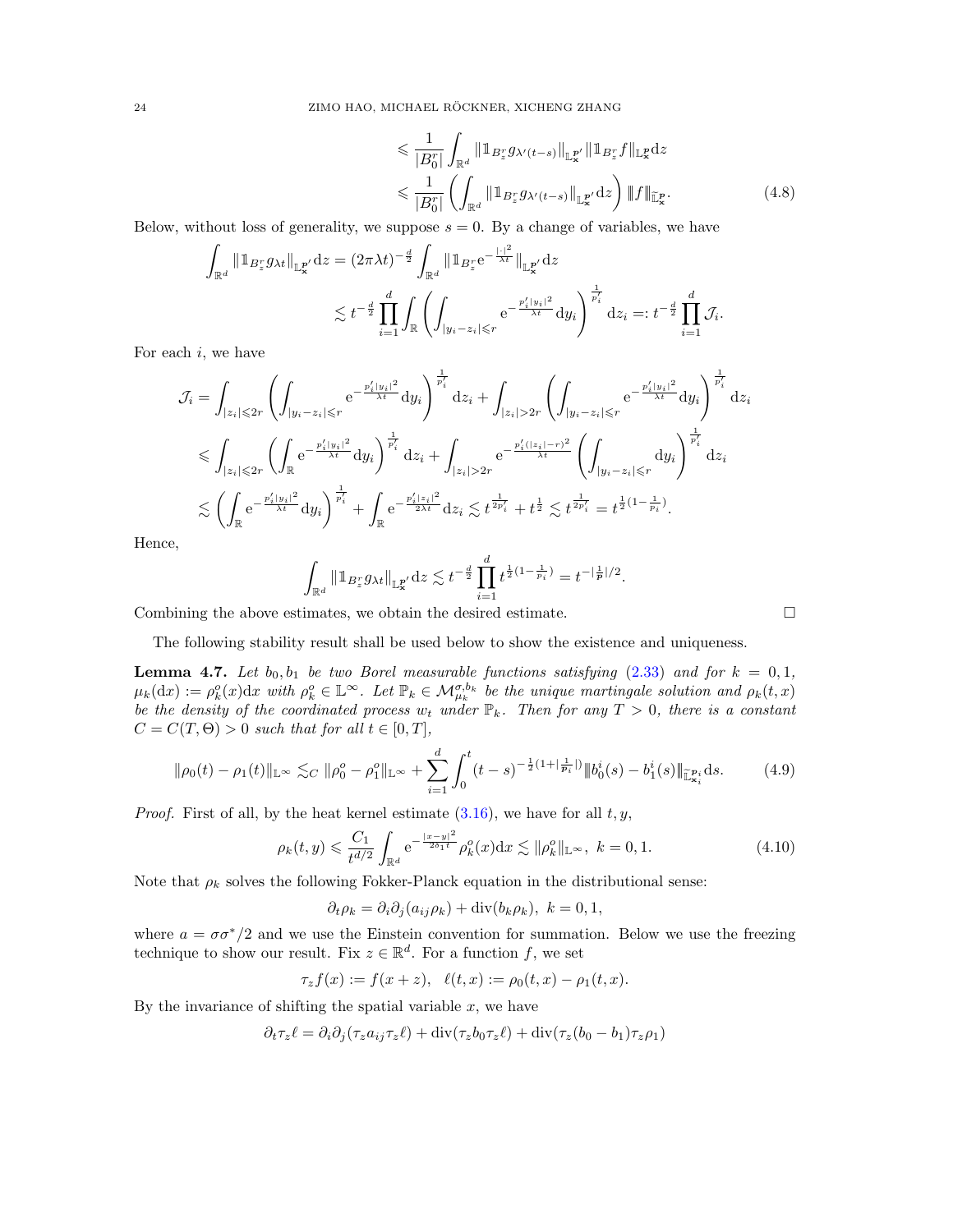$$
\begin{aligned}
&\leqslant \frac{1}{|B_0^r|}\int_{\mathbb{R}^d} \|\mathbb{1}_{B_z^r} g_{\lambda'(t-s)}\|_{\mathbb{L}^{\boldsymbol{p}'}_{\boldsymbol{x}}} \|\mathbb{1}_{B_z^r} f\|_{\mathbb{L}^{\boldsymbol{p}}_{\boldsymbol{x}}} \mathrm{d}z \\
&\leqslant \frac{1}{|B_0^r|}\left(\int_{\mathbb{R}^d} \|\mathbb{1}_{B_z^r} g_{\lambda'(t-s)}\|_{\mathbb{L}^{\boldsymbol{p}'}_{\boldsymbol{x}}} \mathrm{d}z\right) |\!|\!| f |\!|\!|_{\widetilde{\mathbb{L}}^{\boldsymbol{p}}_{\boldsymbol{x}}}. \qquad (4.8)
\end{aligned}
$$

Below, without loss of generality, we suppose $s=0$. By a change of variables, we have

$$
\begin{aligned}
\int_{\mathbb{R}^d} \|\mathbb{1}_{B_z^r} g_{\lambda t}\|_{\mathbb{L}^{\boldsymbol{p}'}_{\boldsymbol{x}}} \mathrm{d}z &= (2\pi\lambda t)^{-\frac{d}{2}} \int_{\mathbb{R}^d} \|\mathbb{1}_{B_z^r} \mathrm{e}^{-\frac{|\cdot|^2}{\lambda t}}\|_{\mathbb{L}^{\boldsymbol{p}'}_{\boldsymbol{x}}} \mathrm{d}z \\
&\lesssim t^{-\frac{d}{2}} \prod_{i=1}^d \int_{\mathbb{R}} \left(\int_{|y_i-z_i|\leqslant r} \mathrm{e}^{-\frac{p_i'|y_i|^2}{\lambda t}} \mathrm{d}y_i\right)^{\frac{1}{p_i'}} \mathrm{d}z_i =: t^{-\frac{d}{2}} \prod_{i=1}^d \mathcal{J}_i.
\end{aligned}
$$

For each $i$, we have

$$
\begin{aligned}
\mathcal{J}_i &= \int_{|z_i|\leqslant 2r} \left(\int_{|y_i-z_i|\leqslant r} \mathrm{e}^{-\frac{p_i'|y_i|^2}{\lambda t}} \mathrm{d}y_i\right)^{\frac{1}{p_i'}} \mathrm{d}z_i + \int_{|z_i|> 2r} \left(\int_{|y_i-z_i|\leqslant r} \mathrm{e}^{-\frac{p_i'|y_i|^2}{\lambda t}} \mathrm{d}y_i\right)^{\frac{1}{p_i'}} \mathrm{d}z_i \\
&\leqslant \int_{|z_i|\leqslant 2r} \left(\int_{\mathbb{R}} \mathrm{e}^{-\frac{p_i'|y_i|^2}{\lambda t}} \mathrm{d}y_i\right)^{\frac{1}{p_i'}} \mathrm{d}z_i + \int_{|z_i|> 2r} \mathrm{e}^{-\frac{p_i'(|z_i|-r)^2}{\lambda t}} \left(\int_{|y_i-z_i|\leqslant r} \mathrm{d}y_i\right)^{\frac{1}{p_i'}} \mathrm{d}z_i \\
&\lesssim \left(\int_{\mathbb{R}} \mathrm{e}^{-\frac{p_i'|y_i|^2}{\lambda t}} \mathrm{d}y_i\right)^{\frac{1}{p_i'}} + \int_{\mathbb{R}} \mathrm{e}^{-\frac{p_i'|z_i|^2}{2\lambda t}} \mathrm{d}z_i \lesssim t^{\frac{1}{2p_i'}} + t^{\frac{1}{2}} \lesssim t^{\frac{1}{2p_i'}} = t^{\frac{1}{2}(1-\frac{1}{p_i})}.
\end{aligned}
$$

Hence,

$$
\int_{\mathbb{R}^d} \|\mathbb{1}_{B_z^r} g_{\lambda t}\|_{\mathbb{L}^{\boldsymbol{p}'}_{\boldsymbol{x}}} \mathrm{d}z \lesssim t^{-\frac{d}{2}} \prod_{i=1}^d t^{\frac{1}{2}(1-\frac{1}{p_i})} = t^{-|\frac{1}{\boldsymbol{p}}|/2}.
$$

Combining the above estimates, we obtain the desired estimate. $\square$

The following stability result shall be used below to show the existence and uniqueness.

**Lemma 4.7.** *Let $b_0, b_1$ be two Borel measurable functions satisfying (2.33) and for $k=0,1$, $\mu_k(\mathrm{d}x) := \rho_k^o(x)\mathrm{d}x$ with $\rho_k^o \in \mathbb{L}^\infty$. Let $\mathbb{P}_k \in \mathcal{M}^{\sigma, b_k}_{\mu_k}$ be the unique martingale solution and $\rho_k(t,x)$ be the density of the coordinated process $w_t$ under $\mathbb{P}_k$. Then for any $T>0$, there is a constant $C = C(T,\Theta) > 0$ such that for all $t\in[0,T]$,*

$$
\|\rho_0(t)-\rho_1(t)\|_{\mathbb{L}^\infty} \lesssim_C \|\rho_0^o - \rho_1^o\|_{\mathbb{L}^\infty} + \sum_{i=1}^d \int_0^t (t-s)^{-\frac{1}{2}(1+|\frac{1}{\boldsymbol{p}_i}|)} |\!|\!| b_0^i(s) - b_1^i(s) |\!|\!|_{\widetilde{\mathbb{L}}^{\boldsymbol{p}_i}_{\boldsymbol{x}_i}} \mathrm{d}s. \qquad (4.9)
$$

*Proof.* First of all, by the heat kernel estimate (3.16), we have for all $t,y$,

$$
\rho_k(t,y) \leqslant \frac{C_1}{t^{d/2}} \int_{\mathbb{R}^d} \mathrm{e}^{-\frac{|x-y|^2}{2\delta_1 t}} \rho_k^o(x) \mathrm{d}x \lesssim \|\rho_k^o\|_{\mathbb{L}^\infty}, \ k=0,1. \qquad (4.10)
$$

Note that $\rho_k$ solves the following Fokker-Planck equation in the distributional sense:

$$
\partial_t \rho_k = \partial_i\partial_j(a_{ij}\rho_k) + \mathrm{div}(b_k\rho_k), \ k=0,1,
$$

where $a = \sigma\sigma^*/2$ and we use the Einstein convention for summation. Below we use the freezing technique to show our result. Fix $z\in\mathbb{R}^d$. For a function $f$, we set

$$
\tau_z f(x) := f(x+z), \quad \ell(t,x) := \rho_0(t,x) - \rho_1(t,x).
$$

By the invariance of shifting the spatial variable $x$, we have

$$
\partial_t \tau_z \ell = \partial_i\partial_j(\tau_z a_{ij} \tau_z \ell) + \mathrm{div}(\tau_z b_0 \tau_z \ell) + \mathrm{div}(\tau_z(b_0 - b_1)\tau_z\rho_1)
$$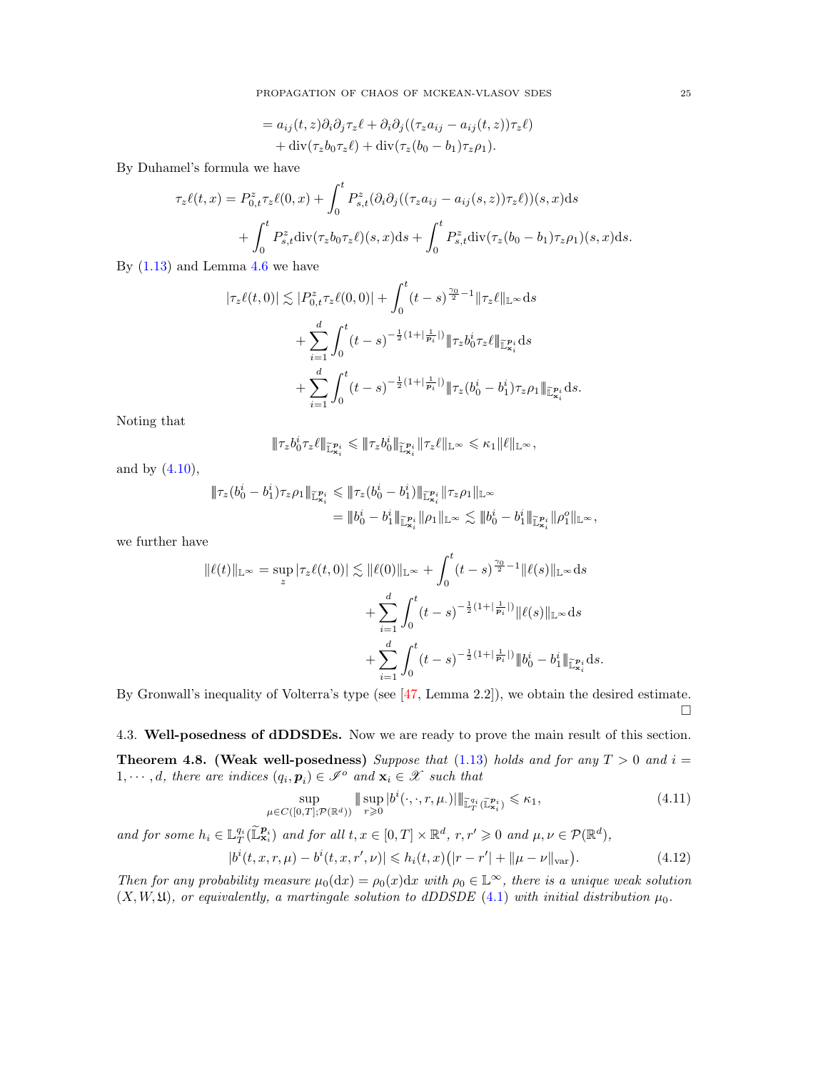$$= a_{ij}(t,z)\partial_i\partial_j\tau_z\ell + \partial_i\partial_j((\tau_z a_{ij} - a_{ij}(t,z))\tau_z\ell) \\ + \mathrm{div}(\tau_z b_0 \tau_z \ell) + \mathrm{div}(\tau_z(b_0 - b_1)\tau_z\rho_1).$$

By Duhamel's formula we have

$$\tau_z\ell(t,x) = P^z_{0,t}\tau_z\ell(0,x) + \int_0^t P^z_{s,t}(\partial_i\partial_j((\tau_z a_{ij} - a_{ij}(s,z))\tau_z\ell))(s,x)\mathrm{d}s \\ + \int_0^t P^z_{s,t}\mathrm{div}(\tau_z b_0\tau_z\ell)(s,x)\mathrm{d}s + \int_0^t P^z_{s,t}\mathrm{div}(\tau_z(b_0-b_1)\tau_z\rho_1)(s,x)\mathrm{d}s.$$

By (1.13) and Lemma 4.6 we have

$$|\tau_z\ell(t,0)| \lesssim |P^z_{0,t}\tau_z\ell(0,0)| + \int_0^t (t-s)^{\frac{\gamma_0}{2}-1}\|\tau_z\ell\|_{\mathbb{L}^\infty}\mathrm{d}s \\ + \sum_{i=1}^d \int_0^t (t-s)^{-\frac12(1+|\frac{1}{\boldsymbol{p}_i}|)}|\!|\!|\tau_z b_0^i\tau_z\ell|\!|\!|_{\widetilde{\mathbb{L}}^{\boldsymbol{p}_i}_{\mathbf{x}_i}}\mathrm{d}s \\ + \sum_{i=1}^d \int_0^t (t-s)^{-\frac12(1+|\frac{1}{\boldsymbol{p}_i}|)}|\!|\!|\tau_z(b_0^i - b_1^i)\tau_z\rho_1|\!|\!|_{\widetilde{\mathbb{L}}^{\boldsymbol{p}_i}_{\mathbf{x}_i}}\mathrm{d}s.$$

Noting that

$$|\!|\!|\tau_z b_0^i\tau_z\ell|\!|\!|_{\widetilde{\mathbb{L}}^{\boldsymbol{p}_i}_{\mathbf{x}_i}} \leqslant |\!|\!|\tau_z b_0^i|\!|\!|_{\widetilde{\mathbb{L}}^{\boldsymbol{p}_i}_{\mathbf{x}_i}}\|\tau_z\ell\|_{\mathbb{L}^\infty} \leqslant \kappa_1\|\ell\|_{\mathbb{L}^\infty},$$

and by (4.10),

$$|\!|\!|\tau_z(b_0^i - b_1^i)\tau_z\rho_1|\!|\!|_{\widetilde{\mathbb{L}}^{\boldsymbol{p}_i}_{\mathbf{x}_i}} \leqslant |\!|\!|\tau_z(b_0^i - b_1^i)|\!|\!|_{\widetilde{\mathbb{L}}^{\boldsymbol{p}_i}_{\mathbf{x}_i}}\|\tau_z\rho_1\|_{\mathbb{L}^\infty} \\ = |\!|\!|b_0^i - b_1^i|\!|\!|_{\widetilde{\mathbb{L}}^{\boldsymbol{p}_i}_{\mathbf{x}_i}}\|\rho_1\|_{\mathbb{L}^\infty} \lesssim |\!|\!|b_0^i - b_1^i|\!|\!|_{\widetilde{\mathbb{L}}^{\boldsymbol{p}_i}_{\mathbf{x}_i}}\|\rho_1^o\|_{\mathbb{L}^\infty},$$

we further have

$$\|\ell(t)\|_{\mathbb{L}^\infty} = \sup_z|\tau_z\ell(t,0)| \lesssim \|\ell(0)\|_{\mathbb{L}^\infty} + \int_0^t (t-s)^{\frac{\gamma_0}{2}-1}\|\ell(s)\|_{\mathbb{L}^\infty}\mathrm{d}s \\ + \sum_{i=1}^d \int_0^t (t-s)^{-\frac12(1+|\frac{1}{\boldsymbol{p}_i}|)}\|\ell(s)\|_{\mathbb{L}^\infty}\mathrm{d}s \\ + \sum_{i=1}^d \int_0^t (t-s)^{-\frac12(1+|\frac{1}{\boldsymbol{p}_i}|)}|\!|\!|b_0^i - b_1^i|\!|\!|_{\widetilde{\mathbb{L}}^{\boldsymbol{p}_i}_{\mathbf{x}_i}}\mathrm{d}s.$$

By Gronwall's inequality of Volterra's type (see [47, Lemma 2.2]), we obtain the desired estimate. $\square$

### 4.3. Well-posedness of dDDSDEs.

Now we are ready to prove the main result of this section.

**Theorem 4.8. (Weak well-posedness)** *Suppose that (1.13) holds and for any $T>0$ and $i = 1,\cdots,d$, there are indices $(q_i,\boldsymbol{p}_i)\in\mathscr{I}^o$ and $\mathbf{x}_i\in\mathscr{X}$ such that*

$$\sup_{\mu\in C([0,T];\mathcal{P}(\mathbb{R}^d))}|\!|\!|\sup_{r\geqslant 0}|b^i(\cdot,\cdot,r,\mu_\cdot)|\,|\!|\!|_{\widetilde{\mathbb{L}}^{q_i}_T(\widetilde{\mathbb{L}}^{\boldsymbol{p}_i}_{\mathbf{x}_i})} \leqslant \kappa_1, \tag{4.11}$$

*and for some $h_i\in\mathbb{L}^{q_i}_T(\widetilde{\mathbb{L}}^{\boldsymbol{p}_i}_{\mathbf{x}_i})$ and for all $t,x\in[0,T]\times\mathbb{R}^d$, $r,r'\geqslant 0$ and $\mu,\nu\in\mathcal{P}(\mathbb{R}^d)$,*

$$|b^i(t,x,r,\mu) - b^i(t,x,r',\nu)| \leqslant h_i(t,x)\big(|r-r'| + \|\mu-\nu\|_{\mathrm{var}}\big). \tag{4.12}$$

*Then for any probability measure $\mu_0(\mathrm{d}x) = \rho_0(x)\mathrm{d}x$ with $\rho_0\in\mathbb{L}^\infty$, there is a unique weak solution $(X,W,\mathfrak{U})$, or equivalently, a martingale solution to dDDSDE (4.1) with initial distribution $\mu_0$.*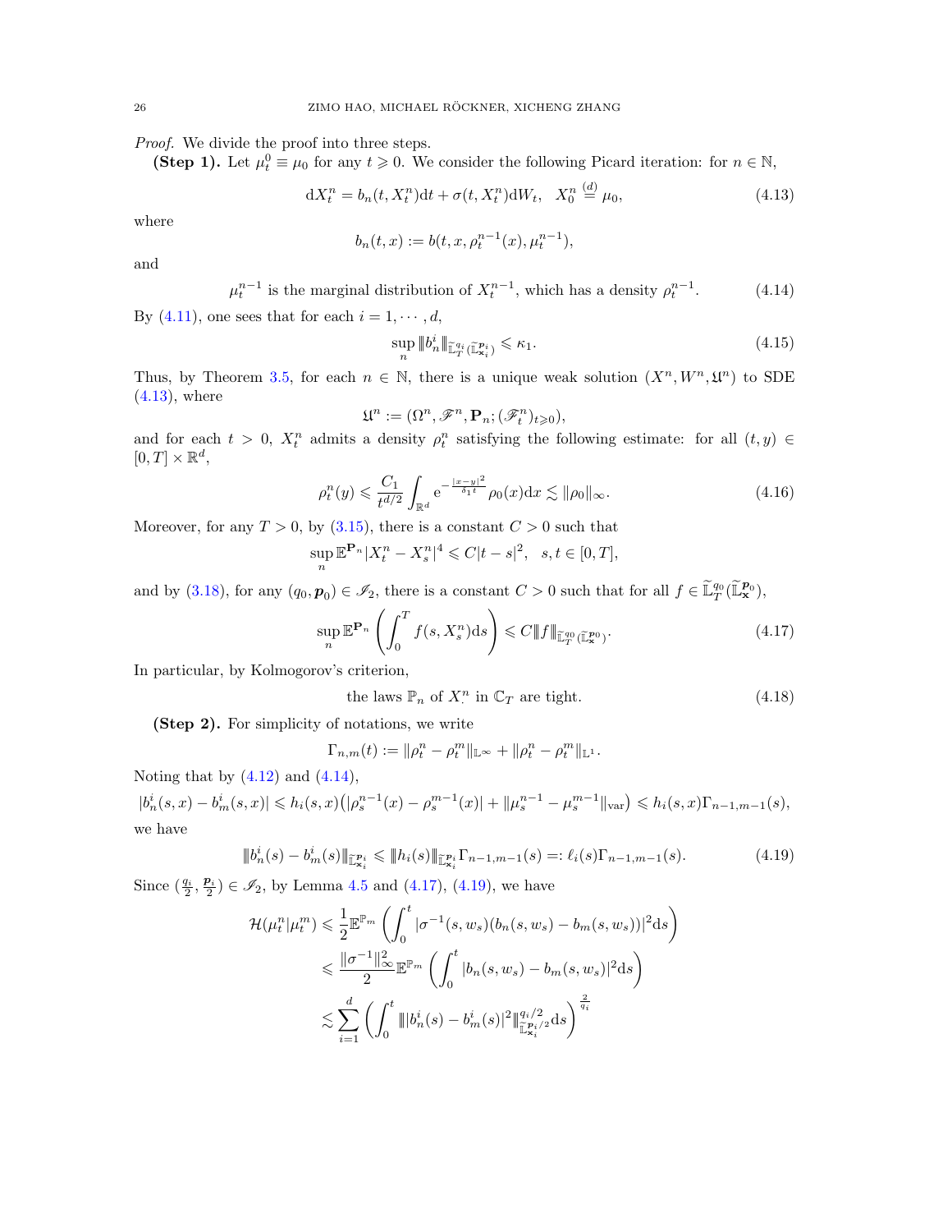*Proof.* We divide the proof into three steps.

**(Step 1).** Let $\mu^0_t \equiv \mu_0$ for any $t \geqslant 0$. We consider the following Picard iteration: for $n \in \mathbb{N}$,

$$\mathrm{d}X^n_t = b_n(t, X^n_t)\mathrm{d}t + \sigma(t, X^n_t)\mathrm{d}W_t, \quad X^n_0 \overset{(d)}{=} \mu_0, \tag{4.13}$$

where

$$b_n(t,x) := b(t, x, \rho^{n-1}_t(x), \mu^{n-1}_t),$$

and

$$\mu^{n-1}_t \text{ is the marginal distribution of } X^{n-1}_t, \text{ which has a density } \rho^{n-1}_t. \tag{4.14}$$

By (4.11), one sees that for each $i = 1, \cdots, d$,

$$\sup_n \|b^i_n\|_{\widetilde{\mathbb{L}}^{q_i}_T(\widetilde{\mathbb{L}}^{\boldsymbol{p}_i}_{\mathbf{x}_i})} \leqslant \kappa_1. \tag{4.15}$$

Thus, by Theorem 3.5, for each $n \in \mathbb{N}$, there is a unique weak solution $(X^n, W^n, \mathfrak{U}^n)$ to SDE (4.13), where

$$\mathfrak{U}^n := (\Omega^n, \mathscr{F}^n, \mathbf{P}_n; (\mathscr{F}^n_t)_{t\geqslant 0}),$$

and for each $t > 0$, $X^n_t$ admits a density $\rho^n_t$ satisfying the following estimate: for all $(t, y) \in [0, T] \times \mathbb{R}^d$,

$$\rho^n_t(y) \leqslant \frac{C_1}{t^{d/2}} \int_{\mathbb{R}^d} \mathrm{e}^{-\frac{|x-y|^2}{\delta_1 t}} \rho_0(x)\mathrm{d}x \lesssim \|\rho_0\|_\infty. \tag{4.16}$$

Moreover, for any $T > 0$, by (3.15), there is a constant $C > 0$ such that

$$\sup_n \mathbb{E}^{\mathbf{P}_n}|X^n_t - X^n_s|^4 \leqslant C|t-s|^2, \quad s,t \in [0,T],$$

and by (3.18), for any $(q_0, \boldsymbol{p}_0) \in \mathscr{I}_2$, there is a constant $C > 0$ such that for all $f \in \widetilde{\mathbb{L}}^{q_0}_T(\widetilde{\mathbb{L}}^{\boldsymbol{p}_0}_{\mathbf{x}})$,

$$\sup_n \mathbb{E}^{\mathbf{P}_n}\left(\int_0^T f(s, X^n_s)\mathrm{d}s\right) \leqslant C\|f\|_{\widetilde{\mathbb{L}}^{q_0}_T(\widetilde{\mathbb{L}}^{\boldsymbol{p}_0}_{\mathbf{x}})}. \tag{4.17}$$

In particular, by Kolmogorov's criterion,

$$\text{the laws } \mathbb{P}_n \text{ of } X^n_\cdot \text{ in } \mathbb{C}_T \text{ are tight.} \tag{4.18}$$

**(Step 2).** For simplicity of notations, we write

$$\Gamma_{n,m}(t) := \|\rho^n_t - \rho^m_t\|_{\mathbb{L}^\infty} + \|\rho^n_t - \rho^m_t\|_{\mathbb{L}^1}.$$

Noting that by (4.12) and (4.14),

$$|b^i_n(s,x) - b^i_m(s,x)| \leqslant h_i(s,x)\big(|\rho^{n-1}_s(x) - \rho^{m-1}_s(x)| + \|\mu^{n-1}_s - \mu^{m-1}_s\|_{\mathrm{var}}\big) \leqslant h_i(s,x)\Gamma_{n-1,m-1}(s),$$

we have

$$\|b^i_n(s) - b^i_m(s)\|_{\widetilde{\mathbb{L}}^{\boldsymbol{p}_i}_{\mathbf{x}_i}} \leqslant \|h_i(s)\|_{\widetilde{\mathbb{L}}^{\boldsymbol{p}_i}_{\mathbf{x}_i}}\Gamma_{n-1,m-1}(s) =: \ell_i(s)\Gamma_{n-1,m-1}(s). \tag{4.19}$$

Since $(\frac{q_i}{2}, \frac{\boldsymbol{p}_i}{2}) \in \mathscr{I}_2$, by Lemma 4.5 and (4.17), (4.19), we have

$$\begin{aligned}
\mathcal{H}(\mu^n_t|\mu^m_t) &\leqslant \frac{1}{2}\mathbb{E}^{\mathbb{P}_m}\left(\int_0^t |\sigma^{-1}(s,w_s)(b_n(s,w_s) - b_m(s,w_s))|^2\mathrm{d}s\right) \\
&\leqslant \frac{\|\sigma^{-1}\|^2_\infty}{2}\mathbb{E}^{\mathbb{P}_m}\left(\int_0^t |b_n(s,w_s) - b_m(s,w_s)|^2\mathrm{d}s\right) \\
&\lesssim \sum_{i=1}^d \left(\int_0^t \||b^i_n(s) - b^i_m(s)|^2\|^{q_i/2}_{\widetilde{\mathbb{L}}^{\boldsymbol{p}_i/2}_{\mathbf{x}_i}}\mathrm{d}s\right)^{\frac{2}{q_i}}
\end{aligned}$$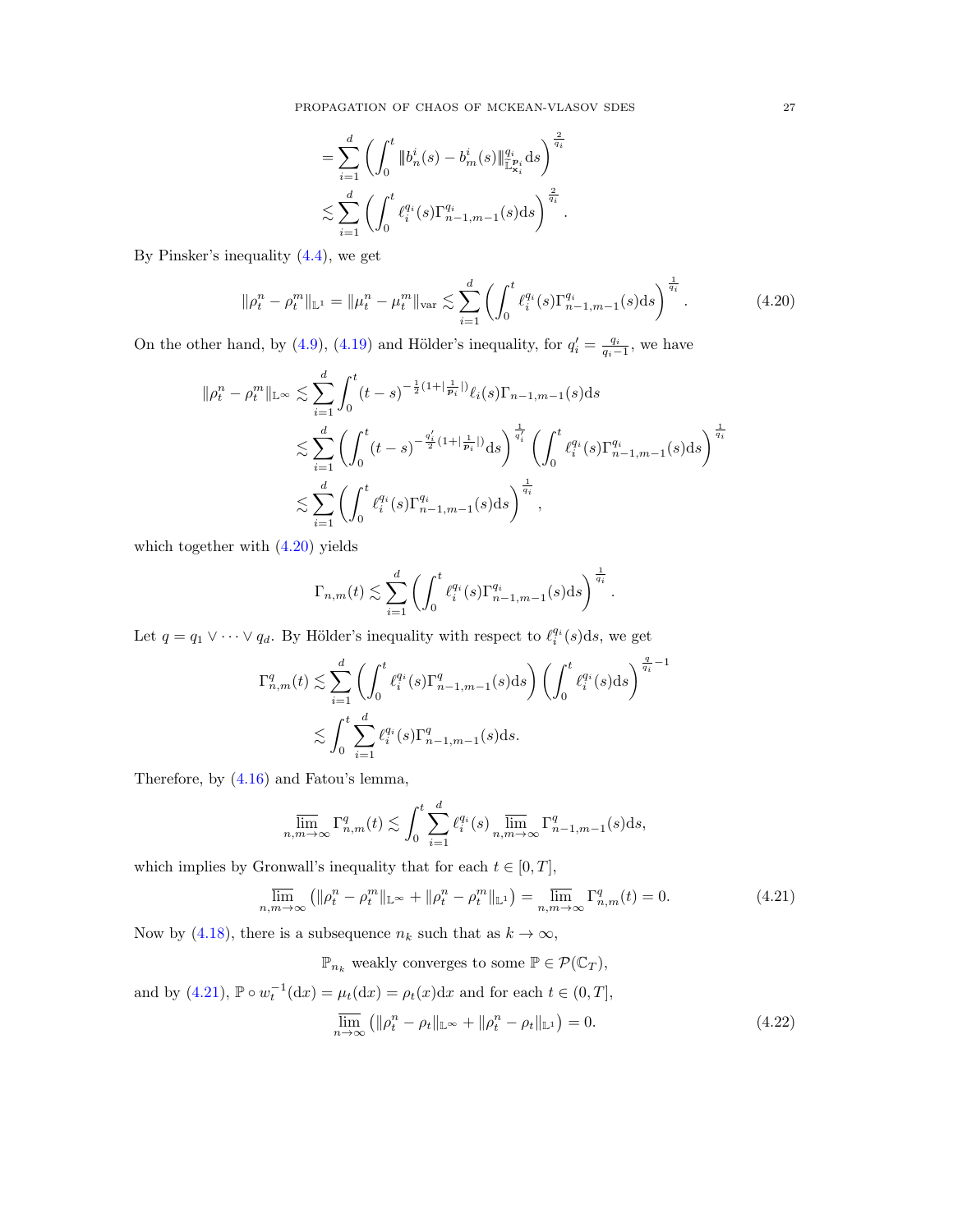$$
= \sum_{i=1}^d \left( \int_0^t \| b_n^i(s) - b_m^i(s) \|_{\widetilde{\mathbb{L}}^{\boldsymbol{p}_i}_{\mathbf{x}_i}}^{q_i} \mathrm{d}s \right)^{\frac{2}{q_i}}
$$

$$
\lesssim \sum_{i=1}^d \left( \int_0^t \ell_i^{q_i}(s) \Gamma_{n-1,m-1}^{q_i}(s) \mathrm{d}s \right)^{\frac{2}{q_i}}.
$$

By Pinsker's inequality (4.4), we get

$$
\|\rho_t^n - \rho_t^m\|_{\mathbb{L}^1} = \|\mu_t^n - \mu_t^m\|_{\mathrm{var}} \lesssim \sum_{i=1}^d \left( \int_0^t \ell_i^{q_i}(s) \Gamma_{n-1,m-1}^{q_i}(s) \mathrm{d}s \right)^{\frac{1}{q_i}}. \tag{4.20}
$$

On the other hand, by (4.9), (4.19) and Hölder's inequality, for $q_i' = \frac{q_i}{q_i - 1}$, we have

$$
\begin{aligned}
\|\rho_t^n - \rho_t^m\|_{\mathbb{L}^\infty} &\lesssim \sum_{i=1}^d \int_0^t (t-s)^{-\frac{1}{2}(1+|\frac{1}{\boldsymbol{p}_i}|)} \ell_i(s) \Gamma_{n-1,m-1}(s) \mathrm{d}s \\
&\lesssim \sum_{i=1}^d \left( \int_0^t (t-s)^{-\frac{q_i'}{2}(1+|\frac{1}{\boldsymbol{p}_i}|)} \mathrm{d}s \right)^{\frac{1}{q_i'}} \left( \int_0^t \ell_i^{q_i}(s) \Gamma_{n-1,m-1}^{q_i}(s) \mathrm{d}s \right)^{\frac{1}{q_i}} \\
&\lesssim \sum_{i=1}^d \left( \int_0^t \ell_i^{q_i}(s) \Gamma_{n-1,m-1}^{q_i}(s) \mathrm{d}s \right)^{\frac{1}{q_i}},
\end{aligned}
$$

which together with (4.20) yields

$$
\Gamma_{n,m}(t) \lesssim \sum_{i=1}^d \left( \int_0^t \ell_i^{q_i}(s) \Gamma_{n-1,m-1}^{q_i}(s) \mathrm{d}s \right)^{\frac{1}{q_i}}.
$$

Let $q = q_1 \vee \cdots \vee q_d$. By Hölder's inequality with respect to $\ell_i^{q_i}(s)\mathrm{d}s$, we get

$$
\begin{aligned}
\Gamma_{n,m}^q(t) &\lesssim \sum_{i=1}^d \left( \int_0^t \ell_i^{q_i}(s) \Gamma_{n-1,m-1}^{q}(s) \mathrm{d}s \right) \left( \int_0^t \ell_i^{q_i}(s) \mathrm{d}s \right)^{\frac{q}{q_i} - 1} \\
&\lesssim \int_0^t \sum_{i=1}^d \ell_i^{q_i}(s) \Gamma_{n-1,m-1}^q(s) \mathrm{d}s.
\end{aligned}
$$

Therefore, by (4.16) and Fatou's lemma,

$$
\varlimsup_{n,m\to\infty} \Gamma_{n,m}^q(t) \lesssim \int_0^t \sum_{i=1}^d \ell_i^{q_i}(s) \varlimsup_{n,m\to\infty} \Gamma_{n-1,m-1}^q(s) \mathrm{d}s,
$$

which implies by Gronwall's inequality that for each $t \in [0,T]$,

$$
\varlimsup_{n,m\to\infty} \left( \|\rho_t^n - \rho_t^m\|_{\mathbb{L}^\infty} + \|\rho_t^n - \rho_t^m\|_{\mathbb{L}^1} \right) = \varlimsup_{n,m\to\infty} \Gamma_{n,m}^q(t) = 0. \tag{4.21}
$$

Now by (4.18), there is a subsequence $n_k$ such that as $k \to \infty$,

$$
\mathbb{P}_{n_k} \text{ weakly converges to some } \mathbb{P} \in \mathcal{P}(\mathbb{C}_T),
$$

and by (4.21), $\mathbb{P} \circ w_t^{-1}(\mathrm{d}x) = \mu_t(\mathrm{d}x) = \rho_t(x)\mathrm{d}x$ and for each $t \in (0,T]$,

$$
\varlimsup_{n\to\infty} \left( \|\rho_t^n - \rho_t\|_{\mathbb{L}^\infty} + \|\rho_t^n - \rho_t\|_{\mathbb{L}^1} \right) = 0. \tag{4.22}
$$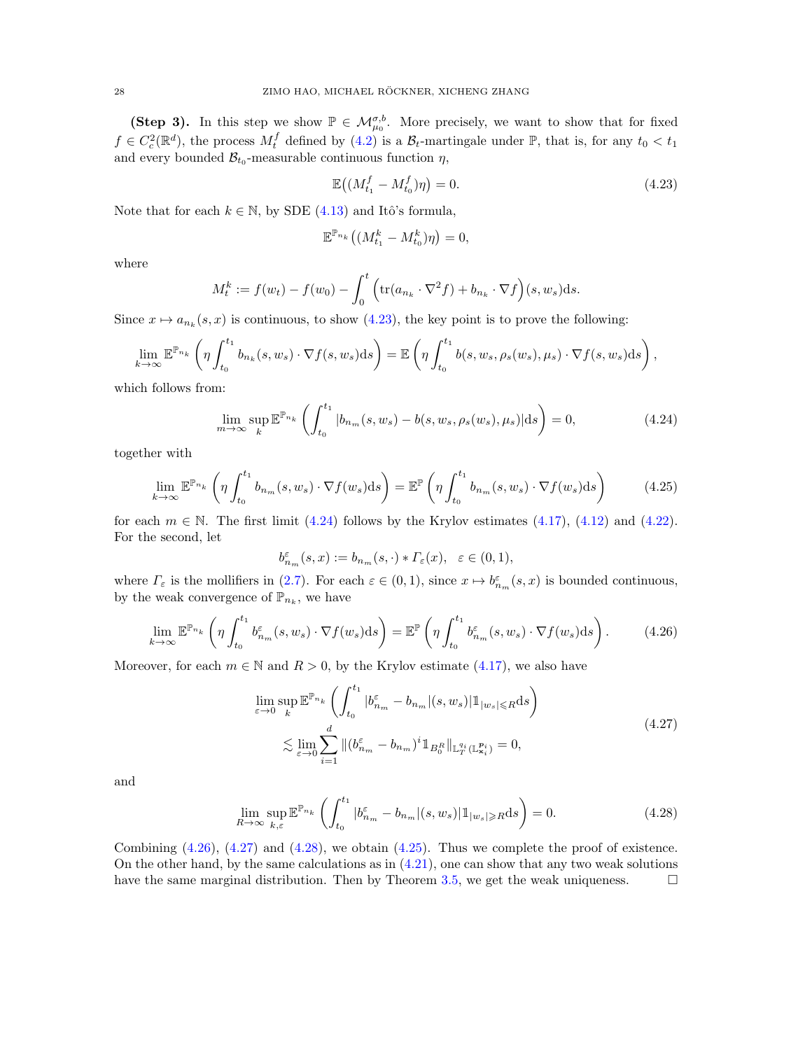**(Step 3).** In this step we show $\mathbb{P} \in \mathcal{M}^{\sigma,b}_{\mu_0}$. More precisely, we want to show that for fixed $f \in C^2_c(\mathbb{R}^d)$, the process $M^f_t$ defined by (4.2) is a $\mathcal{B}_t$-martingale under $\mathbb{P}$, that is, for any $t_0 < t_1$ and every bounded $\mathcal{B}_{t_0}$-measurable continuous function $\eta$,

$$\mathbb{E}\big((M^f_{t_1} - M^f_{t_0})\eta\big) = 0. \tag{4.23}$$

Note that for each $k \in \mathbb{N}$, by SDE (4.13) and Itô's formula,

$$\mathbb{E}^{\mathbb{P}_{n_k}}\big((M^k_{t_1} - M^k_{t_0})\eta\big) = 0,$$

where

$$M^k_t := f(w_t) - f(w_0) - \int_0^t \Big(\mathrm{tr}(a_{n_k} \cdot \nabla^2 f) + b_{n_k} \cdot \nabla f\Big)(s, w_s)\mathrm{d}s.$$

Since $x \mapsto a_{n_k}(s,x)$ is continuous, to show (4.23), the key point is to prove the following:

$$\lim_{k\to\infty} \mathbb{E}^{\mathbb{P}_{n_k}}\left(\eta \int_{t_0}^{t_1} b_{n_k}(s, w_s) \cdot \nabla f(s, w_s)\mathrm{d}s\right) = \mathbb{E}\left(\eta \int_{t_0}^{t_1} b(s, w_s, \rho_s(w_s), \mu_s) \cdot \nabla f(s, w_s)\mathrm{d}s\right),$$

which follows from:

$$\lim_{m\to\infty} \sup_k \mathbb{E}^{\mathbb{P}_{n_k}}\left(\int_{t_0}^{t_1} |b_{n_m}(s, w_s) - b(s, w_s, \rho_s(w_s), \mu_s)|\mathrm{d}s\right) = 0, \tag{4.24}$$

together with

$$\lim_{k\to\infty} \mathbb{E}^{\mathbb{P}_{n_k}}\left(\eta \int_{t_0}^{t_1} b_{n_m}(s, w_s) \cdot \nabla f(w_s)\mathrm{d}s\right) = \mathbb{E}^{\mathbb{P}}\left(\eta \int_{t_0}^{t_1} b_{n_m}(s, w_s) \cdot \nabla f(w_s)\mathrm{d}s\right) \tag{4.25}$$

for each $m \in \mathbb{N}$. The first limit (4.24) follows by the Krylov estimates (4.17), (4.12) and (4.22). For the second, let

$$b^\varepsilon_{n_m}(s,x) := b_{n_m}(s,\cdot) * \Gamma_\varepsilon(x), \quad \varepsilon \in (0,1),$$

where $\Gamma_\varepsilon$ is the mollifiers in (2.7). For each $\varepsilon \in (0,1)$, since $x \mapsto b^\varepsilon_{n_m}(s,x)$ is bounded continuous, by the weak convergence of $\mathbb{P}_{n_k}$, we have

$$\lim_{k\to\infty} \mathbb{E}^{\mathbb{P}_{n_k}}\left(\eta \int_{t_0}^{t_1} b^\varepsilon_{n_m}(s, w_s) \cdot \nabla f(w_s)\mathrm{d}s\right) = \mathbb{E}^{\mathbb{P}}\left(\eta \int_{t_0}^{t_1} b^\varepsilon_{n_m}(s, w_s) \cdot \nabla f(w_s)\mathrm{d}s\right). \tag{4.26}$$

Moreover, for each $m \in \mathbb{N}$ and $R > 0$, by the Krylov estimate (4.17), we also have

$$\begin{aligned} &\lim_{\varepsilon\to 0} \sup_k \mathbb{E}^{\mathbb{P}_{n_k}}\left(\int_{t_0}^{t_1} |b^\varepsilon_{n_m} - b_{n_m}|(s, w_s)|\mathbb{1}_{|w_s|\leqslant R}\mathrm{d}s\right) \\ &\quad \lesssim \lim_{\varepsilon\to 0} \sum_{i=1}^d \|(b^\varepsilon_{n_m} - b_{n_m})^i \mathbb{1}_{B^R_0}\|_{\mathbb{L}^{q_i}_T(\mathbb{L}^{\boldsymbol{p}_i}_{\boldsymbol{x}_i})} = 0, \end{aligned} \tag{4.27}$$

and

$$\lim_{R\to\infty} \sup_{k,\varepsilon} \mathbb{E}^{\mathbb{P}_{n_k}}\left(\int_{t_0}^{t_1} |b^\varepsilon_{n_m} - b_{n_m}|(s, w_s)|\mathbb{1}_{|w_s|\geqslant R}\mathrm{d}s\right) = 0. \tag{4.28}$$

Combining (4.26), (4.27) and (4.28), we obtain (4.25). Thus we complete the proof of existence. On the other hand, by the same calculations as in (4.21), one can show that any two weak solutions have the same marginal distribution. Then by Theorem 3.5, we get the weak uniqueness. $\square$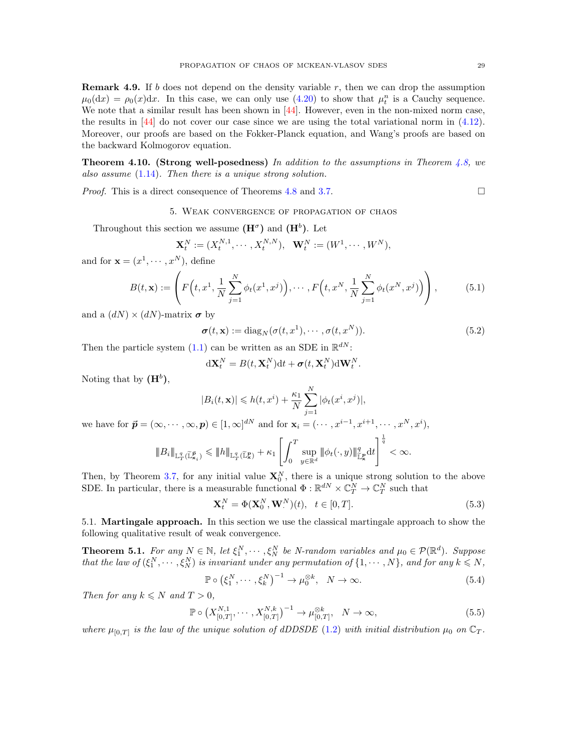**Remark 4.9.** If $b$ does not depend on the density variable $r$, then we can drop the assumption $\mu_0(\mathrm{d}x) = \rho_0(x)\mathrm{d}x$. In this case, we can only use (4.20) to show that $\mu_t^n$ is a Cauchy sequence. We note that a similar result has been shown in [44]. However, even in the non-mixed norm case, the results in [44] do not cover our case since we are using the total variational norm in (4.12). Moreover, our proofs are based on the Fokker-Planck equation, and Wang's proofs are based on the backward Kolmogorov equation.

**Theorem 4.10. (Strong well-posedness)** *In addition to the assumptions in Theorem 4.8, we also assume (1.14). Then there is a unique strong solution.*

*Proof.* This is a direct consequence of Theorems 4.8 and 3.7. $\square$

## 5. Weak convergence of propagation of chaos

Throughout this section we assume $(\mathbf{H}^\sigma)$ and $(\mathbf{H}^b)$. Let

$$\mathbf{X}_t^N := (X_t^{N,1}, \cdots, X_t^{N,N}), \quad \mathbf{W}_t^N := (W^1, \cdots, W^N),$$

and for $\mathbf{x} = (x^1, \cdots, x^N)$, define

$$B(t, \mathbf{x}) := \left( F\Big(t, x^1, \frac{1}{N}\sum_{j=1}^N \phi_t(x^1, x^j)\Big), \cdots, F\Big(t, x^N, \frac{1}{N}\sum_{j=1}^N \phi_t(x^N, x^j)\Big) \right), \tag{5.1}$$

and a $(dN)\times(dN)$-matrix $\boldsymbol{\sigma}$ by

$$\boldsymbol{\sigma}(t, \mathbf{x}) := \mathrm{diag}_N(\sigma(t, x^1), \cdots, \sigma(t, x^N)). \tag{5.2}$$

Then the particle system (1.1) can be written as an SDE in $\mathbb{R}^{dN}$:

$$\mathrm{d}\mathbf{X}_t^N = B(t, \mathbf{X}_t^N)\mathrm{d}t + \boldsymbol{\sigma}(t, \mathbf{X}_t^N)\mathrm{d}\mathbf{W}_t^N.$$

Noting that by $(\mathbf{H}^b)$,

$$|B_i(t, \mathbf{x})| \leqslant h(t, x^i) + \frac{\kappa_1}{N}\sum_{j=1}^N |\phi_t(x^i, x^j)|,$$

we have for $\vec{\boldsymbol{p}} = (\infty, \cdots, \infty, \boldsymbol{p}) \in [1, \infty]^{dN}$ and for $\mathbf{x}_i = (\cdots, x^{i-1}, x^{i+1}, \cdots, x^N, x^i)$,

$$\|B_i\|_{\mathbb{L}^q_T(\widetilde{\mathbb{L}}^{\vec{\boldsymbol{p}}}_{\mathbf{x}_i})} \leqslant \|h\|_{\mathbb{L}^q_T(\widetilde{\mathbb{L}}^{\boldsymbol{p}}_{\mathbf{x}})} + \kappa_1 \left[ \int_0^T \sup_{y\in\mathbb{R}^d} \|\phi_t(\cdot, y)\|^q_{\widetilde{\mathbb{L}}^{\boldsymbol{p}}_{\mathbf{x}}} \mathrm{d}t \right]^{\frac{1}{q}} < \infty.$$

Then, by Theorem 3.7, for any initial value $\mathbf{X}_0^N$, there is a unique strong solution to the above SDE. In particular, there is a measurable functional $\Phi : \mathbb{R}^{dN} \times \mathbb{C}_T^N \to \mathbb{C}_T^N$ such that

$$\mathbf{X}_t^N = \Phi(\mathbf{X}_0^N, \mathbf{W}_\cdot^N)(t), \quad t \in [0, T]. \tag{5.3}$$

### 5.1. Martingale approach.

In this section we use the classical martingale approach to show the following qualitative result of weak convergence.

**Theorem 5.1.** *For any $N \in \mathbb{N}$, let $\xi_1^N, \cdots, \xi_N^N$ be $N$-random variables and $\mu_0 \in \mathcal{P}(\mathbb{R}^d)$. Suppose that the law of $(\xi_1^N, \cdots, \xi_N^N)$ is invariant under any permutation of $\{1, \cdots, N\}$, and for any $k \leqslant N$,*

$$\mathbb{P} \circ \left(\xi_1^N, \cdots, \xi_k^N\right)^{-1} \to \mu_0^{\otimes k}, \quad N \to \infty. \tag{5.4}$$

*Then for any $k \leqslant N$ and $T > 0$,*

$$\mathbb{P} \circ \left(X_{[0,T]}^{N,1}, \cdots, X_{[0,T]}^{N,k}\right)^{-1} \to \mu_{[0,T]}^{\otimes k}, \quad N \to \infty, \tag{5.5}$$

*where $\mu_{[0,T]}$ is the law of the unique solution of dDDSDE (1.2) with initial distribution $\mu_0$ on $\mathbb{C}_T$.*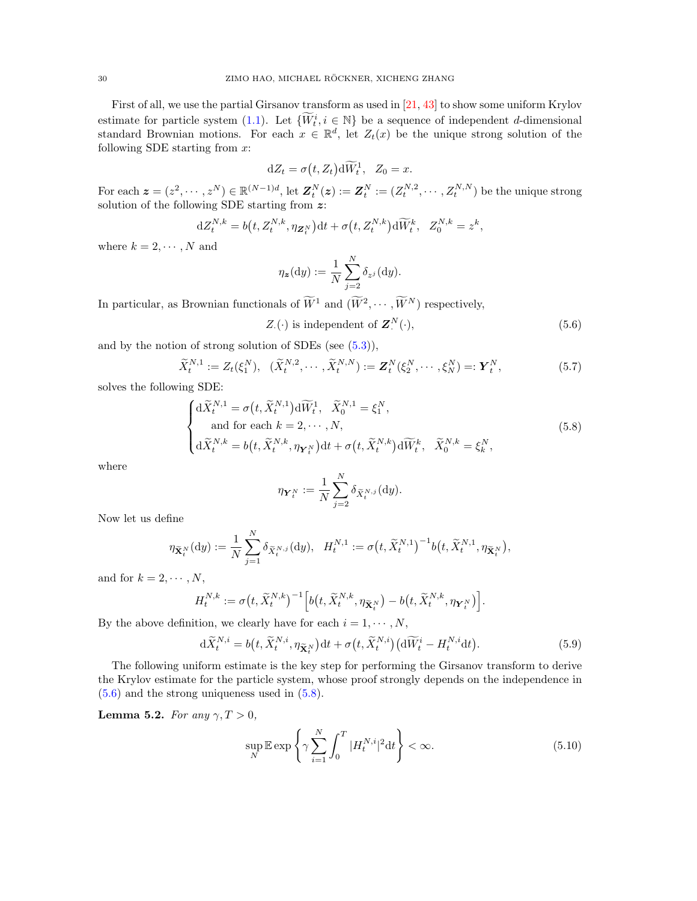First of all, we use the partial Girsanov transform as used in [21, 43] to show some uniform Krylov estimate for particle system (1.1). Let $\{\widetilde W^i_t, i\in\mathbb N\}$ be a sequence of independent $d$-dimensional standard Brownian motions. For each $x\in\mathbb R^d$, let $Z_t(x)$ be the unique strong solution of the following SDE starting from $x$:

$$
\mathrm dZ_t=\sigma\big(t,Z_t\big)\mathrm d\widetilde W^1_t,\quad Z_0=x.
$$

For each $\boldsymbol z=(z^2,\cdots,z^N)\in\mathbb R^{(N-1)d}$, let $\boldsymbol Z^N_t(\boldsymbol z):=\boldsymbol Z^N_t:=(Z^{N,2}_t,\cdots,Z^{N,N}_t)$ be the unique strong solution of the following SDE starting from $\boldsymbol z$:

$$
\mathrm dZ^{N,k}_t=b\big(t,Z^{N,k}_t,\eta_{\boldsymbol Z^N_t}\big)\mathrm dt+\sigma\big(t,Z^{N,k}_t\big)\mathrm d\widetilde W^k_t,\quad Z^{N,k}_0=z^k,
$$

where $k=2,\cdots,N$ and

$$
\eta_{\boldsymbol z}(\mathrm dy):=\frac1N\sum_{j=2}^N\delta_{z^j}(\mathrm dy).
$$

In particular, as Brownian functionals of $\widetilde W^1$ and $(\widetilde W^2,\cdots,\widetilde W^N)$ respectively,

$$
Z_\cdot(\cdot)\text{ is independent of }\boldsymbol Z^N_\cdot(\cdot),\tag{5.6}
$$

and by the notion of strong solution of SDEs (see (5.3)),

$$
\widetilde X^{N,1}_t:=Z_t(\xi^N_1),\quad (\widetilde X^{N,2}_t,\cdots,\widetilde X^{N,N}_t):=\boldsymbol Z^N_t(\xi^N_2,\cdots,\xi^N_N)=:\boldsymbol Y^N_t,\tag{5.7}
$$

solves the following SDE:

$$
\begin{cases}
\mathrm d\widetilde X^{N,1}_t=\sigma\big(t,\widetilde X^{N,1}_t\big)\mathrm d\widetilde W^1_t,\quad \widetilde X^{N,1}_0=\xi^N_1,\\
\qquad\text{and for each } k=2,\cdots,N,\\
\mathrm d\widetilde X^{N,k}_t=b\big(t,\widetilde X^{N,k}_t,\eta_{\boldsymbol Y^N_t}\big)\mathrm dt+\sigma\big(t,\widetilde X^{N,k}_t\big)\mathrm d\widetilde W^k_t,\quad \widetilde X^{N,k}_0=\xi^N_k,
\end{cases}\tag{5.8}
$$

where

$$
\eta_{\boldsymbol Y^N_t}:=\frac1N\sum_{j=2}^N\delta_{\widetilde X^{N,j}_t}(\mathrm dy).
$$

Now let us define

$$
\eta_{\widetilde{\mathbf X}^N_t}(\mathrm dy):=\frac1N\sum_{j=1}^N\delta_{\widetilde X^{N,j}_t}(\mathrm dy),\quad H^{N,1}_t:=\sigma\big(t,\widetilde X^{N,1}_t\big)^{-1}b\big(t,\widetilde X^{N,1}_t,\eta_{\widetilde{\mathbf X}^N_t}\big),
$$

and for $k=2,\cdots,N$,

$$
H^{N,k}_t:=\sigma\big(t,\widetilde X^{N,k}_t\big)^{-1}\Big[b\big(t,\widetilde X^{N,k}_t,\eta_{\widetilde{\mathbf X}^N_t}\big)-b\big(t,\widetilde X^{N,k}_t,\eta_{\boldsymbol Y^N_t}\big)\Big].
$$

By the above definition, we clearly have for each $i=1,\cdots,N$,

$$
\mathrm d\widetilde X^{N,i}_t=b\big(t,\widetilde X^{N,i}_t,\eta_{\widetilde{\mathbf X}^N_t}\big)\mathrm dt+\sigma\big(t,\widetilde X^{N,i}_t\big)\big(\mathrm d\widetilde W^i_t-H^{N,i}_t\mathrm dt\big).\tag{5.9}
$$

The following uniform estimate is the key step for performing the Girsanov transform to derive the Krylov estimate for the particle system, whose proof strongly depends on the independence in (5.6) and the strong uniqueness used in (5.8).

**Lemma 5.2.** *For any $\gamma,T>0$,*

$$
\sup_N\mathbb E\exp\left\{\gamma\sum_{i=1}^N\int_0^T|H^{N,i}_t|^2\mathrm dt\right\}<\infty.\tag{5.10}
$$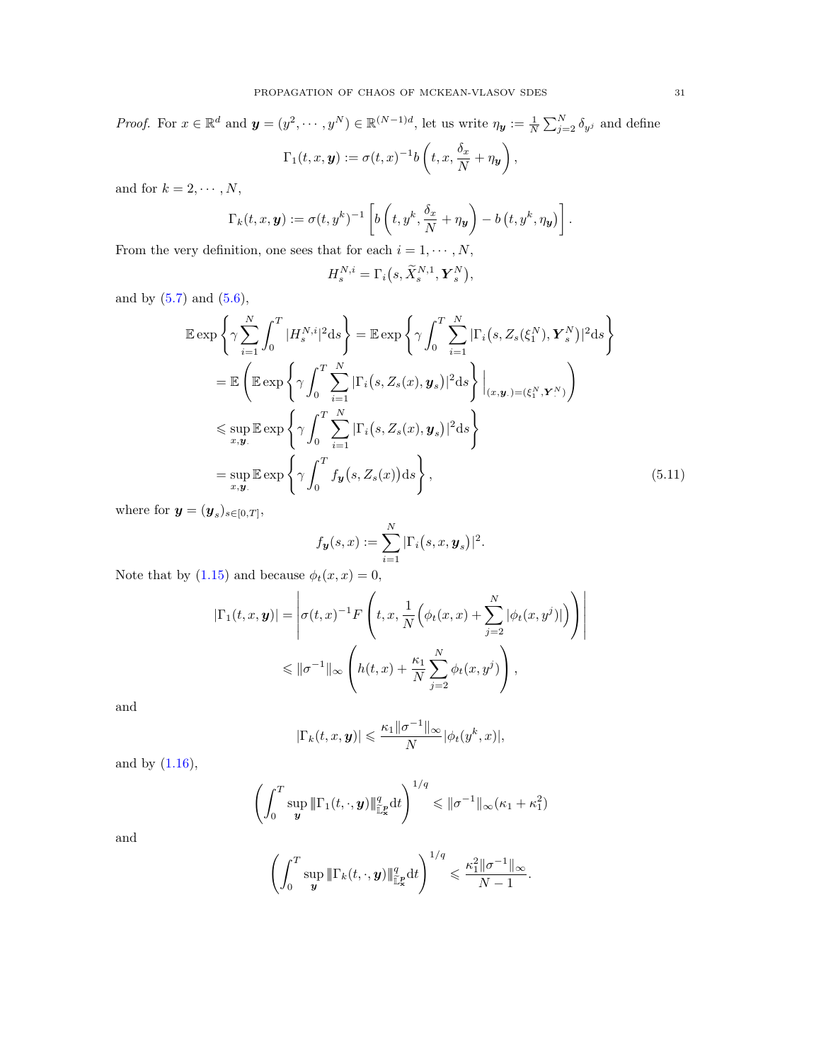*Proof.* For $x \in \mathbb{R}^d$ and $\boldsymbol{y} = (y^2, \cdots, y^N) \in \mathbb{R}^{(N-1)d}$, let us write $\eta_{\boldsymbol{y}} := \frac{1}{N}\sum_{j=2}^N \delta_{y^j}$ and define

$$\Gamma_1(t, x, \boldsymbol{y}) := \sigma(t,x)^{-1} b\left(t, x, \frac{\delta_x}{N} + \eta_{\boldsymbol{y}}\right),$$

and for $k = 2, \cdots, N$,

$$\Gamma_k(t, x, \boldsymbol{y}) := \sigma(t, y^k)^{-1}\left[b\left(t, y^k, \frac{\delta_x}{N} + \eta_{\boldsymbol{y}}\right) - b\left(t, y^k, \eta_{\boldsymbol{y}}\right)\right].$$

From the very definition, one sees that for each $i = 1, \cdots, N$,

$$H^{N,i}_s = \Gamma_i\big(s, \widetilde{X}^{N,1}_s, \boldsymbol{Y}^N_s\big),$$

and by (5.7) and (5.6),

$$\begin{aligned}
\mathbb{E}\exp\left\{\gamma \sum_{i=1}^N \int_0^T |H^{N,i}_s|^2 \mathrm{d}s\right\} &= \mathbb{E}\exp\left\{\gamma \int_0^T \sum_{i=1}^N |\Gamma_i\big(s, Z_s(\xi^N_1), \boldsymbol{Y}^N_s\big)|^2 \mathrm{d}s\right\} \\
&= \mathbb{E}\left(\mathbb{E}\exp\left\{\gamma \int_0^T \sum_{i=1}^N |\Gamma_i\big(s, Z_s(x), \boldsymbol{y}_s\big)|^2 \mathrm{d}s\right\}\Big|_{(x,\boldsymbol{y}_\cdot) = (\xi^N_1, \boldsymbol{Y}^N_\cdot)}\right) \\
&\leqslant \sup_{x, \boldsymbol{y}_\cdot} \mathbb{E}\exp\left\{\gamma \int_0^T \sum_{i=1}^N |\Gamma_i\big(s, Z_s(x), \boldsymbol{y}_s\big)|^2 \mathrm{d}s\right\} \\
&= \sup_{x, \boldsymbol{y}_\cdot} \mathbb{E}\exp\left\{\gamma \int_0^T f_{\boldsymbol{y}}\big(s, Z_s(x)\big) \mathrm{d}s\right\},
\end{aligned} \tag{5.11}$$

where for $\boldsymbol{y} = (\boldsymbol{y}_s)_{s\in[0,T]}$,

$$f_{\boldsymbol{y}}(s, x) := \sum_{i=1}^N |\Gamma_i\big(s, x, \boldsymbol{y}_s\big)|^2.$$

Note that by (1.15) and because $\phi_t(x, x) = 0$,

$$\begin{aligned}
|\Gamma_1(t, x, \boldsymbol{y})| &= \left|\sigma(t,x)^{-1} F\left(t, x, \frac{1}{N}\Big(\phi_t(x,x) + \sum_{j=2}^N |\phi_t(x, y^j)|\Big)\right)\right| \\
&\leqslant \|\sigma^{-1}\|_\infty \left(h(t,x) + \frac{\kappa_1}{N}\sum_{j=2}^N \phi_t(x, y^j)\right),
\end{aligned}$$

and

$$|\Gamma_k(t, x, \boldsymbol{y})| \leqslant \frac{\kappa_1 \|\sigma^{-1}\|_\infty}{N} |\phi_t(y^k, x)|,$$

and by (1.16),

$$\left(\int_0^T \sup_{\boldsymbol{y}} |\!|\!|\Gamma_1(t, \cdot, \boldsymbol{y})|\!|\!|^q_{\mathbb{L}^p_{\boldsymbol{x}}} \mathrm{d}t\right)^{1/q} \leqslant \|\sigma^{-1}\|_\infty (\kappa_1 + \kappa_1^2)$$

and

$$\left(\int_0^T \sup_{\boldsymbol{y}} |\!|\!|\Gamma_k(t, \cdot, \boldsymbol{y})|\!|\!|^q_{\mathbb{L}^p_{\boldsymbol{x}}} \mathrm{d}t\right)^{1/q} \leqslant \frac{\kappa_1^2 \|\sigma^{-1}\|_\infty}{N-1}.$$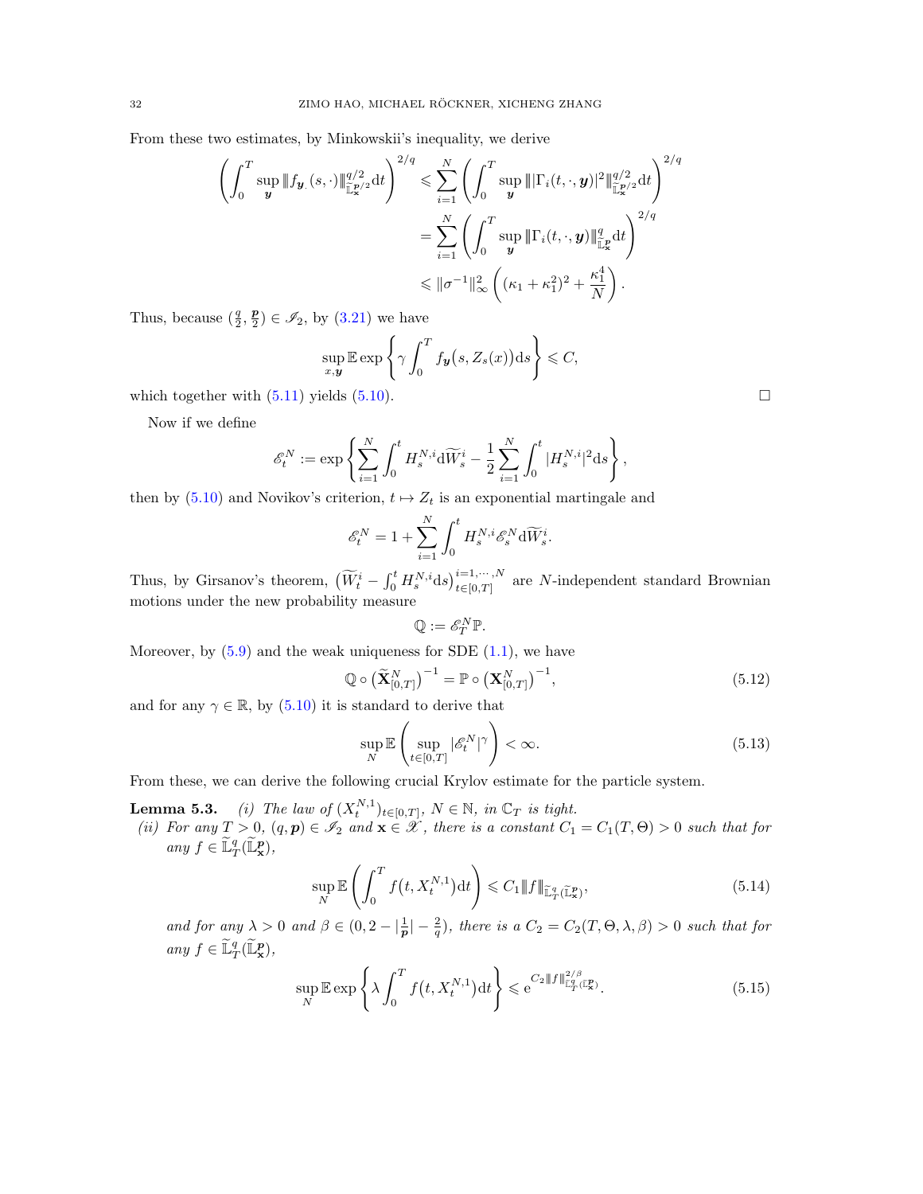From these two estimates, by Minkowskii's inequality, we derive

$$
\begin{aligned}
\left(\int_0^T \sup_{\boldsymbol{y}} |\!|\!| f_{\boldsymbol{y}_\cdot}(s,\cdot)|\!|\!|^{q/2}_{\widetilde{\mathbb{L}}^{\boldsymbol{p}/2}_{\mathbf{x}}}\mathrm{d}t\right)^{2/q} &\leqslant \sum_{i=1}^N \left(\int_0^T \sup_{\boldsymbol{y}} |\!|\!| |\Gamma_i(t,\cdot,\boldsymbol{y})|^2 |\!|\!|^{q/2}_{\widetilde{\mathbb{L}}^{\boldsymbol{p}/2}_{\mathbf{x}}}\mathrm{d}t\right)^{2/q}\\
&= \sum_{i=1}^N \left(\int_0^T \sup_{\boldsymbol{y}} |\!|\!| \Gamma_i(t,\cdot,\boldsymbol{y}) |\!|\!|^{q}_{\widetilde{\mathbb{L}}^{\boldsymbol{p}}_{\mathbf{x}}}\mathrm{d}t\right)^{2/q}\\
&\leqslant \|\sigma^{-1}\|^2_\infty\left((\kappa_1+\kappa_1^2)^2+\frac{\kappa_1^4}{N}\right).
\end{aligned}
$$

Thus, because $(\frac{q}{2},\frac{\boldsymbol{p}}{2})\in\mathscr{I}_2$, by (3.21) we have

$$
\sup_{x,\boldsymbol{y}}\mathbb{E}\exp\left\{\gamma\int_0^T f_{\boldsymbol{y}}\big(s,Z_s(x)\big)\mathrm{d}s\right\}\leqslant C,
$$

which together with (5.11) yields (5.10). $\square$

Now if we define

$$
\mathscr{E}^N_t := \exp\left\{\sum_{i=1}^N\int_0^t H^{N,i}_s\mathrm{d}\widetilde{W}^i_s - \frac{1}{2}\sum_{i=1}^N\int_0^t |H^{N,i}_s|^2\mathrm{d}s\right\},
$$

then by (5.10) and Novikov's criterion, $t\mapsto Z_t$ is an exponential martingale and

$$
\mathscr{E}^N_t = 1+\sum_{i=1}^N\int_0^t H^{N,i}_s\mathscr{E}^N_s\mathrm{d}\widetilde{W}^i_s.
$$

Thus, by Girsanov's theorem, $\big(\widetilde{W}^i_t-\int_0^t H^{N,i}_s\mathrm{d}s\big)^{i=1,\cdots,N}_{t\in[0,T]}$ are $N$-independent standard Brownian motions under the new probability measure

$$
\mathbb{Q}:=\mathscr{E}^N_T\mathbb{P}.
$$

Moreover, by (5.9) and the weak uniqueness for SDE (1.1), we have

$$
\mathbb{Q}\circ\big(\widetilde{\mathbf{X}}^N_{[0,T]}\big)^{-1}=\mathbb{P}\circ\big(\mathbf{X}^N_{[0,T]}\big)^{-1}, \tag{5.12}
$$

and for any $\gamma\in\mathbb{R}$, by (5.10) it is standard to derive that

$$
\sup_N\mathbb{E}\left(\sup_{t\in[0,T]}|\mathscr{E}^N_t|^\gamma\right)<\infty. \tag{5.13}
$$

From these, we can derive the following crucial Krylov estimate for the particle system.

**Lemma 5.3.** *(i) The law of $(X^{N,1}_t)_{t\in[0,T]}$, $N\in\mathbb{N}$, in $\mathbb{C}_T$ is tight.*

*(ii) For any $T>0$, $(q,\boldsymbol{p})\in\mathscr{I}_2$ and $\mathbf{x}\in\mathscr{X}$, there is a constant $C_1=C_1(T,\Theta)>0$ such that for any $f\in\widetilde{\mathbb{L}}^q_T(\widetilde{\mathbb{L}}^{\boldsymbol{p}}_{\mathbf{x}})$,*

$$
\sup_N\mathbb{E}\left(\int_0^T f\big(t,X^{N,1}_t\big)\mathrm{d}t\right)\leqslant C_1|\!|\!| f|\!|\!|_{\widetilde{\mathbb{L}}^q_T(\widetilde{\mathbb{L}}^{\boldsymbol{p}}_{\mathbf{x}})}, \tag{5.14}
$$

*and for any $\lambda>0$ and $\beta\in(0,2-|\frac{1}{\boldsymbol{p}}|-\frac{2}{q})$, there is a $C_2=C_2(T,\Theta,\lambda,\beta)>0$ such that for any $f\in\widetilde{\mathbb{L}}^q_T(\widetilde{\mathbb{L}}^{\boldsymbol{p}}_{\mathbf{x}})$,*

$$
\sup_N\mathbb{E}\exp\left\{\lambda\int_0^T f\big(t,X^{N,1}_t\big)\mathrm{d}t\right\}\leqslant \mathrm{e}^{C_2|\!|\!| f|\!|\!|^{2/\beta}_{\widetilde{\mathbb{L}}^q_T(\widetilde{\mathbb{L}}^{\boldsymbol{p}}_{\mathbf{x}})}}. \tag{5.15}
$$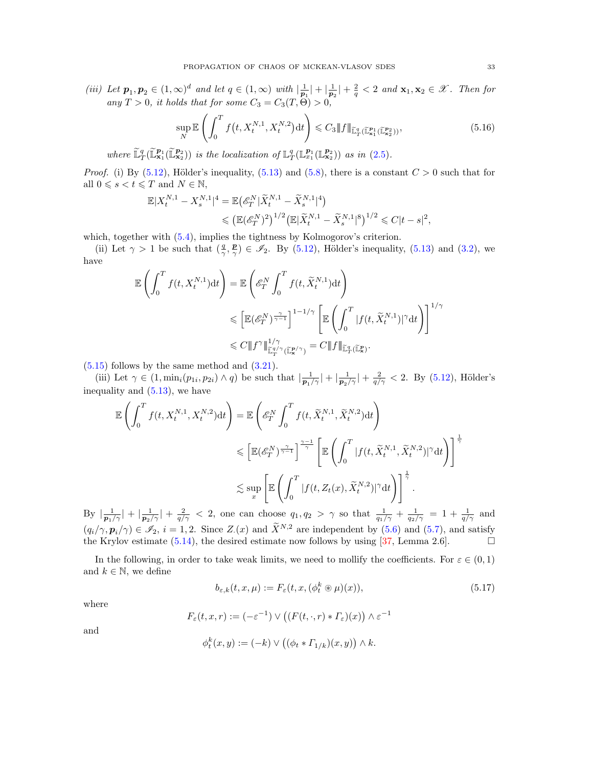*(iii)* *Let* $\boldsymbol{p}_1, \boldsymbol{p}_2 \in (1,\infty)^d$ *and let* $q \in (1,\infty)$ *with* $|\frac{1}{\boldsymbol{p}_1}| + |\frac{1}{\boldsymbol{p}_2}| + \frac{2}{q} < 2$ *and* $\mathbf{x}_1, \mathbf{x}_2 \in \mathscr{X}$. *Then for any* $T > 0$, *it holds that for some* $C_3 = C_3(T, \Theta) > 0$,

$$\sup_N \mathbb{E}\left(\int_0^T f\big(t, X_t^{N,1}, X_t^{N,2}\big)\mathrm{d}t\right) \leqslant C_3 |||f|||_{\widetilde{\mathbb{L}}_T^q(\widetilde{\mathbb{L}}_{\mathbf{x}_1}^{\boldsymbol{p}_1}(\widetilde{\mathbb{L}}_{\mathbf{x}_2}^{\boldsymbol{p}_2}))}, \tag{5.16}$$

*where* $\widetilde{\mathbb{L}}_T^q(\widetilde{\mathbb{L}}_{\mathbf{x}_1}^{\boldsymbol{p}_1}(\widetilde{\mathbb{L}}_{\mathbf{x}_2}^{\boldsymbol{p}_2}))$ *is the localization of* $\mathbb{L}_T^q(\mathbb{L}_{x_1}^{\boldsymbol{p}_1}(\mathbb{L}_{\mathbf{x}_2}^{\boldsymbol{p}_2}))$ *as in* (2.5).

*Proof.* (i) By (5.12), Hölder's inequality, (5.13) and (5.8), there is a constant $C > 0$ such that for all $0 \leqslant s < t \leqslant T$ and $N \in \mathbb{N}$,

$$\begin{aligned}
\mathbb{E}|X_t^{N,1} - X_s^{N,1}|^4 &= \mathbb{E}\big(\mathscr{E}_T^N |\widetilde{X}_t^{N,1} - \widetilde{X}_s^{N,1}|^4\big) \\
&\leqslant \big(\mathbb{E}(\mathscr{E}_T^N)^2\big)^{1/2}\big(\mathbb{E}|\widetilde{X}_t^{N,1} - \widetilde{X}_s^{N,1}|^8\big)^{1/2} \leqslant C|t-s|^2,
\end{aligned}$$

which, together with (5.4), implies the tightness by Kolmogorov's criterion.

(ii) Let $\gamma > 1$ be such that $(\frac{q}{\gamma}, \frac{\boldsymbol{p}}{\gamma}) \in \mathscr{I}_2$. By (5.12), Hölder's inequality, (5.13) and (3.2), we have

$$\begin{aligned}
\mathbb{E}\left(\int_0^T f(t, X_t^{N,1})\mathrm{d}t\right) &= \mathbb{E}\left(\mathscr{E}_T^N \int_0^T f(t, \widetilde{X}_t^{N,1})\mathrm{d}t\right) \\
&\leqslant \left[\mathbb{E}(\mathscr{E}_T^N)^{\frac{\gamma}{\gamma-1}}\right]^{1-1/\gamma}\left[\mathbb{E}\left(\int_0^T |f(t, \widetilde{X}_t^{N,1})|^\gamma \mathrm{d}t\right)\right]^{1/\gamma} \\
&\leqslant C |||f^\gamma|||^{1/\gamma}_{\widetilde{\mathbb{L}}_T^{q/\gamma}(\widetilde{\mathbb{L}}_{\mathbf{x}}^{\boldsymbol{p}/\gamma})} = C|||f|||_{\widetilde{\mathbb{L}}_T^q(\widetilde{\mathbb{L}}_{\mathbf{x}}^{\boldsymbol{p}})}.
\end{aligned}$$

(5.15) follows by the same method and (3.21).

(iii) Let $\gamma \in (1, \min_i(p_{1i}, p_{2i}) \wedge q)$ be such that $|\frac{1}{\boldsymbol{p}_1/\gamma}| + |\frac{1}{\boldsymbol{p}_2/\gamma}| + \frac{2}{q/\gamma} < 2$. By (5.12), Hölder's inequality and (5.13), we have

$$\begin{aligned}
\mathbb{E}\left(\int_0^T f(t, X_t^{N,1}, X_t^{N,2})\mathrm{d}t\right) &= \mathbb{E}\left(\mathscr{E}_T^N \int_0^T f(t, \widetilde{X}_t^{N,1}, \widetilde{X}_t^{N,2})\mathrm{d}t\right) \\
&\leqslant \left[\mathbb{E}(\mathscr{E}_T^N)^{\frac{\gamma}{\gamma-1}}\right]^{\frac{\gamma-1}{\gamma}}\left[\mathbb{E}\left(\int_0^T |f(t, \widetilde{X}_t^{N,1}, \widetilde{X}_t^{N,2})|^\gamma \mathrm{d}t\right)\right]^{\frac{1}{\gamma}} \\
&\lesssim \sup_x \left[\mathbb{E}\left(\int_0^T |f(t, Z_t(x), \widetilde{X}_t^{N,2})|^\gamma \mathrm{d}t\right)\right]^{\frac{1}{\gamma}}.
\end{aligned}$$

By $|\frac{1}{\boldsymbol{p}_1/\gamma}| + |\frac{1}{\boldsymbol{p}_2/\gamma}| + \frac{2}{q/\gamma} < 2$, one can choose $q_1, q_2 > \gamma$ so that $\frac{1}{q_1/\gamma} + \frac{1}{q_2/\gamma} = 1 + \frac{1}{q/\gamma}$ and $(q_i/\gamma, \boldsymbol{p}_i/\gamma) \in \mathscr{I}_2$, $i = 1, 2$. Since $Z_\cdot(x)$ and $\widetilde{X}^{N,2}$ are independent by (5.6) and (5.7), and satisfy the Krylov estimate (5.14), the desired estimate now follows by using [37, Lemma 2.6]. $\square$

In the following, in order to take weak limits, we need to mollify the coefficients. For $\varepsilon \in (0,1)$ and $k \in \mathbb{N}$, we define

$$b_{\varepsilon,k}(t, x, \mu) := F_\varepsilon(t, x, (\phi_t^k \circledast \mu)(x)), \tag{5.17}$$

where

$$F_\varepsilon(t, x, r) := (-\varepsilon^{-1}) \vee \big((F(t, \cdot, r) * \Gamma_\varepsilon)(x)\big) \wedge \varepsilon^{-1}$$

and

$$\phi_t^k(x, y) := (-k) \vee \big((\phi_t * \Gamma_{1/k})(x, y)\big) \wedge k.$$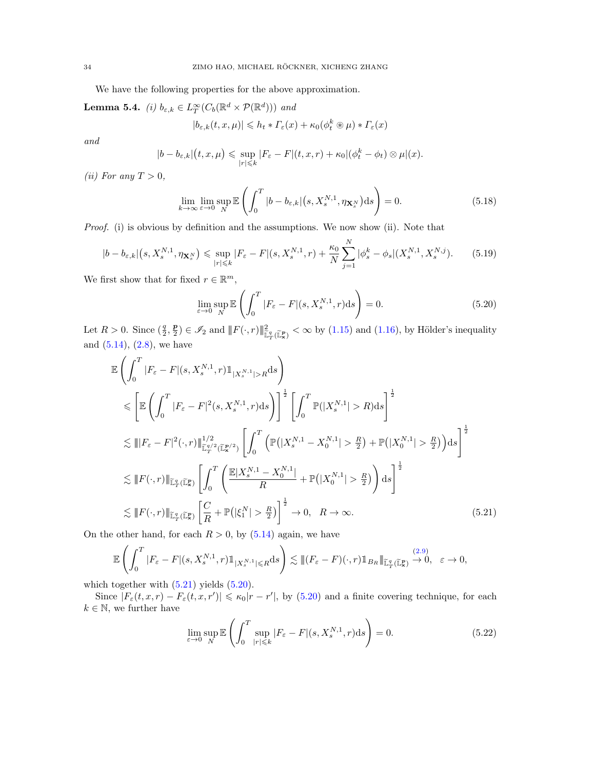We have the following properties for the above approximation.

**Lemma 5.4.** *(i)* $b_{\varepsilon,k} \in L^\infty_T(C_b(\mathbb{R}^d \times \mathcal{P}(\mathbb{R}^d)))$ *and*

$$|b_{\varepsilon,k}(t,x,\mu)| \leqslant h_t * \Gamma_\varepsilon(x) + \kappa_0(\phi^k_t \circledast \mu) * \Gamma_\varepsilon(x)$$

*and*

$$|b - b_{\varepsilon,k}|\big(t,x,\mu\big) \leqslant \sup_{|r|\leqslant k} |F_\varepsilon - F|(t,x,r) + \kappa_0|(\phi^k_t - \phi_t) \otimes \mu|(x).$$

*(ii) For any* $T > 0$,

$$\lim_{k\to\infty} \lim_{\varepsilon\to 0} \sup_N \mathbb{E}\left(\int_0^T |b - b_{\varepsilon,k}|\big(s, X^{N,1}_s, \eta_{\mathbf{X}^N_s}\big)\mathrm{d}s\right) = 0. \tag{5.18}$$

*Proof.* (i) is obvious by definition and the assumptions. We now show (ii). Note that

$$|b - b_{\varepsilon,k}|\big(s, X^{N,1}_s, \eta_{\mathbf{X}^N_s}\big) \leqslant \sup_{|r|\leqslant k} |F_\varepsilon - F|(s, X^{N,1}_s, r) + \frac{\kappa_0}{N}\sum_{j=1}^N |\phi^k_s - \phi_s|(X^{N,1}_s, X^{N,j}_s). \tag{5.19}$$

We first show that for fixed $r \in \mathbb{R}^m$,

$$\lim_{\varepsilon\to 0} \sup_N \mathbb{E}\left(\int_0^T |F_\varepsilon - F|(s, X^{N,1}_s, r)\mathrm{d}s\right) = 0. \tag{5.20}$$

Let $R > 0$. Since $(\frac{q}{2}, \frac{\boldsymbol{p}}{2}) \in \mathscr{I}_2$ and $\|F(\cdot, r)\|^2_{\widetilde{\mathbb{L}}^q_T(\widetilde{\mathbb{L}}^{\boldsymbol{p}}_{\boldsymbol{x}})} < \infty$ by (1.15) and (1.16), by Hölder's inequality and (5.14), (2.8), we have

$$\begin{aligned}
&\mathbb{E}\left(\int_0^T |F_\varepsilon - F|(s, X^{N,1}_s, r)\mathbb{1}_{|X^{N,1}_s|>R}\mathrm{d}s\right) \\
&\leqslant \left[\mathbb{E}\left(\int_0^T |F_\varepsilon - F|^2(s, X^{N,1}_s, r)\mathrm{d}s\right)\right]^{\frac12}\left[\int_0^T \mathbb{P}(|X^{N,1}_s| > R)\mathrm{d}s\right]^{\frac12} \\
&\lesssim \||F_\varepsilon - F|^2(\cdot, r)\|^{1/2}_{\widetilde{\mathbb{L}}^{q/2}_T(\widetilde{\mathbb{L}}^{\boldsymbol{p}/2}_{\boldsymbol{x}})}\left[\int_0^T \Big(\mathbb{P}\big(|X^{N,1}_s - X^{N,1}_0| > \tfrac{R}{2}\big) + \mathbb{P}\big(|X^{N,1}_0| > \tfrac{R}{2}\big)\Big)\mathrm{d}s\right]^{\frac12} \\
&\lesssim \|F(\cdot, r)\|_{\widetilde{\mathbb{L}}^q_T(\widetilde{\mathbb{L}}^{\boldsymbol{p}}_{\boldsymbol{x}})}\left[\int_0^T \left(\frac{\mathbb{E}|X^{N,1}_s - X^{N,1}_0|}{R} + \mathbb{P}\big(|X^{N,1}_0| > \tfrac{R}{2}\big)\right)\mathrm{d}s\right]^{\frac12} \\
&\lesssim \|F(\cdot, r)\|_{\widetilde{\mathbb{L}}^q_T(\widetilde{\mathbb{L}}^{\boldsymbol{p}}_{\boldsymbol{x}})}\left[\frac{C}{R} + \mathbb{P}\big(|\xi^N_1| > \tfrac{R}{2}\big)\right]^{\frac12} \to 0, \quad R \to \infty.
\end{aligned} \tag{5.21}$$

On the other hand, for each $R > 0$, by (5.14) again, we have

$$\mathbb{E}\left(\int_0^T |F_\varepsilon - F|(s, X^{N,1}_s, r)\mathbb{1}_{|X^{N,1}_s|\leqslant R}\mathrm{d}s\right) \lesssim \|(F_\varepsilon - F)(\cdot, r)\mathbb{1}_{B_R}\|_{\widetilde{\mathbb{L}}^q_T(\widetilde{\mathbb{L}}^{\boldsymbol{p}}_{\boldsymbol{x}})} \overset{(2.9)}{\to} 0, \quad \varepsilon \to 0,$$

which together with (5.21) yields (5.20).

Since $|F_\varepsilon(t,x,r) - F_\varepsilon(t,x,r')| \leqslant \kappa_0|r - r'|$, by (5.20) and a finite covering technique, for each $k \in \mathbb{N}$, we further have

$$\lim_{\varepsilon\to 0} \sup_N \mathbb{E}\left(\int_0^T \sup_{|r|\leqslant k} |F_\varepsilon - F|(s, X^{N,1}_s, r)\mathrm{d}s\right) = 0. \tag{5.22}$$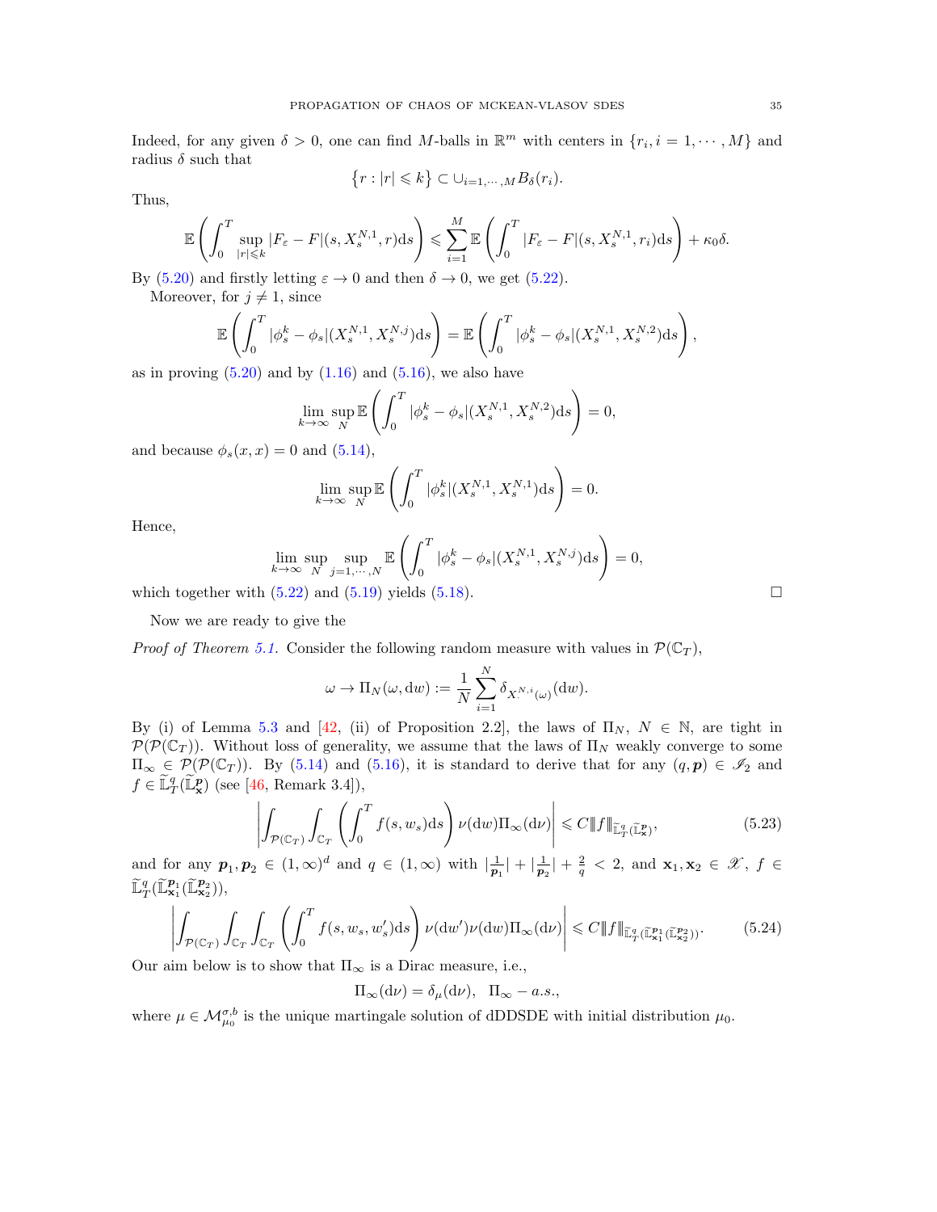Indeed, for any given $\delta > 0$, one can find $M$-balls in $\mathbb{R}^m$ with centers in $\{r_i, i = 1, \cdots, M\}$ and radius $\delta$ such that

$$\{r : |r| \leqslant k\} \subset \cup_{i=1,\cdots,M} B_\delta(r_i).$$

Thus,

$$\mathbb{E}\left(\int_0^T \sup_{|r|\leqslant k} |F_\varepsilon - F|(s, X_s^{N,1}, r)\mathrm{d}s\right) \leqslant \sum_{i=1}^M \mathbb{E}\left(\int_0^T |F_\varepsilon - F|(s, X_s^{N,1}, r_i)\mathrm{d}s\right) + \kappa_0\delta.$$

By (5.20) and firstly letting $\varepsilon \to 0$ and then $\delta \to 0$, we get (5.22).

Moreover, for $j \neq 1$, since

$$\mathbb{E}\left(\int_0^T |\phi_s^k - \phi_s|(X_s^{N,1}, X_s^{N,j})\mathrm{d}s\right) = \mathbb{E}\left(\int_0^T |\phi_s^k - \phi_s|(X_s^{N,1}, X_s^{N,2})\mathrm{d}s\right),$$

as in proving (5.20) and by (1.16) and (5.16), we also have

$$\lim_{k\to\infty} \sup_N \mathbb{E}\left(\int_0^T |\phi_s^k - \phi_s|(X_s^{N,1}, X_s^{N,2})\mathrm{d}s\right) = 0,$$

and because $\phi_s(x, x) = 0$ and (5.14),

$$\lim_{k\to\infty} \sup_N \mathbb{E}\left(\int_0^T |\phi_s^k|(X_s^{N,1}, X_s^{N,1})\mathrm{d}s\right) = 0.$$

Hence,

$$\lim_{k\to\infty} \sup_N \sup_{j=1,\cdots,N} \mathbb{E}\left(\int_0^T |\phi_s^k - \phi_s|(X_s^{N,1}, X_s^{N,j})\mathrm{d}s\right) = 0,$$

which together with (5.22) and (5.19) yields (5.18). $\square$

Now we are ready to give the

*Proof of Theorem 5.1.* Consider the following random measure with values in $\mathcal{P}(\mathbb{C}_T)$,

$$\omega \to \Pi_N(\omega, \mathrm{d}w) := \frac{1}{N}\sum_{i=1}^N \delta_{X^{N,i}_\cdot(\omega)}(\mathrm{d}w).$$

By (i) of Lemma 5.3 and [42, (ii) of Proposition 2.2], the laws of $\Pi_N$, $N \in \mathbb{N}$, are tight in $\mathcal{P}(\mathcal{P}(\mathbb{C}_T))$. Without loss of generality, we assume that the laws of $\Pi_N$ weakly converge to some $\Pi_\infty \in \mathcal{P}(\mathcal{P}(\mathbb{C}_T))$. By (5.14) and (5.16), it is standard to derive that for any $(q, \boldsymbol{p}) \in \mathscr{I}_2$ and $f \in \widetilde{\mathbb{L}}_T^q(\widetilde{\mathbb{L}}_{\mathbf{x}}^{\boldsymbol{p}})$ (see [46, Remark 3.4]),

$$\left|\int_{\mathcal{P}(\mathbb{C}_T)}\int_{\mathbb{C}_T}\left(\int_0^T f(s, w_s)\mathrm{d}s\right)\nu(\mathrm{d}w)\Pi_\infty(\mathrm{d}\nu)\right| \leqslant C|\!|\!| f|\!|\!|_{\widetilde{\mathbb{L}}_T^q(\widetilde{\mathbb{L}}_{\mathbf{x}}^{\boldsymbol{p}})}, \tag{5.23}$$

and for any $\boldsymbol{p}_1, \boldsymbol{p}_2 \in (1,\infty)^d$ and $q \in (1, \infty)$ with $|\frac{1}{\boldsymbol{p}_1}| + |\frac{1}{\boldsymbol{p}_2}| + \frac{2}{q} < 2$, and $\mathbf{x}_1, \mathbf{x}_2 \in \mathscr{X}$, $f \in \widetilde{\mathbb{L}}_T^q(\widetilde{\mathbb{L}}_{\mathbf{x}_1}^{\boldsymbol{p}_1}(\widetilde{\mathbb{L}}_{\mathbf{x}_2}^{\boldsymbol{p}_2}))$,

$$\left|\int_{\mathcal{P}(\mathbb{C}_T)}\int_{\mathbb{C}_T}\int_{\mathbb{C}_T}\left(\int_0^T f(s, w_s, w_s')\mathrm{d}s\right)\nu(\mathrm{d}w')\nu(\mathrm{d}w)\Pi_\infty(\mathrm{d}\nu)\right| \leqslant C|\!|\!| f|\!|\!|_{\widetilde{\mathbb{L}}_T^q(\widetilde{\mathbb{L}}_{\mathbf{x}_1}^{\boldsymbol{p}_1}(\widetilde{\mathbb{L}}_{\mathbf{x}_2}^{\boldsymbol{p}_2}))}. \tag{5.24}$$

Our aim below is to show that $\Pi_\infty$ is a Dirac measure, i.e.,

$$\Pi_\infty(\mathrm{d}\nu) = \delta_\mu(\mathrm{d}\nu), \quad \Pi_\infty - a.s.,$$

where $\mu \in \mathcal{M}_{\mu_0}^{\sigma,b}$ is the unique martingale solution of dDDSDE with initial distribution $\mu_0$.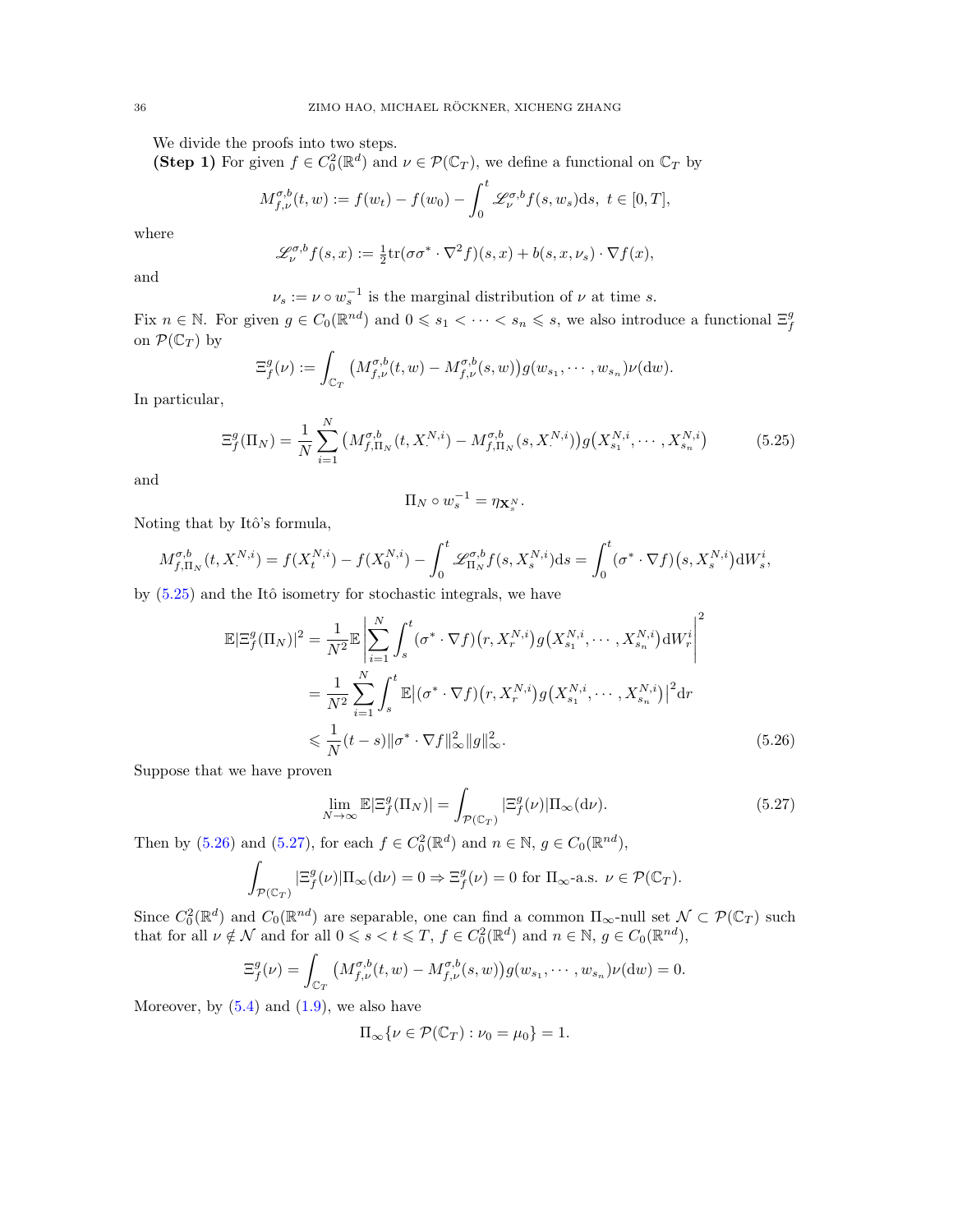We divide the proofs into two steps.

**(Step 1)** For given $f \in C_0^2(\mathbb{R}^d)$ and $\nu \in \mathcal{P}(\mathbb{C}_T)$, we define a functional on $\mathbb{C}_T$ by

$$M_{f,\nu}^{\sigma,b}(t,w) := f(w_t) - f(w_0) - \int_0^t \mathscr{L}_\nu^{\sigma,b} f(s,w_s)\mathrm{d}s,\ t\in[0,T],$$

where

$$\mathscr{L}_\nu^{\sigma,b} f(s,x) := \tfrac{1}{2}\mathrm{tr}(\sigma\sigma^* \cdot \nabla^2 f)(s,x) + b(s,x,\nu_s)\cdot \nabla f(x),$$

and

$$\nu_s := \nu \circ w_s^{-1} \text{ is the marginal distribution of } \nu \text{ at time } s.$$

Fix $n\in\mathbb{N}$. For given $g \in C_0(\mathbb{R}^{nd})$ and $0 \leqslant s_1 < \cdots < s_n \leqslant s$, we also introduce a functional $\Xi_f^g$ on $\mathcal{P}(\mathbb{C}_T)$ by

$$\Xi_f^g(\nu) := \int_{\mathbb{C}_T} \big(M_{f,\nu}^{\sigma,b}(t,w) - M_{f,\nu}^{\sigma,b}(s,w)\big) g(w_{s_1},\cdots,w_{s_n})\nu(\mathrm{d}w).$$

In particular,

$$\Xi_f^g(\Pi_N) = \frac{1}{N}\sum_{i=1}^N \big(M_{f,\Pi_N}^{\sigma,b}(t,X_\cdot^{N,i}) - M_{f,\Pi_N}^{\sigma,b}(s,X_\cdot^{N,i})\big) g\big(X_{s_1}^{N,i},\cdots,X_{s_n}^{N,i}\big) \tag{5.25}$$

and

$$\Pi_N \circ w_s^{-1} = \eta_{\mathbf{X}_s^N}.$$

Noting that by Itô's formula,

$$M_{f,\Pi_N}^{\sigma,b}(t,X_\cdot^{N,i}) = f(X_t^{N,i}) - f(X_0^{N,i}) - \int_0^t \mathscr{L}_{\Pi_N}^{\sigma,b} f(s,X_s^{N,i})\mathrm{d}s = \int_0^t (\sigma^*\cdot\nabla f)\big(s,X_s^{N,i}\big)\mathrm{d}W_s^i,$$

by (5.25) and the Itô isometry for stochastic integrals, we have

$$\begin{aligned}
\mathbb{E}|\Xi_f^g(\Pi_N)|^2 &= \frac{1}{N^2}\mathbb{E}\left|\sum_{i=1}^N \int_s^t (\sigma^*\cdot\nabla f)\big(r,X_r^{N,i}\big) g\big(X_{s_1}^{N,i},\cdots,X_{s_n}^{N,i}\big)\mathrm{d}W_r^i\right|^2 \\
&= \frac{1}{N^2}\sum_{i=1}^N \int_s^t \mathbb{E}\big|(\sigma^*\cdot\nabla f)\big(r,X_r^{N,i}\big) g\big(X_{s_1}^{N,i},\cdots,X_{s_n}^{N,i}\big)\big|^2\mathrm{d}r \\
&\leqslant \frac{1}{N}(t-s)\|\sigma^*\cdot\nabla f\|_\infty^2\|g\|_\infty^2.
\end{aligned} \tag{5.26}$$

Suppose that we have proven

$$\lim_{N\to\infty}\mathbb{E}|\Xi_f^g(\Pi_N)| = \int_{\mathcal{P}(\mathbb{C}_T)} |\Xi_f^g(\nu)|\Pi_\infty(\mathrm{d}\nu). \tag{5.27}$$

Then by (5.26) and (5.27), for each $f\in C_0^2(\mathbb{R}^d)$ and $n\in\mathbb{N}$, $g\in C_0(\mathbb{R}^{nd})$,

$$\int_{\mathcal{P}(\mathbb{C}_T)} |\Xi_f^g(\nu)|\Pi_\infty(\mathrm{d}\nu) = 0 \Rightarrow \Xi_f^g(\nu) = 0 \text{ for } \Pi_\infty\text{-a.s. } \nu\in\mathcal{P}(\mathbb{C}_T).$$

Since $C_0^2(\mathbb{R}^d)$ and $C_0(\mathbb{R}^{nd})$ are separable, one can find a common $\Pi_\infty$-null set $\mathcal{N}\subset\mathcal{P}(\mathbb{C}_T)$ such that for all $\nu\notin\mathcal{N}$ and for all $0\leqslant s<t\leqslant T$, $f\in C_0^2(\mathbb{R}^d)$ and $n\in\mathbb{N}$, $g\in C_0(\mathbb{R}^{nd})$,

$$\Xi_f^g(\nu) = \int_{\mathbb{C}_T} \big(M_{f,\nu}^{\sigma,b}(t,w) - M_{f,\nu}^{\sigma,b}(s,w)\big) g(w_{s_1},\cdots,w_{s_n})\nu(\mathrm{d}w) = 0.$$

Moreover, by (5.4) and (1.9), we also have

$$\Pi_\infty\{\nu\in\mathcal{P}(\mathbb{C}_T) : \nu_0 = \mu_0\} = 1.$$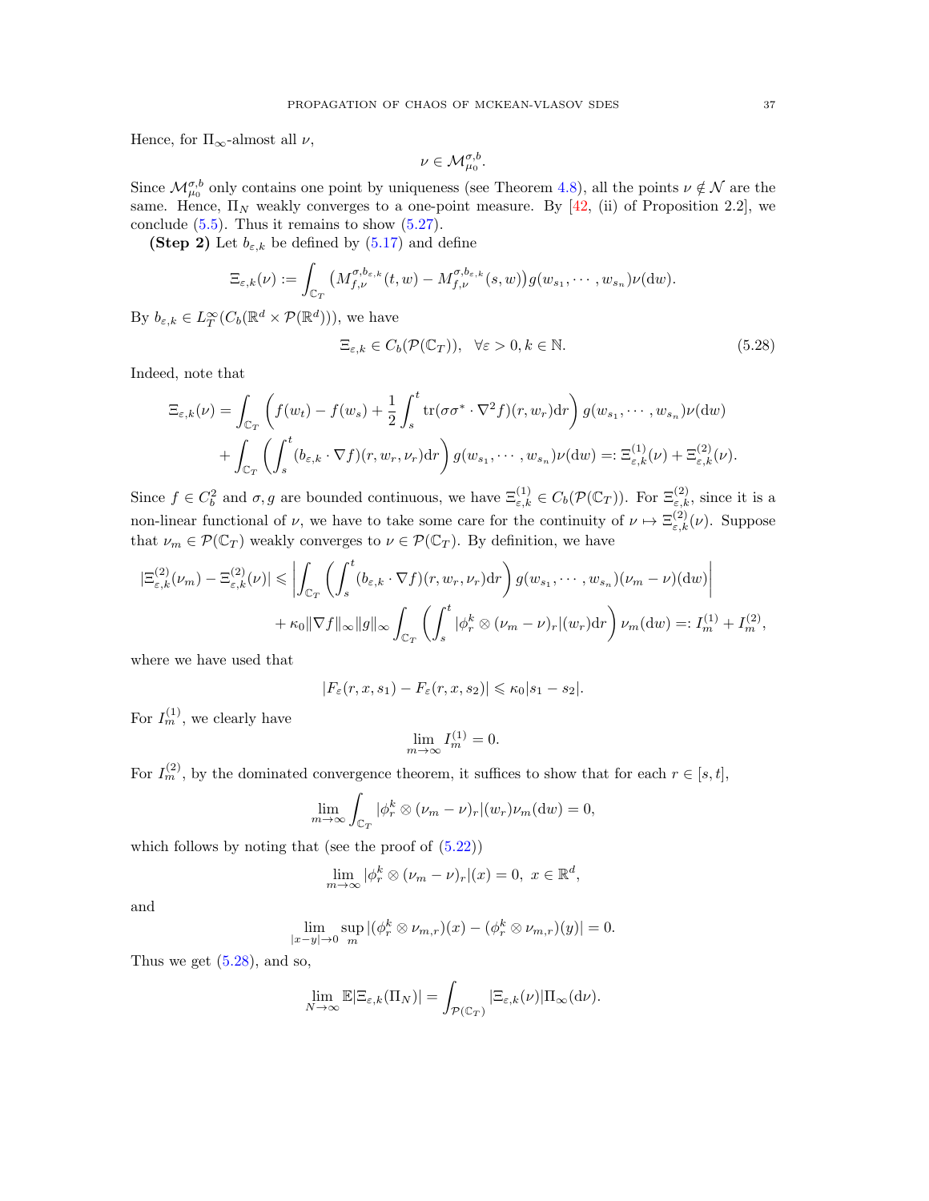Hence, for $\Pi_\infty$-almost all $\nu$,

$$\nu \in \mathcal{M}^{\sigma,b}_{\mu_0}.$$

Since $\mathcal{M}^{\sigma,b}_{\mu_0}$ only contains one point by uniqueness (see Theorem 4.8), all the points $\nu \notin \mathcal{N}$ are the same. Hence, $\Pi_N$ weakly converges to a one-point measure. By [42, (ii) of Proposition 2.2], we conclude (5.5). Thus it remains to show (5.27).

**(Step 2)** Let $b_{\varepsilon,k}$ be defined by (5.17) and define

$$\Xi_{\varepsilon,k}(\nu) := \int_{\mathbb{C}_T} \left(M^{\sigma,b_{\varepsilon,k}}_{f,\nu}(t,w) - M^{\sigma,b_{\varepsilon,k}}_{f,\nu}(s,w)\right) g(w_{s_1},\cdots,w_{s_n})\nu(\mathrm{d}w).$$

By $b_{\varepsilon,k} \in L^\infty_T(C_b(\mathbb{R}^d \times \mathcal{P}(\mathbb{R}^d)))$, we have

$$\Xi_{\varepsilon,k} \in C_b(\mathcal{P}(\mathbb{C}_T)), \quad \forall \varepsilon > 0, k \in \mathbb{N}. \tag{5.28}$$

Indeed, note that

$$\begin{aligned}
\Xi_{\varepsilon,k}(\nu) &= \int_{\mathbb{C}_T} \left( f(w_t) - f(w_s) + \frac{1}{2}\int_s^t \mathrm{tr}(\sigma\sigma^* \cdot \nabla^2 f)(r, w_r)\mathrm{d}r \right) g(w_{s_1},\cdots,w_{s_n})\nu(\mathrm{d}w) \\
&\quad + \int_{\mathbb{C}_T} \left( \int_s^t (b_{\varepsilon,k}\cdot\nabla f)(r,w_r,\nu_r)\mathrm{d}r \right) g(w_{s_1},\cdots,w_{s_n})\nu(\mathrm{d}w) =: \Xi^{(1)}_{\varepsilon,k}(\nu) + \Xi^{(2)}_{\varepsilon,k}(\nu).
\end{aligned}$$

Since $f \in C^2_b$ and $\sigma, g$ are bounded continuous, we have $\Xi^{(1)}_{\varepsilon,k} \in C_b(\mathcal{P}(\mathbb{C}_T))$. For $\Xi^{(2)}_{\varepsilon,k}$, since it is a non-linear functional of $\nu$, we have to take some care for the continuity of $\nu \mapsto \Xi^{(2)}_{\varepsilon,k}(\nu)$. Suppose that $\nu_m \in \mathcal{P}(\mathbb{C}_T)$ weakly converges to $\nu \in \mathcal{P}(\mathbb{C}_T)$. By definition, we have

$$\begin{aligned}
|\Xi^{(2)}_{\varepsilon,k}(\nu_m) - \Xi^{(2)}_{\varepsilon,k}(\nu)| &\leqslant \left| \int_{\mathbb{C}_T} \left( \int_s^t (b_{\varepsilon,k}\cdot\nabla f)(r,w_r,\nu_r)\mathrm{d}r \right) g(w_{s_1},\cdots,w_{s_n})(\nu_m - \nu)(\mathrm{d}w) \right| \\
&\quad + \kappa_0 \|\nabla f\|_\infty \|g\|_\infty \int_{\mathbb{C}_T} \left( \int_s^t |\phi^k_r \otimes (\nu_m - \nu)_r|(w_r)\mathrm{d}r \right) \nu_m(\mathrm{d}w) =: I^{(1)}_m + I^{(2)}_m,
\end{aligned}$$

where we have used that

$$|F_\varepsilon(r,x,s_1) - F_\varepsilon(r,x,s_2)| \leqslant \kappa_0 |s_1 - s_2|.$$

For $I^{(1)}_m$, we clearly have

$$\lim_{m\to\infty} I^{(1)}_m = 0.$$

For $I^{(2)}_m$, by the dominated convergence theorem, it suffices to show that for each $r \in [s,t]$,

$$\lim_{m\to\infty} \int_{\mathbb{C}_T} |\phi^k_r \otimes (\nu_m - \nu)_r|(w_r)\nu_m(\mathrm{d}w) = 0,$$

which follows by noting that (see the proof of (5.22))

$$\lim_{m\to\infty} |\phi^k_r \otimes (\nu_m - \nu)_r|(x) = 0, \; x \in \mathbb{R}^d,$$

and

$$\lim_{|x-y|\to 0} \sup_m |(\phi^k_r \otimes \nu_{m,r})(x) - (\phi^k_r \otimes \nu_{m,r})(y)| = 0.$$

Thus we get (5.28), and so,

$$\lim_{N\to\infty} \mathbb{E}|\Xi_{\varepsilon,k}(\Pi_N)| = \int_{\mathcal{P}(\mathbb{C}_T)} |\Xi_{\varepsilon,k}(\nu)|\Pi_\infty(\mathrm{d}\nu).$$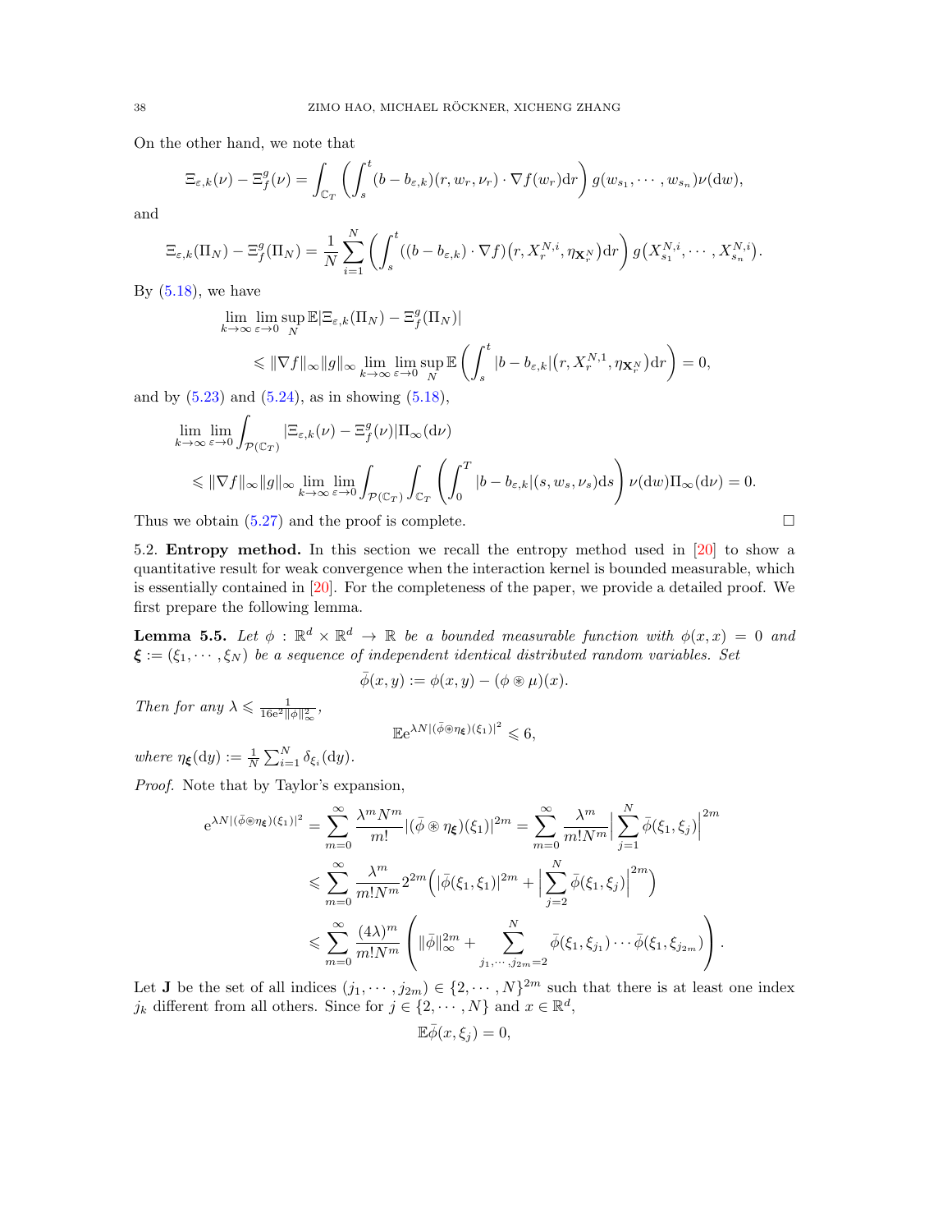On the other hand, we note that

$$\Xi_{\varepsilon,k}(\nu) - \Xi^g_f(\nu) = \int_{\mathbb{C}_T} \left( \int_s^t (b - b_{\varepsilon,k})(r, w_r, \nu_r) \cdot \nabla f(w_r) \mathrm{d}r \right) g(w_{s_1}, \cdots, w_{s_n}) \nu(\mathrm{d}w),$$

and

$$\Xi_{\varepsilon,k}(\Pi_N) - \Xi^g_f(\Pi_N) = \frac{1}{N} \sum_{i=1}^N \left( \int_s^t ((b - b_{\varepsilon,k}) \cdot \nabla f)\big(r, X^{N,i}_r, \eta_{\mathbf{X}^N_r}\big) \mathrm{d}r \right) g\big(X^{N,i}_{s_1}, \cdots, X^{N,i}_{s_n}\big).$$

By (5.18), we have

$$\begin{aligned}
&\lim_{k\to\infty} \lim_{\varepsilon\to 0} \sup_N \mathbb{E}|\Xi_{\varepsilon,k}(\Pi_N) - \Xi^g_f(\Pi_N)| \\
&\quad \leqslant \|\nabla f\|_\infty \|g\|_\infty \lim_{k\to\infty} \lim_{\varepsilon\to 0} \sup_N \mathbb{E} \left( \int_s^t |b - b_{\varepsilon,k}|\big(r, X^{N,1}_r, \eta_{\mathbf{X}^N_r}\big) \mathrm{d}r \right) = 0,
\end{aligned}$$

and by (5.23) and (5.24), as in showing (5.18),

$$\begin{aligned}
&\lim_{k\to\infty} \lim_{\varepsilon\to 0} \int_{\mathcal{P}(\mathbb{C}_T)} |\Xi_{\varepsilon,k}(\nu) - \Xi^g_f(\nu)| \Pi_\infty(\mathrm{d}\nu) \\
&\quad \leqslant \|\nabla f\|_\infty \|g\|_\infty \lim_{k\to\infty} \lim_{\varepsilon\to 0} \int_{\mathcal{P}(\mathbb{C}_T)} \int_{\mathbb{C}_T} \left( \int_0^T |b - b_{\varepsilon,k}|(s, w_s, \nu_s) \mathrm{d}s \right) \nu(\mathrm{d}w) \Pi_\infty(\mathrm{d}\nu) = 0.
\end{aligned}$$

Thus we obtain (5.27) and the proof is complete. $\square$

5.2. **Entropy method.** In this section we recall the entropy method used in [20] to show a quantitative result for weak convergence when the interaction kernel is bounded measurable, which is essentially contained in [20]. For the completeness of the paper, we provide a detailed proof. We first prepare the following lemma.

**Lemma 5.5.** *Let $\phi : \mathbb{R}^d \times \mathbb{R}^d \to \mathbb{R}$ be a bounded measurable function with $\phi(x, x) = 0$ and $\boldsymbol{\xi} := (\xi_1, \cdots, \xi_N)$ be a sequence of independent identical distributed random variables. Set*

$$\bar\phi(x, y) := \phi(x, y) - (\phi \circledast \mu)(x).$$

*Then for any $\lambda \leqslant \frac{1}{16\mathrm{e}^2 \|\phi\|^2_\infty}$,*

$$\mathbb{E}\mathrm{e}^{\lambda N |(\bar\phi \circledast \eta_{\boldsymbol{\xi}})(\xi_1)|^2} \leqslant 6,$$

*where $\eta_{\boldsymbol{\xi}}(\mathrm{d}y) := \frac{1}{N}\sum_{i=1}^N \delta_{\xi_i}(\mathrm{d}y)$.*

*Proof.* Note that by Taylor's expansion,

$$\begin{aligned}
\mathrm{e}^{\lambda N |(\bar\phi \circledast \eta_{\boldsymbol{\xi}})(\xi_1)|^2} &= \sum_{m=0}^\infty \frac{\lambda^m N^m}{m!} |(\bar\phi \circledast \eta_{\boldsymbol{\xi}})(\xi_1)|^{2m} = \sum_{m=0}^\infty \frac{\lambda^m}{m! N^m} \Big| \sum_{j=1}^N \bar\phi(\xi_1, \xi_j) \Big|^{2m} \\
&\leqslant \sum_{m=0}^\infty \frac{\lambda^m}{m! N^m} 2^{2m} \Big( |\bar\phi(\xi_1, \xi_1)|^{2m} + \Big| \sum_{j=2}^N \bar\phi(\xi_1, \xi_j) \Big|^{2m} \Big) \\
&\leqslant \sum_{m=0}^\infty \frac{(4\lambda)^m}{m! N^m} \left( \|\bar\phi\|^{2m}_\infty + \sum_{j_1, \cdots, j_{2m}=2}^N \bar\phi(\xi_1, \xi_{j_1}) \cdots \bar\phi(\xi_1, \xi_{j_{2m}}) \right).
\end{aligned}$$

Let $\mathbf{J}$ be the set of all indices $(j_1, \cdots, j_{2m}) \in \{2, \cdots, N\}^{2m}$ such that there is at least one index $j_k$ different from all others. Since for $j \in \{2, \cdots, N\}$ and $x \in \mathbb{R}^d$,

$$\mathbb{E}\bar\phi(x, \xi_j) = 0,$$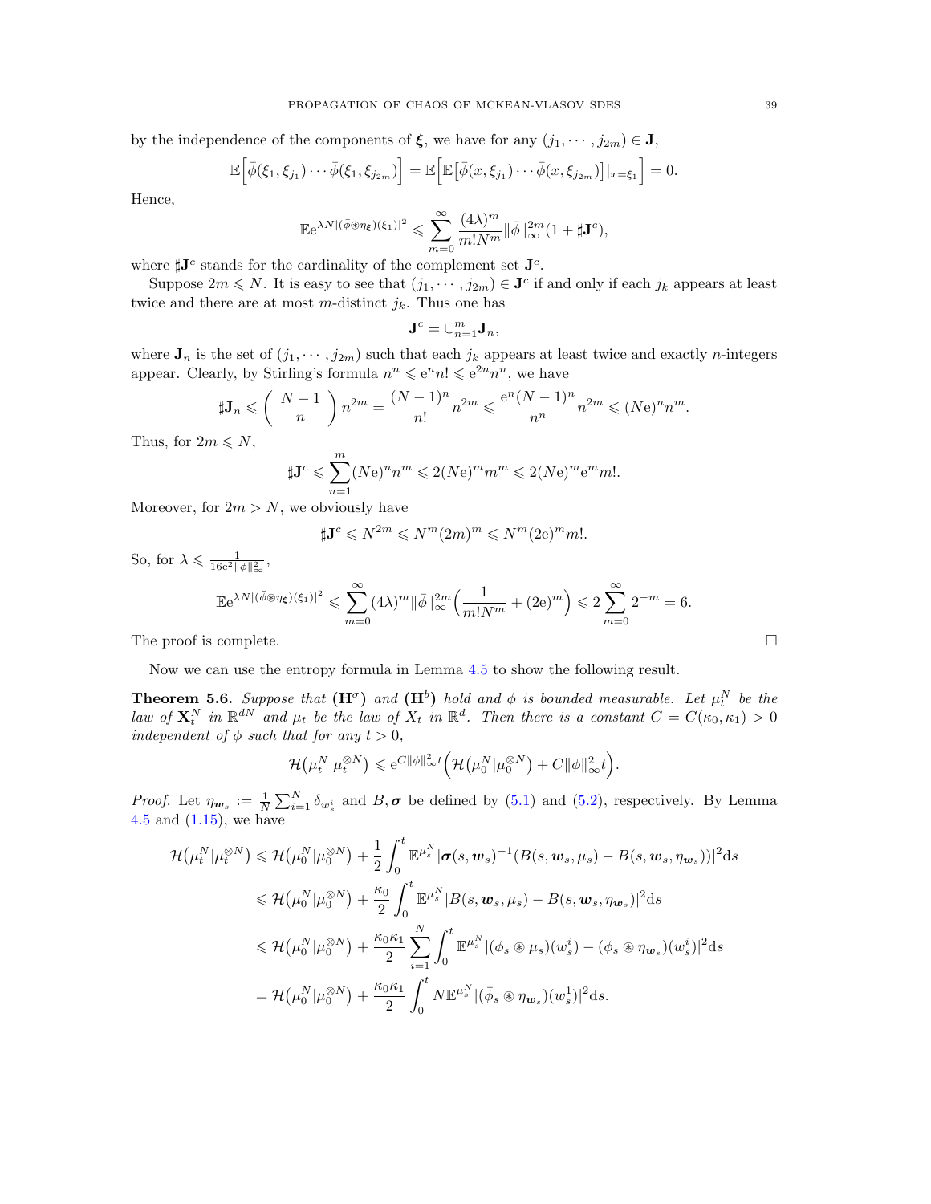by the independence of the components of $\boldsymbol{\xi}$, we have for any $(j_1, \cdots, j_{2m}) \in \mathbf{J}$,

$$\mathbb{E}\Big[\bar{\phi}(\xi_1, \xi_{j_1}) \cdots \bar{\phi}(\xi_1, \xi_{j_{2m}})\Big] = \mathbb{E}\Big[\mathbb{E}\big[\bar{\phi}(x, \xi_{j_1}) \cdots \bar{\phi}(x, \xi_{j_{2m}})\big]|_{x=\xi_1}\Big] = 0.$$

Hence,

$$\mathbb{E}\mathrm{e}^{\lambda N |(\bar{\phi} \circledast \eta_{\boldsymbol{\xi}})(\xi_1)|^2} \leqslant \sum_{m=0}^{\infty} \frac{(4\lambda)^m}{m! N^m} \|\bar{\phi}\|_\infty^{2m} (1 + \sharp \mathbf{J}^c),$$

where $\sharp \mathbf{J}^c$ stands for the cardinality of the complement set $\mathbf{J}^c$.

Suppose $2m \leqslant N$. It is easy to see that $(j_1, \cdots, j_{2m}) \in \mathbf{J}^c$ if and only if each $j_k$ appears at least twice and there are at most $m$-distinct $j_k$. Thus one has

$$\mathbf{J}^c = \cup_{n=1}^m \mathbf{J}_n,$$

where $\mathbf{J}_n$ is the set of $(j_1, \cdots, j_{2m})$ such that each $j_k$ appears at least twice and exactly $n$-integers appear. Clearly, by Stirling's formula $n^n \leqslant \mathrm{e}^n n! \leqslant \mathrm{e}^{2n} n^n$, we have

$$\sharp \mathbf{J}_n \leqslant \binom{N-1}{n} n^{2m} = \frac{(N-1)^n}{n!} n^{2m} \leqslant \frac{\mathrm{e}^n (N-1)^n}{n^n} n^{2m} \leqslant (N\mathrm{e})^n n^m.$$

Thus, for $2m \leqslant N$,

$$\sharp \mathbf{J}^c \leqslant \sum_{n=1}^{m} (N\mathrm{e})^n n^m \leqslant 2(N\mathrm{e})^m m^m \leqslant 2(N\mathrm{e})^m \mathrm{e}^m m!.$$

Moreover, for $2m > N$, we obviously have

$$\sharp \mathbf{J}^c \leqslant N^{2m} \leqslant N^m (2m)^m \leqslant N^m (2\mathrm{e})^m m!.$$

So, for $\lambda \leqslant \frac{1}{16\mathrm{e}^2 \|\phi\|_\infty^2}$,

$$\mathbb{E}\mathrm{e}^{\lambda N |(\bar{\phi} \circledast \eta_{\boldsymbol{\xi}})(\xi_1)|^2} \leqslant \sum_{m=0}^{\infty} (4\lambda)^m \|\bar{\phi}\|_\infty^{2m} \Big(\frac{1}{m! N^m} + (2\mathrm{e})^m\Big) \leqslant 2 \sum_{m=0}^{\infty} 2^{-m} = 6.$$

The proof is complete. $\square$

Now we can use the entropy formula in Lemma 4.5 to show the following result.

**Theorem 5.6.** *Suppose that* $(\mathbf{H}^\sigma)$ *and* $(\mathbf{H}^b)$ *hold and* $\phi$ *is bounded measurable. Let* $\mu_t^N$ *be the law of* $\mathbf{X}_t^N$ *in* $\mathbb{R}^{dN}$ *and* $\mu_t$ *be the law of* $X_t$ *in* $\mathbb{R}^d$. *Then there is a constant* $C = C(\kappa_0, \kappa_1) > 0$ *independent of* $\phi$ *such that for any* $t > 0$,

$$\mathcal{H}\big(\mu_t^N | \mu_t^{\otimes N}\big) \leqslant \mathrm{e}^{C\|\phi\|_\infty^2 t} \Big(\mathcal{H}\big(\mu_0^N | \mu_0^{\otimes N}\big) + C\|\phi\|_\infty^2 t\Big).$$

*Proof.* Let $\eta_{\boldsymbol{w}_s} := \frac{1}{N}\sum_{i=1}^N \delta_{w_s^i}$ and $B, \boldsymbol{\sigma}$ be defined by (5.1) and (5.2), respectively. By Lemma 4.5 and (1.15), we have

$$\begin{aligned}
\mathcal{H}\big(\mu_t^N | \mu_t^{\otimes N}\big) &\leqslant \mathcal{H}\big(\mu_0^N | \mu_0^{\otimes N}\big) + \frac{1}{2}\int_0^t \mathbb{E}^{\mu_s^N} |\boldsymbol{\sigma}(s, \boldsymbol{w}_s)^{-1}(B(s, \boldsymbol{w}_s, \mu_s) - B(s, \boldsymbol{w}_s, \eta_{\boldsymbol{w}_s}))|^2 \mathrm{d}s \\
&\leqslant \mathcal{H}\big(\mu_0^N | \mu_0^{\otimes N}\big) + \frac{\kappa_0}{2}\int_0^t \mathbb{E}^{\mu_s^N} |B(s, \boldsymbol{w}_s, \mu_s) - B(s, \boldsymbol{w}_s, \eta_{\boldsymbol{w}_s})|^2 \mathrm{d}s \\
&\leqslant \mathcal{H}\big(\mu_0^N | \mu_0^{\otimes N}\big) + \frac{\kappa_0 \kappa_1}{2} \sum_{i=1}^N \int_0^t \mathbb{E}^{\mu_s^N} |(\phi_s \circledast \mu_s)(w_s^i) - (\phi_s \circledast \eta_{\boldsymbol{w}_s})(w_s^i)|^2 \mathrm{d}s \\
&= \mathcal{H}\big(\mu_0^N | \mu_0^{\otimes N}\big) + \frac{\kappa_0 \kappa_1}{2} \int_0^t N \mathbb{E}^{\mu_s^N} |(\bar{\phi}_s \circledast \eta_{\boldsymbol{w}_s})(w_s^1)|^2 \mathrm{d}s.
\end{aligned}$$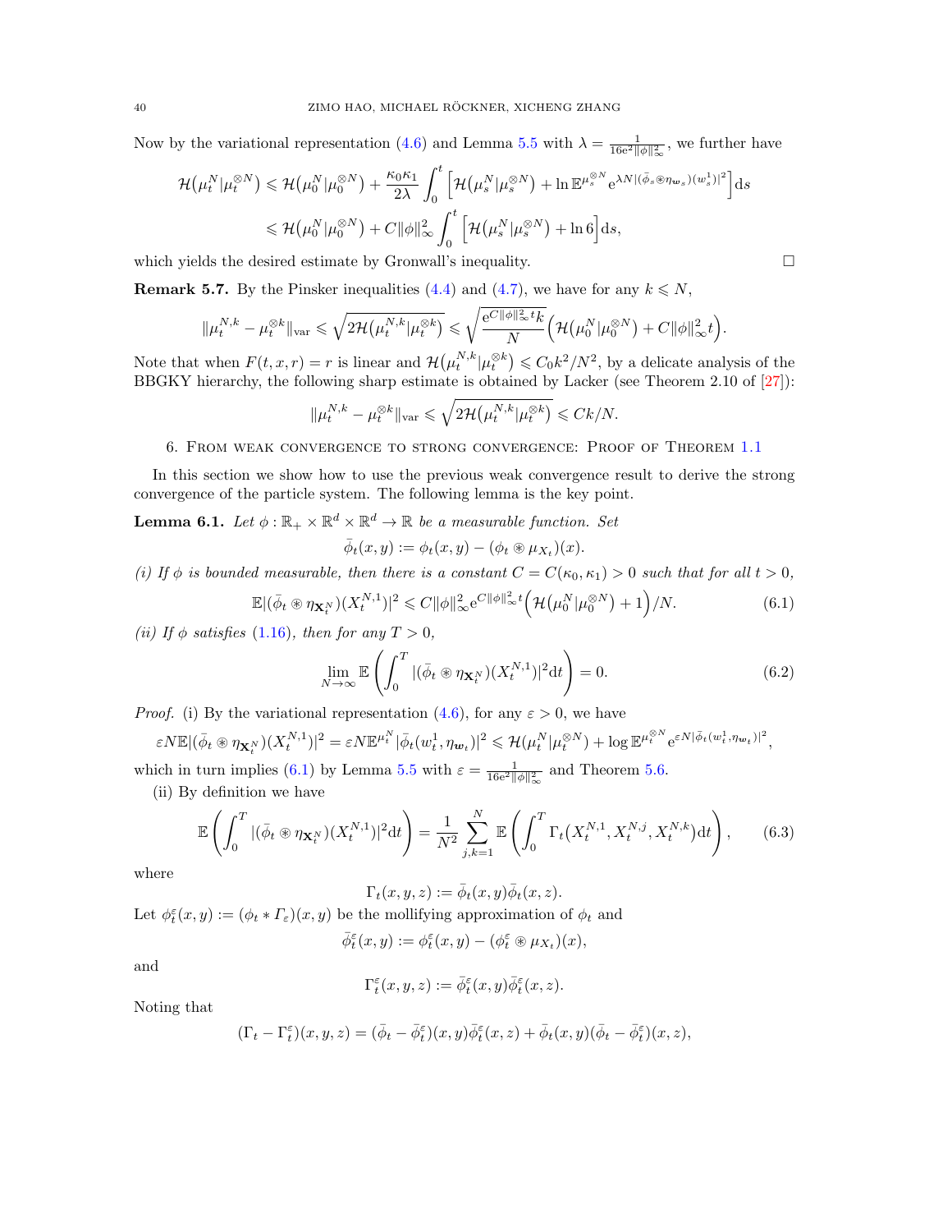Now by the variational representation (4.6) and Lemma 5.5 with $\lambda = \frac{1}{16\mathrm{e}^2\|\phi\|_\infty^2}$, we further have

$$
\begin{aligned}
\mathcal{H}\big(\mu_t^N|\mu_t^{\otimes N}\big) &\leqslant \mathcal{H}\big(\mu_0^N|\mu_0^{\otimes N}\big) + \frac{\kappa_0\kappa_1}{2\lambda}\int_0^t \Big[\mathcal{H}\big(\mu_s^N|\mu_s^{\otimes N}\big) + \ln \mathbb{E}^{\mu_s^{\otimes N}} \mathrm{e}^{\lambda N|(\bar\phi_s \circledast \eta_{\boldsymbol{w}_s})(w_s^1)|^2}\Big]\mathrm{d}s \\
&\leqslant \mathcal{H}\big(\mu_0^N|\mu_0^{\otimes N}\big) + C\|\phi\|_\infty^2 \int_0^t \Big[\mathcal{H}\big(\mu_s^N|\mu_s^{\otimes N}\big) + \ln 6\Big]\mathrm{d}s,
\end{aligned}
$$

which yields the desired estimate by Gronwall's inequality. $\square$

**Remark 5.7.** By the Pinsker inequalities (4.4) and (4.7), we have for any $k \leqslant N$,

$$
\|\mu_t^{N,k} - \mu_t^{\otimes k}\|_{\mathrm{var}} \leqslant \sqrt{2\mathcal{H}\big(\mu_t^{N,k}|\mu_t^{\otimes k}\big)} \leqslant \sqrt{\frac{\mathrm{e}^{C\|\phi\|_\infty^2 t}k}{N}\Big(\mathcal{H}\big(\mu_0^N|\mu_0^{\otimes N}\big) + C\|\phi\|_\infty^2 t\Big)}.
$$

Note that when $F(t,x,r) = r$ is linear and $\mathcal{H}\big(\mu_t^{N,k}|\mu_t^{\otimes k}\big) \leqslant C_0 k^2/N^2$, by a delicate analysis of the BBGKY hierarchy, the following sharp estimate is obtained by Lacker (see Theorem 2.10 of [27]):

$$
\|\mu_t^{N,k} - \mu_t^{\otimes k}\|_{\mathrm{var}} \leqslant \sqrt{2\mathcal{H}\big(\mu_t^{N,k}|\mu_t^{\otimes k}\big)} \leqslant Ck/N.
$$

## 6. From weak convergence to strong convergence: Proof of Theorem 1.1

In this section we show how to use the previous weak convergence result to derive the strong convergence of the particle system. The following lemma is the key point.

**Lemma 6.1.** *Let $\phi : \mathbb{R}_+ \times \mathbb{R}^d \times \mathbb{R}^d \to \mathbb{R}$ be a measurable function. Set*

$$
\bar\phi_t(x,y) := \phi_t(x,y) - (\phi_t \circledast \mu_{X_t})(x).
$$

*(i) If $\phi$ is bounded measurable, then there is a constant $C = C(\kappa_0,\kappa_1) > 0$ such that for all $t > 0$,*

$$
\mathbb{E}|(\bar\phi_t \circledast \eta_{\mathbf{X}_t^N})(X_t^{N,1})|^2 \leqslant C\|\phi\|_\infty^2 \mathrm{e}^{C\|\phi\|_\infty^2 t}\Big(\mathcal{H}\big(\mu_0^N|\mu_0^{\otimes N}\big) + 1\Big)/N. \tag{6.1}
$$

*(ii) If $\phi$ satisfies (1.16), then for any $T > 0$,*

$$
\lim_{N\to\infty} \mathbb{E}\left(\int_0^T |(\bar\phi_t \circledast \eta_{\mathbf{X}_t^N})(X_t^{N,1})|^2 \mathrm{d}t\right) = 0. \tag{6.2}
$$

*Proof.* (i) By the variational representation (4.6), for any $\varepsilon > 0$, we have

$$
\varepsilon N \mathbb{E}|(\bar\phi_t \circledast \eta_{\mathbf{X}_t^N})(X_t^{N,1})|^2 = \varepsilon N \mathbb{E}^{\mu_t^N}|\bar\phi_t(w_t^1, \eta_{\boldsymbol{w}_t})|^2 \leqslant \mathcal{H}\big(\mu_t^N|\mu_t^{\otimes N}\big) + \log \mathbb{E}^{\mu_t^{\otimes N}} \mathrm{e}^{\varepsilon N|\bar\phi_t(w_t^1,\eta_{\boldsymbol{w}_t})|^2},
$$

which in turn implies (6.1) by Lemma 5.5 with $\varepsilon = \frac{1}{16\mathrm{e}^2\|\phi\|_\infty^2}$ and Theorem 5.6.

(ii) By definition we have

$$
\mathbb{E}\left(\int_0^T |(\bar\phi_t \circledast \eta_{\mathbf{X}_t^N})(X_t^{N,1})|^2 \mathrm{d}t\right) = \frac{1}{N^2}\sum_{j,k=1}^N \mathbb{E}\left(\int_0^T \Gamma_t\big(X_t^{N,1}, X_t^{N,j}, X_t^{N,k}\big)\mathrm{d}t\right), \tag{6.3}
$$

where

$$
\Gamma_t(x,y,z) := \bar\phi_t(x,y)\bar\phi_t(x,z).
$$

Let $\phi_t^\varepsilon(x,y) := (\phi_t * \varGamma_\varepsilon)(x,y)$ be the mollifying approximation of $\phi_t$ and

$$
\bar\phi_t^\varepsilon(x,y) := \phi_t^\varepsilon(x,y) - (\phi_t^\varepsilon \circledast \mu_{X_t})(x),
$$

and

$$
\Gamma_t^\varepsilon(x,y,z) := \bar\phi_t^\varepsilon(x,y)\bar\phi_t^\varepsilon(x,z).
$$

Noting that

$$
(\Gamma_t - \Gamma_t^\varepsilon)(x,y,z) = (\bar\phi_t - \bar\phi_t^\varepsilon)(x,y)\bar\phi_t^\varepsilon(x,z) + \bar\phi_t(x,y)(\bar\phi_t - \bar\phi_t^\varepsilon)(x,z),
$$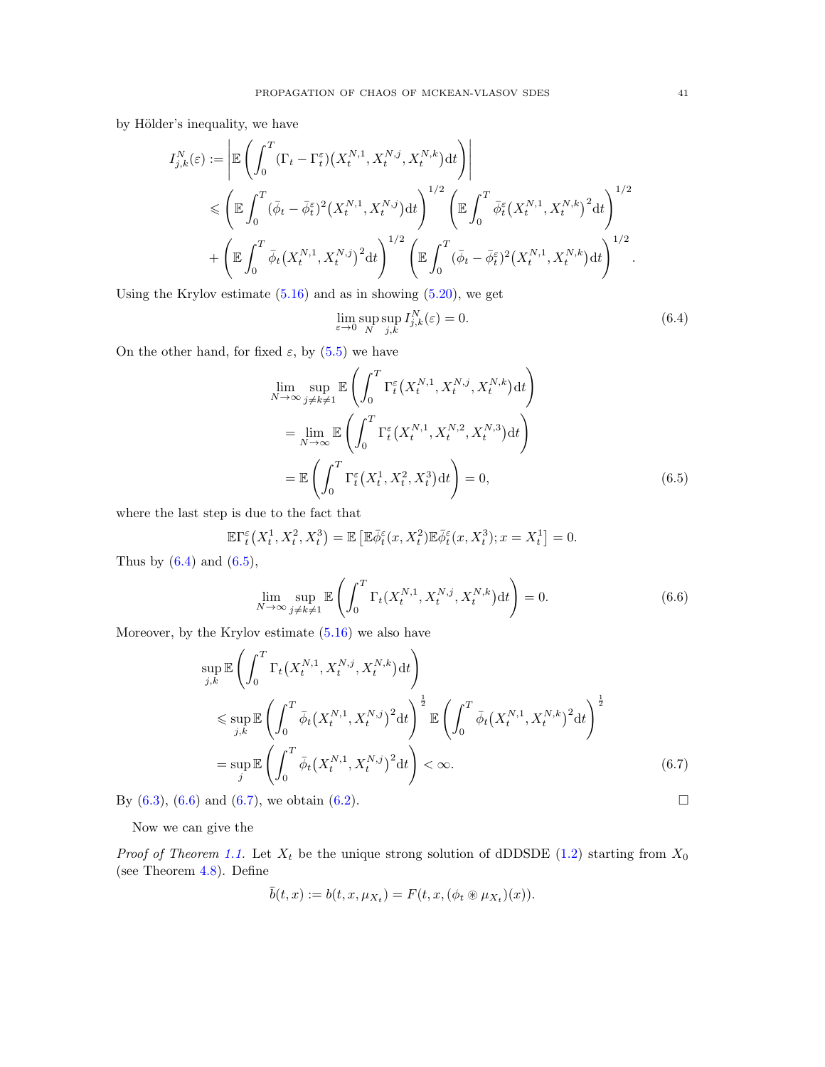by Hölder's inequality, we have

$$
\begin{aligned}
I_{j,k}^N(\varepsilon) &:= \left| \mathbb{E}\left( \int_0^T (\Gamma_t - \Gamma_t^\varepsilon)\big(X_t^{N,1}, X_t^{N,j}, X_t^{N,k}\big) \mathrm{d}t \right) \right| \\
&\leqslant \left( \mathbb{E} \int_0^T (\bar{\phi}_t - \bar{\phi}_t^\varepsilon)^2 \big(X_t^{N,1}, X_t^{N,j}\big) \mathrm{d}t \right)^{1/2} \left( \mathbb{E} \int_0^T \bar{\phi}_t^\varepsilon \big(X_t^{N,1}, X_t^{N,k}\big)^2 \mathrm{d}t \right)^{1/2} \\
&\quad + \left( \mathbb{E} \int_0^T \bar{\phi}_t \big(X_t^{N,1}, X_t^{N,j}\big)^2 \mathrm{d}t \right)^{1/2} \left( \mathbb{E} \int_0^T (\bar{\phi}_t - \bar{\phi}_t^\varepsilon)^2 \big(X_t^{N,1}, X_t^{N,k}\big) \mathrm{d}t \right)^{1/2}.
\end{aligned}
$$

Using the Krylov estimate (5.16) and as in showing (5.20), we get

$$
\lim_{\varepsilon \to 0} \sup_N \sup_{j,k} I_{j,k}^N(\varepsilon) = 0. \tag{6.4}
$$

On the other hand, for fixed $\varepsilon$, by (5.5) we have

$$
\begin{aligned}
\lim_{N\to\infty} \sup_{j \neq k \neq 1} \mathbb{E}\left( \int_0^T \Gamma_t^\varepsilon \big(X_t^{N,1}, X_t^{N,j}, X_t^{N,k}\big) \mathrm{d}t \right)
&= \lim_{N\to\infty} \mathbb{E}\left( \int_0^T \Gamma_t^\varepsilon \big(X_t^{N,1}, X_t^{N,2}, X_t^{N,3}\big) \mathrm{d}t \right) \\
&= \mathbb{E}\left( \int_0^T \Gamma_t^\varepsilon \big(X_t^1, X_t^2, X_t^3\big) \mathrm{d}t \right) = 0,
\end{aligned} \tag{6.5}
$$

where the last step is due to the fact that

$$
\mathbb{E}\Gamma_t^\varepsilon \big(X_t^1, X_t^2, X_t^3\big) = \mathbb{E}\left[ \mathbb{E}\bar{\phi}_t^\varepsilon (x, X_t^2) \mathbb{E}\bar{\phi}_t^\varepsilon (x, X_t^3); x = X_t^1 \right] = 0.
$$

Thus by (6.4) and (6.5),

$$
\lim_{N\to\infty} \sup_{j\neq k \neq 1} \mathbb{E}\left( \int_0^T \Gamma_t (X_t^{N,1}, X_t^{N,j}, X_t^{N,k}) \mathrm{d}t \right) = 0. \tag{6.6}
$$

Moreover, by the Krylov estimate (5.16) we also have

$$
\begin{aligned}
&\sup_{j,k} \mathbb{E}\left( \int_0^T \Gamma_t \big(X_t^{N,1}, X_t^{N,j}, X_t^{N,k}\big) \mathrm{d}t \right) \\
&\quad \leqslant \sup_{j,k} \mathbb{E}\left( \int_0^T \bar{\phi}_t \big(X_t^{N,1}, X_t^{N,j}\big)^2 \mathrm{d}t \right)^{\frac{1}{2}} \mathbb{E}\left( \int_0^T \bar{\phi}_t \big(X_t^{N,1}, X_t^{N,k}\big)^2 \mathrm{d}t \right)^{\frac{1}{2}} \\
&\quad = \sup_j \mathbb{E}\left( \int_0^T \bar{\phi}_t \big(X_t^{N,1}, X_t^{N,j}\big)^2 \mathrm{d}t \right) < \infty.
\end{aligned} \tag{6.7}
$$

By (6.3), (6.6) and (6.7), we obtain (6.2). $\square$

Now we can give the

*Proof of Theorem 1.1.* Let $X_t$ be the unique strong solution of dDDSDE (1.2) starting from $X_0$ (see Theorem 4.8). Define

$$
\bar{b}(t,x) := b(t,x,\mu_{X_t}) = F(t,x,(\phi_t \circledast \mu_{X_t})(x)).
$$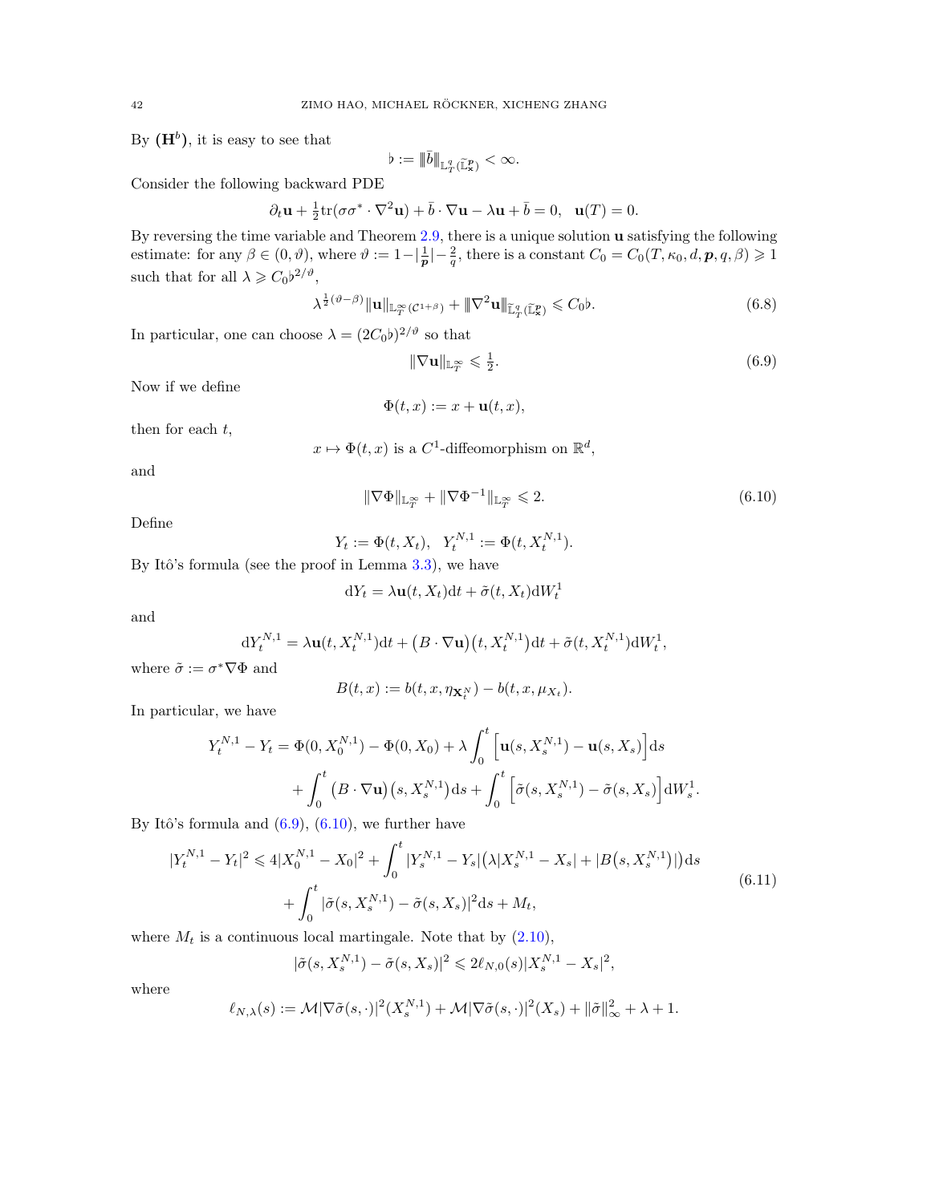By $(\mathbf{H}^b)$, it is easy to see that

$$\flat := \|\bar{b}\|_{\mathbb{L}^q_T(\widetilde{\mathbb{L}}^{\boldsymbol{p}}_{\mathbf{x}})} < \infty.$$

Consider the following backward PDE

$$\partial_t \mathbf{u} + \tfrac{1}{2}\mathrm{tr}(\sigma\sigma^* \cdot \nabla^2 \mathbf{u}) + \bar{b} \cdot \nabla \mathbf{u} - \lambda \mathbf{u} + \bar{b} = 0, \quad \mathbf{u}(T) = 0.$$

By reversing the time variable and Theorem 2.9, there is a unique solution $\mathbf{u}$ satisfying the following estimate: for any $\beta \in (0, \vartheta)$, where $\vartheta := 1 - |\frac{1}{\boldsymbol{p}}| - \frac{2}{q}$, there is a constant $C_0 = C_0(T, \kappa_0, d, \boldsymbol{p}, q, \beta) \geqslant 1$ such that for all $\lambda \geqslant C_0 \flat^{2/\vartheta}$,

$$\lambda^{\frac{1}{2}(\vartheta - \beta)} \|\mathbf{u}\|_{\mathbb{L}^\infty_T(\mathcal{C}^{1+\beta})} + \|\nabla^2 \mathbf{u}\|_{\widetilde{\mathbb{L}}^q_T(\widetilde{\mathbb{L}}^{\boldsymbol{p}}_{\mathbf{x}})} \leqslant C_0 \flat. \tag{6.8}$$

In particular, one can choose $\lambda = (2C_0\flat)^{2/\vartheta}$ so that

$$\|\nabla \mathbf{u}\|_{\mathbb{L}^\infty_T} \leqslant \tfrac{1}{2}. \tag{6.9}$$

Now if we define

$$\Phi(t,x) := x + \mathbf{u}(t,x),$$

then for each $t$,

$$x \mapsto \Phi(t,x) \text{ is a } C^1\text{-diffeomorphism on } \mathbb{R}^d,$$

and

$$\|\nabla \Phi\|_{\mathbb{L}^\infty_T} + \|\nabla \Phi^{-1}\|_{\mathbb{L}^\infty_T} \leqslant 2. \tag{6.10}$$

Define

$$Y_t := \Phi(t, X_t), \quad Y^{N,1}_t := \Phi(t, X^{N,1}_t).$$

By Itô's formula (see the proof in Lemma 3.3), we have

$$\mathrm{d}Y_t = \lambda \mathbf{u}(t, X_t)\mathrm{d}t + \tilde{\sigma}(t, X_t)\mathrm{d}W^1_t$$

and

$$\mathrm{d}Y^{N,1}_t = \lambda \mathbf{u}(t, X^{N,1}_t)\mathrm{d}t + \big(B \cdot \nabla \mathbf{u}\big)\big(t, X^{N,1}_t\big)\mathrm{d}t + \tilde{\sigma}(t, X^{N,1}_t)\mathrm{d}W^1_t,$$

where $\tilde{\sigma} := \sigma^* \nabla \Phi$ and

$$B(t,x) := b(t, x, \eta_{\mathbf{X}^N_t}) - b(t, x, \mu_{X_t}).$$

In particular, we have

$$\begin{aligned} Y^{N,1}_t - Y_t = \Phi(0, X^{N,1}_0) - \Phi(0, X_0) + \lambda \int_0^t \Big[\mathbf{u}(s, X^{N,1}_s) - \mathbf{u}(s, X_s)\Big]\mathrm{d}s \\ + \int_0^t \big(B \cdot \nabla \mathbf{u}\big)\big(s, X^{N,1}_s\big)\mathrm{d}s + \int_0^t \Big[\tilde{\sigma}(s, X^{N,1}_s) - \tilde{\sigma}(s, X_s)\Big]\mathrm{d}W^1_s. \end{aligned}$$

By Itô's formula and (6.9), (6.10), we further have

$$\begin{aligned} |Y^{N,1}_t - Y_t|^2 \leqslant 4|X^{N,1}_0 - X_0|^2 + \int_0^t |Y^{N,1}_s - Y_s|\big(\lambda |X^{N,1}_s - X_s| + |B\big(s, X^{N,1}_s\big)|\big)\mathrm{d}s \\ + \int_0^t |\tilde{\sigma}(s, X^{N,1}_s) - \tilde{\sigma}(s, X_s)|^2 \mathrm{d}s + M_t, \end{aligned} \tag{6.11}$$

where $M_t$ is a continuous local martingale. Note that by (2.10),

$$|\tilde{\sigma}(s, X^{N,1}_s) - \tilde{\sigma}(s, X_s)|^2 \leqslant 2\ell_{N,0}(s)|X^{N,1}_s - X_s|^2,$$

where

$$\ell_{N,\lambda}(s) := \mathcal{M}|\nabla \tilde{\sigma}(s, \cdot)|^2(X^{N,1}_s) + \mathcal{M}|\nabla \tilde{\sigma}(s, \cdot)|^2(X_s) + \|\tilde{\sigma}\|^2_\infty + \lambda + 1.$$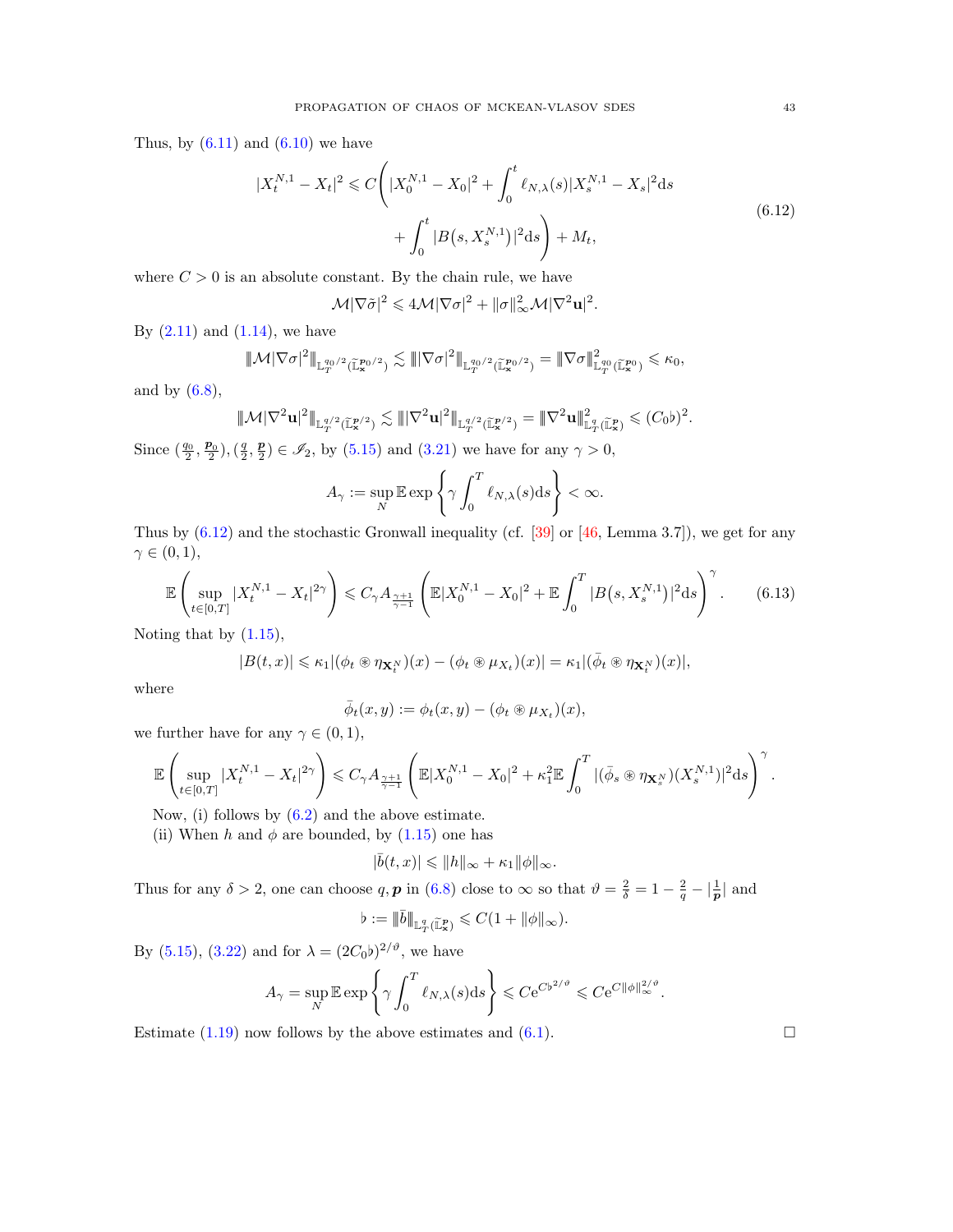Thus, by (6.11) and (6.10) we have

$$
\begin{aligned}
|X_t^{N,1} - X_t|^2 \leqslant C\bigg( |X_0^{N,1} - X_0|^2 + \int_0^t \ell_{N,\lambda}(s)|X_s^{N,1} - X_s|^2 \mathrm{d}s \\
+ \int_0^t |B\big(s, X_s^{N,1}\big)|^2 \mathrm{d}s \bigg) + M_t,
\end{aligned}
\tag{6.12}
$$

where $C > 0$ is an absolute constant. By the chain rule, we have

$$
\mathcal{M}|\nabla \tilde{\sigma}|^2 \leqslant 4\mathcal{M}|\nabla \sigma|^2 + \|\sigma\|_\infty^2 \mathcal{M}|\nabla^2 \mathbf{u}|^2.
$$

By (2.11) and (1.14), we have

$$
\| \mathcal{M}|\nabla \sigma|^2 \|_{\mathbb{L}_T^{q_0/2}(\widetilde{\mathbb{L}}_{\mathbf{x}}^{\boldsymbol{p}_0/2})} \lesssim \| |\nabla \sigma|^2 \|_{\mathbb{L}_T^{q_0/2}(\widetilde{\mathbb{L}}_{\mathbf{x}}^{\boldsymbol{p}_0/2})} = \| \nabla \sigma \|^2_{\mathbb{L}_T^{q_0}(\widetilde{\mathbb{L}}_{\mathbf{x}}^{\boldsymbol{p}_0})} \leqslant \kappa_0,
$$

and by (6.8),

$$
\| \mathcal{M}|\nabla^2 \mathbf{u}|^2 \|_{\mathbb{L}_T^{q/2}(\widetilde{\mathbb{L}}_{\mathbf{x}}^{\boldsymbol{p}/2})} \lesssim \| |\nabla^2 \mathbf{u}|^2 \|_{\mathbb{L}_T^{q/2}(\widetilde{\mathbb{L}}_{\mathbf{x}}^{\boldsymbol{p}/2})} = \| \nabla^2 \mathbf{u} \|^2_{\mathbb{L}_T^{q}(\widetilde{\mathbb{L}}_{\mathbf{x}}^{\boldsymbol{p}})} \leqslant (C_0 \flat)^2.
$$

Since $(\frac{q_0}{2}, \frac{\boldsymbol{p}_0}{2}), (\frac{q}{2}, \frac{\boldsymbol{p}}{2}) \in \mathscr{I}_2$, by (5.15) and (3.21) we have for any $\gamma > 0$,

$$
A_\gamma := \sup_N \mathbb{E} \exp\left\{ \gamma \int_0^T \ell_{N,\lambda}(s) \mathrm{d}s \right\} < \infty.
$$

Thus by (6.12) and the stochastic Gronwall inequality (cf. [39] or [46, Lemma 3.7]), we get for any $\gamma \in (0,1)$,

$$
\mathbb{E}\left( \sup_{t \in [0,T]} |X_t^{N,1} - X_t|^{2\gamma} \right) \leqslant C_\gamma A_{\frac{\gamma+1}{\gamma-1}} \left( \mathbb{E}|X_0^{N,1} - X_0|^2 + \mathbb{E} \int_0^T |B\big(s, X_s^{N,1}\big)|^2 \mathrm{d}s \right)^\gamma. \tag{6.13}
$$

Noting that by (1.15),

$$
|B(t,x)| \leqslant \kappa_1 |(\phi_t \circledast \eta_{\mathbf{X}_t^N})(x) - (\phi_t \circledast \mu_{X_t})(x)| = \kappa_1 |(\bar{\phi}_t \circledast \eta_{\mathbf{X}_t^N})(x)|,
$$

where

$$
\bar{\phi}_t(x,y) := \phi_t(x,y) - (\phi_t \circledast \mu_{X_t})(x),
$$

we further have for any $\gamma \in (0,1)$,

$$
\mathbb{E}\left( \sup_{t \in [0,T]} |X_t^{N,1} - X_t|^{2\gamma} \right) \leqslant C_\gamma A_{\frac{\gamma+1}{\gamma-1}} \left( \mathbb{E}|X_0^{N,1} - X_0|^2 + \kappa_1^2 \mathbb{E} \int_0^T |(\bar{\phi}_s \circledast \eta_{\mathbf{X}_s^N})(X_s^{N,1})|^2 \mathrm{d}s \right)^\gamma.
$$

Now, (i) follows by (6.2) and the above estimate.

(ii) When $h$ and $\phi$ are bounded, by (1.15) one has

$$
|\bar{b}(t,x)| \leqslant \|h\|_\infty + \kappa_1 \|\phi\|_\infty.
$$

Thus for any $\delta > 2$, one can choose $q, \boldsymbol{p}$ in (6.8) close to $\infty$ so that $\vartheta = \frac{2}{\delta} = 1 - \frac{2}{q} - |\frac{1}{\boldsymbol{p}}|$ and

$$
\flat := \| \bar{b} \|_{\mathbb{L}_T^q(\widetilde{\mathbb{L}}_{\mathbf{x}}^{\boldsymbol{p}})} \leqslant C(1 + \|\phi\|_\infty).
$$

By (5.15), (3.22) and for $\lambda = (2C_0 \flat)^{2/\vartheta}$, we have

$$
A_\gamma = \sup_N \mathbb{E} \exp\left\{ \gamma \int_0^T \ell_{N,\lambda}(s) \mathrm{d}s \right\} \leqslant C \mathrm{e}^{C \flat^{2/\vartheta}} \leqslant C \mathrm{e}^{C \|\phi\|_\infty^{2/\vartheta}}.
$$

Estimate (1.19) now follows by the above estimates and (6.1). $\square$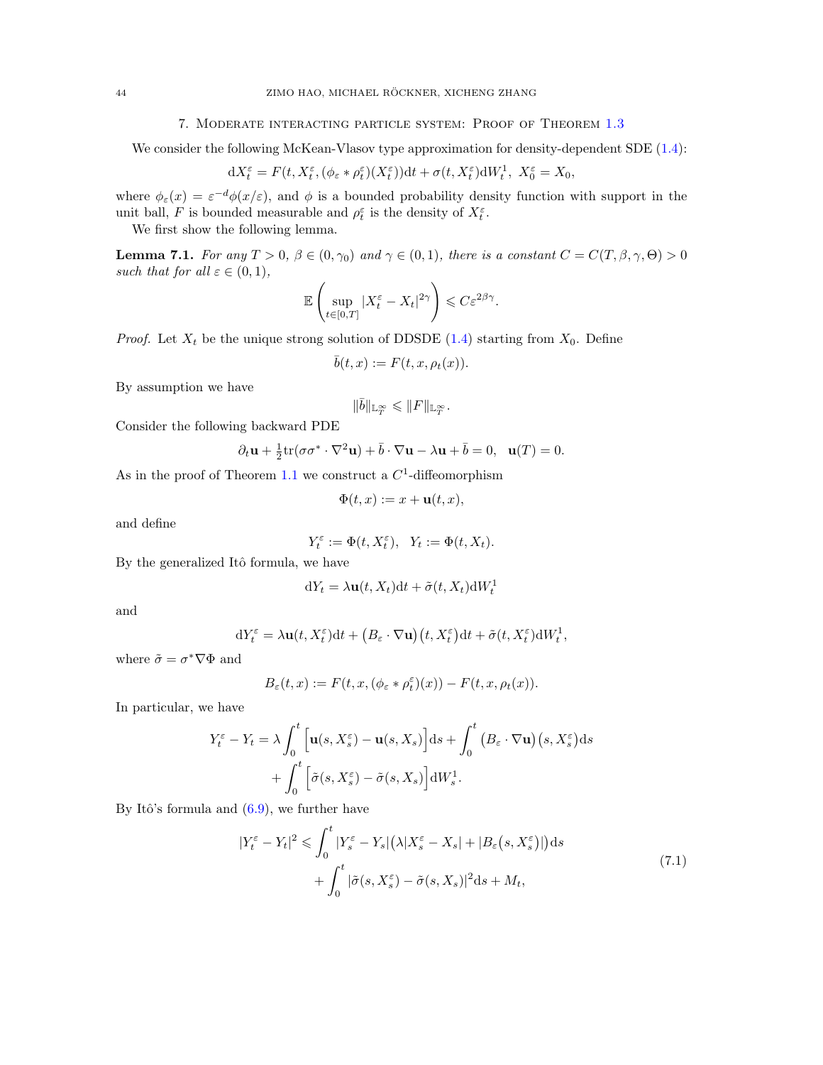## 7. Moderate interacting particle system: Proof of Theorem 1.3

We consider the following McKean-Vlasov type approximation for density-dependent SDE (1.4):

$$\mathrm{d}X^\varepsilon_t = F(t, X^\varepsilon_t, (\phi_\varepsilon * \rho^\varepsilon_t)(X^\varepsilon_t))\mathrm{d}t + \sigma(t, X^\varepsilon_t)\mathrm{d}W^1_t, \ X^\varepsilon_0 = X_0,$$

where $\phi_\varepsilon(x) = \varepsilon^{-d}\phi(x/\varepsilon)$, and $\phi$ is a bounded probability density function with support in the unit ball, $F$ is bounded measurable and $\rho^\varepsilon_t$ is the density of $X^\varepsilon_t$.

We first show the following lemma.

**Lemma 7.1.** *For any $T > 0$, $\beta \in (0, \gamma_0)$ and $\gamma \in (0, 1)$, there is a constant $C = C(T, \beta, \gamma, \Theta) > 0$ such that for all $\varepsilon \in (0, 1)$,*

$$\mathbb{E}\left(\sup_{t\in[0,T]} |X^\varepsilon_t - X_t|^{2\gamma}\right) \leqslant C\varepsilon^{2\beta\gamma}.$$

*Proof.* Let $X_t$ be the unique strong solution of DDSDE (1.4) starting from $X_0$. Define

$$\bar{b}(t, x) := F(t, x, \rho_t(x)).$$

By assumption we have

$$\|\bar{b}\|_{\mathbb{L}^\infty_T} \leqslant \|F\|_{\mathbb{L}^\infty_T}.$$

Consider the following backward PDE

$$\partial_t \mathbf{u} + \tfrac{1}{2}\mathrm{tr}(\sigma\sigma^* \cdot \nabla^2 \mathbf{u}) + \bar{b} \cdot \nabla \mathbf{u} - \lambda \mathbf{u} + \bar{b} = 0, \quad \mathbf{u}(T) = 0.$$

As in the proof of Theorem 1.1 we construct a $C^1$-diffeomorphism

$$\Phi(t, x) := x + \mathbf{u}(t, x),$$

and define

$$Y^\varepsilon_t := \Phi(t, X^\varepsilon_t), \quad Y_t := \Phi(t, X_t).$$

By the generalized Itô formula, we have

$$\mathrm{d}Y_t = \lambda \mathbf{u}(t, X_t)\mathrm{d}t + \tilde{\sigma}(t, X_t)\mathrm{d}W^1_t$$

and

$$\mathrm{d}Y^\varepsilon_t = \lambda \mathbf{u}(t, X^\varepsilon_t)\mathrm{d}t + \big(B_\varepsilon \cdot \nabla \mathbf{u}\big)\big(t, X^\varepsilon_t\big)\mathrm{d}t + \tilde{\sigma}(t, X^\varepsilon_t)\mathrm{d}W^1_t,$$

where $\tilde{\sigma} = \sigma^* \nabla \Phi$ and

$$B_\varepsilon(t, x) := F(t, x, (\phi_\varepsilon * \rho^\varepsilon_t)(x)) - F(t, x, \rho_t(x)).$$

In particular, we have

$$\begin{aligned} Y^\varepsilon_t - Y_t = \lambda \int_0^t \Big[\mathbf{u}(s, X^\varepsilon_s) - \mathbf{u}(s, X_s)\Big]\mathrm{d}s + \int_0^t \big(B_\varepsilon \cdot \nabla \mathbf{u}\big)\big(s, X^\varepsilon_s\big)\mathrm{d}s \\ + \int_0^t \Big[\tilde{\sigma}(s, X^\varepsilon_s) - \tilde{\sigma}(s, X_s)\Big]\mathrm{d}W^1_s. \end{aligned}$$

By Itô's formula and (6.9), we further have

$$\begin{aligned} |Y^\varepsilon_t - Y_t|^2 \leqslant \int_0^t |Y^\varepsilon_s - Y_s|\big(\lambda|X^\varepsilon_s - X_s| + |B_\varepsilon\big(s, X^\varepsilon_s\big)|\big)\mathrm{d}s \\ + \int_0^t |\tilde{\sigma}(s, X^\varepsilon_s) - \tilde{\sigma}(s, X_s)|^2\mathrm{d}s + M_t, \end{aligned} \tag{7.1}$$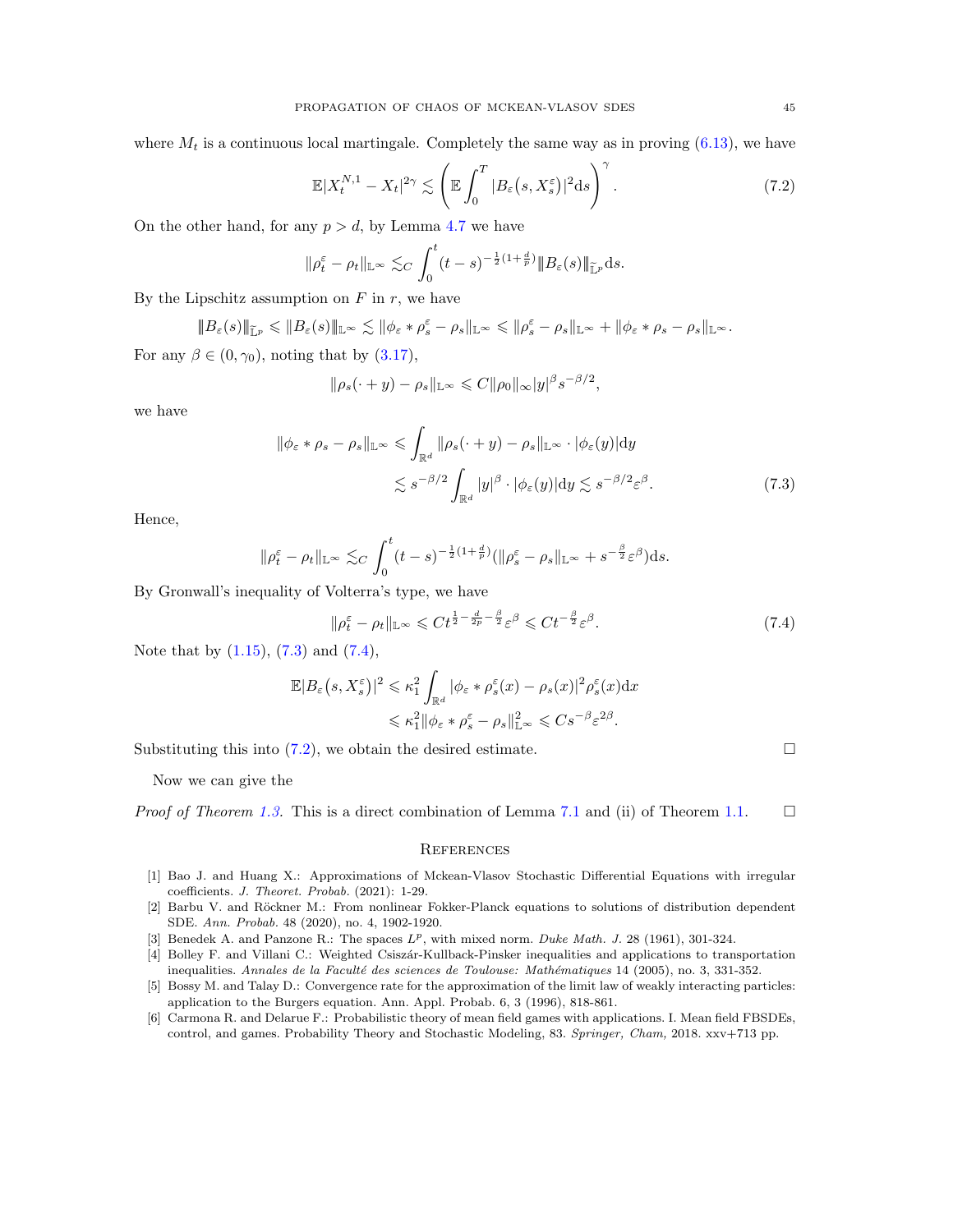where $M_t$ is a continuous local martingale. Completely the same way as in proving (6.13), we have

$$\mathbb{E}|X_t^{N,1} - X_t|^{2\gamma} \lesssim \left( \mathbb{E} \int_0^T |B_\varepsilon(s, X_s^\varepsilon)|^2 \mathrm{d}s \right)^\gamma. \tag{7.2}$$

On the other hand, for any $p > d$, by Lemma 4.7 we have

$$\|\rho_t^\varepsilon - \rho_t\|_{\mathbb{L}^\infty} \lesssim_C \int_0^t (t-s)^{-\frac{1}{2}(1+\frac{d}{p})} |||B_\varepsilon(s)|||_{\widetilde{\mathbb{L}}^p} \mathrm{d}s.$$

By the Lipschitz assumption on $F$ in $r$, we have

$$|||B_\varepsilon(s)|||_{\widetilde{\mathbb{L}}^p} \leqslant \|B_\varepsilon(s)\|_{\mathbb{L}^\infty} \lesssim \|\phi_\varepsilon * \rho_s^\varepsilon - \rho_s\|_{\mathbb{L}^\infty} \leqslant \|\rho_s^\varepsilon - \rho_s\|_{\mathbb{L}^\infty} + \|\phi_\varepsilon * \rho_s - \rho_s\|_{\mathbb{L}^\infty}.$$

For any $\beta \in (0, \gamma_0)$, noting that by (3.17),

$$\|\rho_s(\cdot + y) - \rho_s\|_{\mathbb{L}^\infty} \leqslant C\|\rho_0\|_\infty |y|^\beta s^{-\beta/2},$$

we have

$$\begin{aligned} \|\phi_\varepsilon * \rho_s - \rho_s\|_{\mathbb{L}^\infty} &\leqslant \int_{\mathbb{R}^d} \|\rho_s(\cdot + y) - \rho_s\|_{\mathbb{L}^\infty} \cdot |\phi_\varepsilon(y)| \mathrm{d}y \\ &\lesssim s^{-\beta/2} \int_{\mathbb{R}^d} |y|^\beta \cdot |\phi_\varepsilon(y)| \mathrm{d}y \lesssim s^{-\beta/2} \varepsilon^\beta. \end{aligned} \tag{7.3}$$

Hence,

$$\|\rho_t^\varepsilon - \rho_t\|_{\mathbb{L}^\infty} \lesssim_C \int_0^t (t-s)^{-\frac{1}{2}(1+\frac{d}{p})} (\|\rho_s^\varepsilon - \rho_s\|_{\mathbb{L}^\infty} + s^{-\frac{\beta}{2}} \varepsilon^\beta) \mathrm{d}s.$$

By Gronwall's inequality of Volterra's type, we have

$$\|\rho_t^\varepsilon - \rho_t\|_{\mathbb{L}^\infty} \leqslant C t^{\frac{1}{2} - \frac{d}{2p} - \frac{\beta}{2}} \varepsilon^\beta \leqslant C t^{-\frac{\beta}{2}} \varepsilon^\beta. \tag{7.4}$$

Note that by (1.15), (7.3) and (7.4),

$$\begin{aligned} \mathbb{E}|B_\varepsilon(s, X_s^\varepsilon)|^2 &\leqslant \kappa_1^2 \int_{\mathbb{R}^d} |\phi_\varepsilon * \rho_s^\varepsilon(x) - \rho_s(x)|^2 \rho_s^\varepsilon(x) \mathrm{d}x \\ &\leqslant \kappa_1^2 \|\phi_\varepsilon * \rho_s^\varepsilon - \rho_s\|_{\mathbb{L}^\infty}^2 \leqslant C s^{-\beta} \varepsilon^{2\beta}. \end{aligned}$$

Substituting this into (7.2), we obtain the desired estimate. $\square$

Now we can give the

*Proof of Theorem 1.3.* This is a direct combination of Lemma 7.1 and (ii) of Theorem 1.1. $\square$

## References

[1] Bao J. and Huang X.: Approximations of Mckean-Vlasov Stochastic Differential Equations with irregular coefficients. *J. Theoret. Probab.* (2021): 1-29.

[2] Barbu V. and Röckner M.: From nonlinear Fokker-Planck equations to solutions of distribution dependent SDE. *Ann. Probab.* 48 (2020), no. 4, 1902-1920.

[3] Benedek A. and Panzone R.: The spaces $L^p$, with mixed norm. *Duke Math. J.* 28 (1961), 301-324.

[4] Bolley F. and Villani C.: Weighted Csiszár-Kullback-Pinsker inequalities and applications to transportation inequalities. *Annales de la Faculté des sciences de Toulouse: Mathématiques* 14 (2005), no. 3, 331-352.

[5] Bossy M. and Talay D.: Convergence rate for the approximation of the limit law of weakly interacting particles: application to the Burgers equation. Ann. Appl. Probab. 6, 3 (1996), 818-861.

[6] Carmona R. and Delarue F.: Probabilistic theory of mean field games with applications. I. Mean field FBSDEs, control, and games. Probability Theory and Stochastic Modeling, 83. *Springer, Cham,* 2018. xxv+713 pp.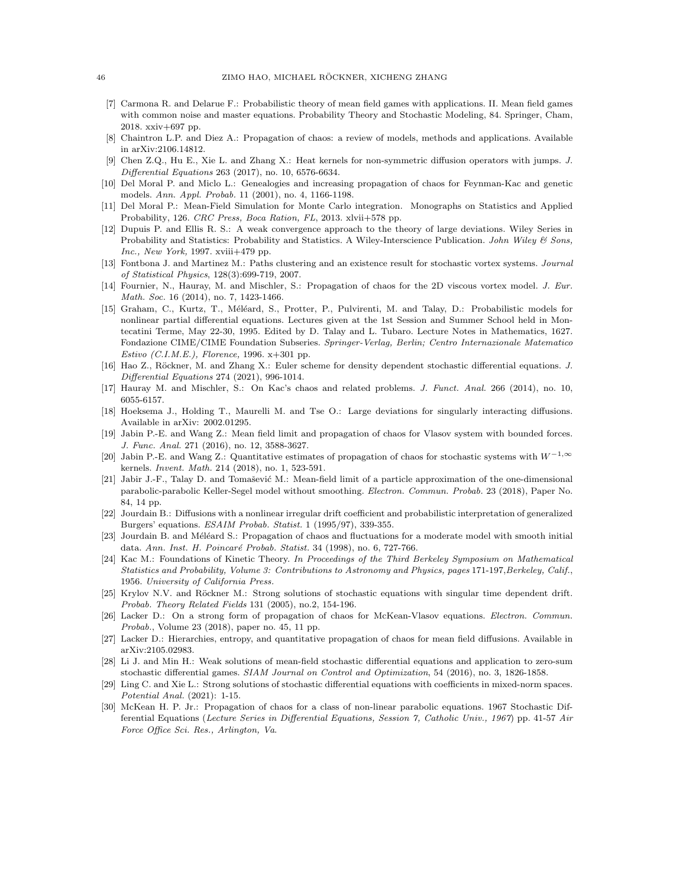[7] Carmona R. and Delarue F.: Probabilistic theory of mean field games with applications. II. Mean field games with common noise and master equations. Probability Theory and Stochastic Modeling, 84. Springer, Cham, 2018. xxiv+697 pp.

[8] Chaintron L.P. and Diez A.: Propagation of chaos: a review of models, methods and applications. Available in arXiv:2106.14812.

[9] Chen Z.Q., Hu E., Xie L. and Zhang X.: Heat kernels for non-symmetric diffusion operators with jumps. *J. Differential Equations* 263 (2017), no. 10, 6576-6634.

[10] Del Moral P. and Miclo L.: Genealogies and increasing propagation of chaos for Feynman-Kac and genetic models. *Ann. Appl. Probab.* 11 (2001), no. 4, 1166-1198.

[11] Del Moral P.: Mean-Field Simulation for Monte Carlo integration. Monographs on Statistics and Applied Probability, 126. *CRC Press, Boca Ration, FL*, 2013. xlvii+578 pp.

[12] Dupuis P. and Ellis R. S.: A weak convergence approach to the theory of large deviations. Wiley Series in Probability and Statistics: Probability and Statistics. A Wiley-Interscience Publication. *John Wiley & Sons, Inc., New York,* 1997. xviii+479 pp.

[13] Fontbona J. and Martinez M.: Paths clustering and an existence result for stochastic vortex systems. *Journal of Statistical Physics*, 128(3):699-719, 2007.

[14] Fournier, N., Hauray, M. and Mischler, S.: Propagation of chaos for the 2D viscous vortex model. *J. Eur. Math. Soc.* 16 (2014), no. 7, 1423-1466.

[15] Graham, C., Kurtz, T., Méléard, S., Protter, P., Pulvirenti, M. and Talay, D.: Probabilistic models for nonlinear partial differential equations. Lectures given at the 1st Session and Summer School held in Montecatini Terme, May 22-30, 1995. Edited by D. Talay and L. Tubaro. Lecture Notes in Mathematics, 1627. Fondazione CIME/CIME Foundation Subseries. *Springer-Verlag, Berlin; Centro Internazionale Matematico Estivo (C.I.M.E.), Florence,* 1996. x+301 pp.

[16] Hao Z., Röckner, M. and Zhang X.: Euler scheme for density dependent stochastic differential equations. *J. Differential Equations* 274 (2021), 996-1014.

[17] Hauray M. and Mischler, S.: On Kac's chaos and related problems. *J. Funct. Anal.* 266 (2014), no. 10, 6055-6157.

[18] Hoeksema J., Holding T., Maurelli M. and Tse O.: Large deviations for singularly interacting diffusions. Available in arXiv: 2002.01295.

[19] Jabin P.-E. and Wang Z.: Mean field limit and propagation of chaos for Vlasov system with bounded forces. *J. Func. Anal.* 271 (2016), no. 12, 3588-3627.

[20] Jabin P.-E. and Wang Z.: Quantitative estimates of propagation of chaos for stochastic systems with $W^{-1,\infty}$ kernels. *Invent. Math.* 214 (2018), no. 1, 523-591.

[21] Jabir J.-F., Talay D. and Tomašević M.: Mean-field limit of a particle approximation of the one-dimensional parabolic-parabolic Keller-Segel model without smoothing. *Electron. Commun. Probab.* 23 (2018), Paper No. 84, 14 pp.

[22] Jourdain B.: Diffusions with a nonlinear irregular drift coefficient and probabilistic interpretation of generalized Burgers' equations. *ESAIM Probab. Statist.* 1 (1995/97), 339-355.

[23] Jourdain B. and Méléard S.: Propagation of chaos and fluctuations for a moderate model with smooth initial data. *Ann. Inst. H. Poincaré Probab. Statist.* 34 (1998), no. 6, 727-766.

[24] Kac M.: Foundations of Kinetic Theory. *In Proceedings of the Third Berkeley Symposium on Mathematical Statistics and Probability, Volume 3: Contributions to Astronomy and Physics, pages* 171-197,*Berkeley, Calif.*, 1956. *University of California Press.*

[25] Krylov N.V. and Röckner M.: Strong solutions of stochastic equations with singular time dependent drift. *Probab. Theory Related Fields* 131 (2005), no.2, 154-196.

[26] Lacker D.: On a strong form of propagation of chaos for McKean-Vlasov equations. *Electron. Commun. Probab.*, Volume 23 (2018), paper no. 45, 11 pp.

[27] Lacker D.: Hierarchies, entropy, and quantitative propagation of chaos for mean field diffusions. Available in arXiv:2105.02983.

[28] Li J. and Min H.: Weak solutions of mean-field stochastic differential equations and application to zero-sum stochastic differential games. *SIAM Journal on Control and Optimization*, 54 (2016), no. 3, 1826-1858.

[29] Ling C. and Xie L.: Strong solutions of stochastic differential equations with coefficients in mixed-norm spaces. *Potential Anal.* (2021): 1-15.

[30] McKean H. P. Jr.: Propagation of chaos for a class of non-linear parabolic equations. 1967 Stochastic Differential Equations (*Lecture Series in Differential Equations, Session 7, Catholic Univ., 1967*) pp. 41-57 *Air Force Office Sci. Res., Arlington, Va.*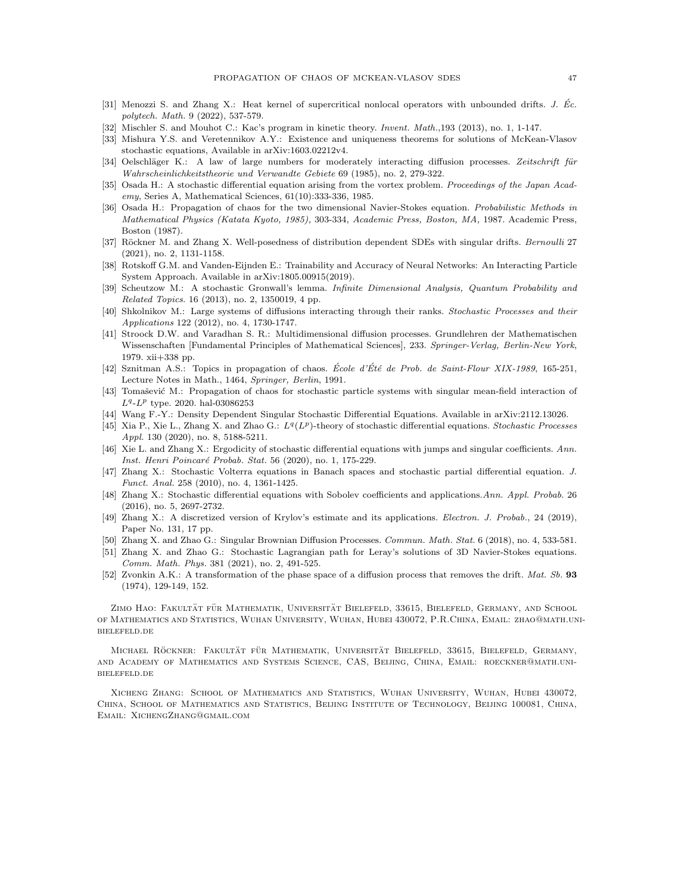[31] Menozzi S. and Zhang X.: Heat kernel of supercritical nonlocal operators with unbounded drifts. *J. Éc. polytech. Math.* 9 (2022), 537-579.

[32] Mischler S. and Mouhot C.: Kac's program in kinetic theory. *Invent. Math.*,193 (2013), no. 1, 1-147.

[33] Mishura Y.S. and Veretennikov A.Y.: Existence and uniqueness theorems for solutions of McKean-Vlasov stochastic equations, Available in arXiv:1603.02212v4.

[34] Oelschläger K.: A law of large numbers for moderately interacting diffusion processes. *Zeitschrift für Wahrscheinlichkeitstheorie und Verwandte Gebiete* 69 (1985), no. 2, 279-322.

[35] Osada H.: A stochastic differential equation arising from the vortex problem. *Proceedings of the Japan Academy*, Series A, Mathematical Sciences, 61(10):333-336, 1985.

[36] Osada H.: Propagation of chaos for the two dimensional Navier-Stokes equation. *Probabilistic Methods in Mathematical Physics (Katata Kyoto, 1985),* 303-334, *Academic Press, Boston, MA,* 1987. Academic Press, Boston (1987).

[37] Röckner M. and Zhang X. Well-posedness of distribution dependent SDEs with singular drifts. *Bernoulli* 27 (2021), no. 2, 1131-1158.

[38] Rotskoff G.M. and Vanden-Eijnden E.: Trainability and Accuracy of Neural Networks: An Interacting Particle System Approach. Available in arXiv:1805.00915(2019).

[39] Scheutzow M.: A stochastic Gronwall's lemma. *Infinite Dimensional Analysis, Quantum Probability and Related Topics.* 16 (2013), no. 2, 1350019, 4 pp.

[40] Shkolnikov M.: Large systems of diffusions interacting through their ranks. *Stochastic Processes and their Applications* 122 (2012), no. 4, 1730-1747.

[41] Stroock D.W. and Varadhan S. R.: Multidimensional diffusion processes. Grundlehren der Mathematischen Wissenschaften [Fundamental Principles of Mathematical Sciences], 233. *Springer-Verlag, Berlin-New York*, 1979. xii+338 pp.

[42] Sznitman A.S.: Topics in propagation of chaos. *École d'Été de Prob. de Saint-Flour XIX-1989*, 165-251, Lecture Notes in Math., 1464, *Springer, Berlin*, 1991.

[43] Tomašević M.: Propagation of chaos for stochastic particle systems with singular mean-field interaction of $L^q$-$L^p$ type. 2020. hal-03086253

[44] Wang F.-Y.: Density Dependent Singular Stochastic Differential Equations. Available in arXiv:2112.13026.

[45] Xia P., Xie L., Zhang X. and Zhao G.: $L^q(L^p)$-theory of stochastic differential equations. *Stochastic Processes Appl.* 130 (2020), no. 8, 5188-5211.

[46] Xie L. and Zhang X.: Ergodicity of stochastic differential equations with jumps and singular coefficients. *Ann. Inst. Henri Poincaré Probab. Stat.* 56 (2020), no. 1, 175-229.

[47] Zhang X.: Stochastic Volterra equations in Banach spaces and stochastic partial differential equation. *J. Funct. Anal.* 258 (2010), no. 4, 1361-1425.

[48] Zhang X.: Stochastic differential equations with Sobolev coefficients and applications.*Ann. Appl. Probab.* 26 (2016), no. 5, 2697-2732.

[49] Zhang X.: A discretized version of Krylov's estimate and its applications. *Electron. J. Probab.*, 24 (2019), Paper No. 131, 17 pp.

[50] Zhang X. and Zhao G.: Singular Brownian Diffusion Processes. *Commun. Math. Stat.* 6 (2018), no. 4, 533-581.

[51] Zhang X. and Zhao G.: Stochastic Lagrangian path for Leray's solutions of 3D Navier-Stokes equations. *Comm. Math. Phys.* 381 (2021), no. 2, 491-525.

[52] Zvonkin A.K.: A transformation of the phase space of a diffusion process that removes the drift. *Mat. Sb.* **93** (1974), 129-149, 152.

Zimo Hao: Fakultät für Mathematik, Universität Bielefeld, 33615, Bielefeld, Germany, and School of Mathematics and Statistics, Wuhan University, Wuhan, Hubei 430072, P.R.China, Email: zhao@math.uni-bielefeld.de

Michael Röckner: Fakultät für Mathematik, Universität Bielefeld, 33615, Bielefeld, Germany, and Academy of Mathematics and Systems Science, CAS, Beijing, China, Email: roeckner@math.uni-bielefeld.de

Xicheng Zhang: School of Mathematics and Statistics, Wuhan University, Wuhan, Hubei 430072, China, School of Mathematics and Statistics, Beijing Institute of Technology, Beijing 100081, China, Email: XichengZhang@gmail.com